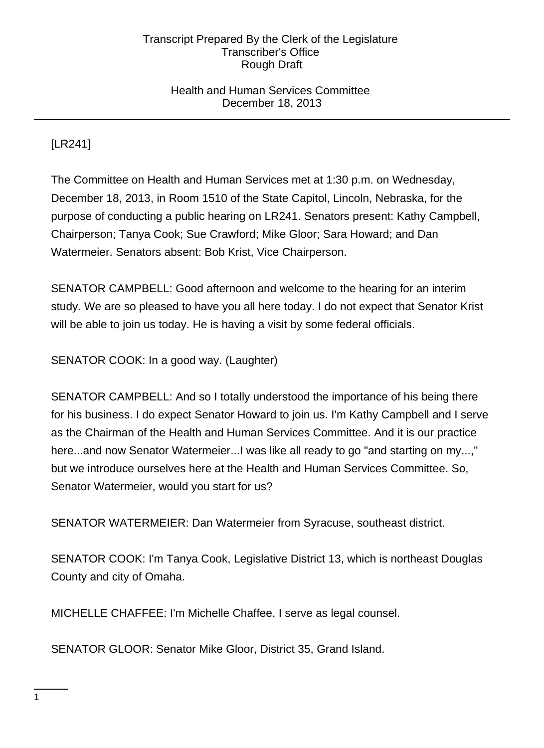[LR241]

The Committee on Health and Human Services met at 1:30 p.m. on Wednesday, December 18, 2013, in Room 1510 of the State Capitol, Lincoln, Nebraska, for the purpose of conducting a public hearing on LR241. Senators present: Kathy Campbell, Chairperson; Tanya Cook; Sue Crawford; Mike Gloor; Sara Howard; and Dan Watermeier. Senators absent: Bob Krist, Vice Chairperson.

SENATOR CAMPBELL: Good afternoon and welcome to the hearing for an interim study. We are so pleased to have you all here today. I do not expect that Senator Krist will be able to join us today. He is having a visit by some federal officials.

SENATOR COOK: In a good way. (Laughter)

SENATOR CAMPBELL: And so I totally understood the importance of his being there for his business. I do expect Senator Howard to join us. I'm Kathy Campbell and I serve as the Chairman of the Health and Human Services Committee. And it is our practice here...and now Senator Watermeier...I was like all ready to go "and starting on my...," but we introduce ourselves here at the Health and Human Services Committee. So, Senator Watermeier, would you start for us?

SENATOR WATERMEIER: Dan Watermeier from Syracuse, southeast district.

SENATOR COOK: I'm Tanya Cook, Legislative District 13, which is northeast Douglas County and city of Omaha.

MICHELLE CHAFFEE: I'm Michelle Chaffee. I serve as legal counsel.

SENATOR GLOOR: Senator Mike Gloor, District 35, Grand Island.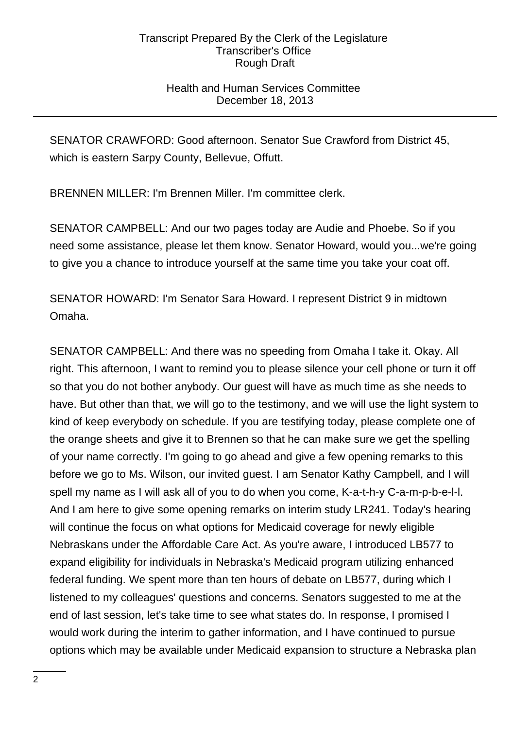SENATOR CRAWFORD: Good afternoon. Senator Sue Crawford from District 45, which is eastern Sarpy County, Bellevue, Offutt.

BRENNEN MILLER: I'm Brennen Miller. I'm committee clerk.

SENATOR CAMPBELL: And our two pages today are Audie and Phoebe. So if you need some assistance, please let them know. Senator Howard, would you...we're going to give you a chance to introduce yourself at the same time you take your coat off.

SENATOR HOWARD: I'm Senator Sara Howard. I represent District 9 in midtown Omaha.

SENATOR CAMPBELL: And there was no speeding from Omaha I take it. Okay. All right. This afternoon, I want to remind you to please silence your cell phone or turn it off so that you do not bother anybody. Our guest will have as much time as she needs to have. But other than that, we will go to the testimony, and we will use the light system to kind of keep everybody on schedule. If you are testifying today, please complete one of the orange sheets and give it to Brennen so that he can make sure we get the spelling of your name correctly. I'm going to go ahead and give a few opening remarks to this before we go to Ms. Wilson, our invited guest. I am Senator Kathy Campbell, and I will spell my name as I will ask all of you to do when you come, K-a-t-h-y C-a-m-p-b-e-l-l. And I am here to give some opening remarks on interim study LR241. Today's hearing will continue the focus on what options for Medicaid coverage for newly eligible Nebraskans under the Affordable Care Act. As you're aware, I introduced LB577 to expand eligibility for individuals in Nebraska's Medicaid program utilizing enhanced federal funding. We spent more than ten hours of debate on LB577, during which I listened to my colleagues' questions and concerns. Senators suggested to me at the end of last session, let's take time to see what states do. In response, I promised I would work during the interim to gather information, and I have continued to pursue options which may be available under Medicaid expansion to structure a Nebraska plan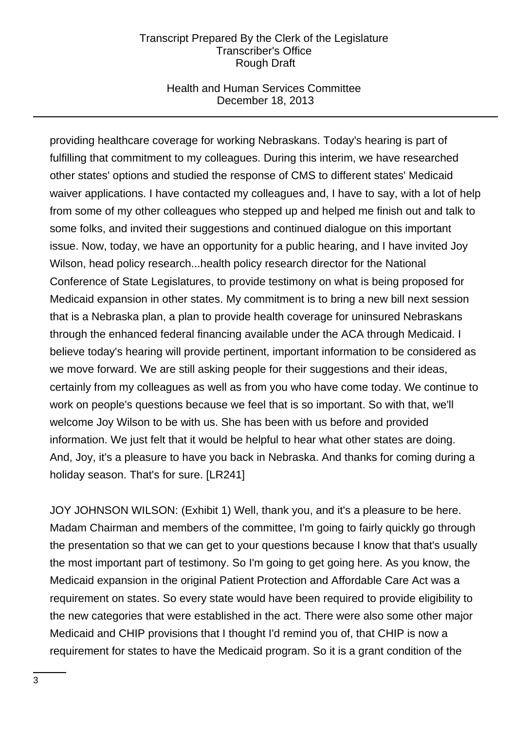providing healthcare coverage for working Nebraskans. Today's hearing is part of fulfilling that commitment to my colleagues. During this interim, we have researched other states' options and studied the response of CMS to different states' Medicaid waiver applications. I have contacted my colleagues and, I have to say, with a lot of help from some of my other colleagues who stepped up and helped me finish out and talk to some folks, and invited their suggestions and continued dialogue on this important issue. Now, today, we have an opportunity for a public hearing, and I have invited Joy Wilson, head policy research...health policy research director for the National Conference of State Legislatures, to provide testimony on what is being proposed for Medicaid expansion in other states. My commitment is to bring a new bill next session that is a Nebraska plan, a plan to provide health coverage for uninsured Nebraskans through the enhanced federal financing available under the ACA through Medicaid. I believe today's hearing will provide pertinent, important information to be considered as we move forward. We are still asking people for their suggestions and their ideas, certainly from my colleagues as well as from you who have come today. We continue to work on people's questions because we feel that is so important. So with that, we'll welcome Joy Wilson to be with us. She has been with us before and provided information. We just felt that it would be helpful to hear what other states are doing. And, Joy, it's a pleasure to have you back in Nebraska. And thanks for coming during a holiday season. That's for sure. [LR241]

JOY JOHNSON WILSON: (Exhibit 1) Well, thank you, and it's a pleasure to be here. Madam Chairman and members of the committee, I'm going to fairly quickly go through the presentation so that we can get to your questions because I know that that's usually the most important part of testimony. So I'm going to get going here. As you know, the Medicaid expansion in the original Patient Protection and Affordable Care Act was a requirement on states. So every state would have been required to provide eligibility to the new categories that were established in the act. There were also some other major Medicaid and CHIP provisions that I thought I'd remind you of, that CHIP is now a requirement for states to have the Medicaid program. So it is a grant condition of the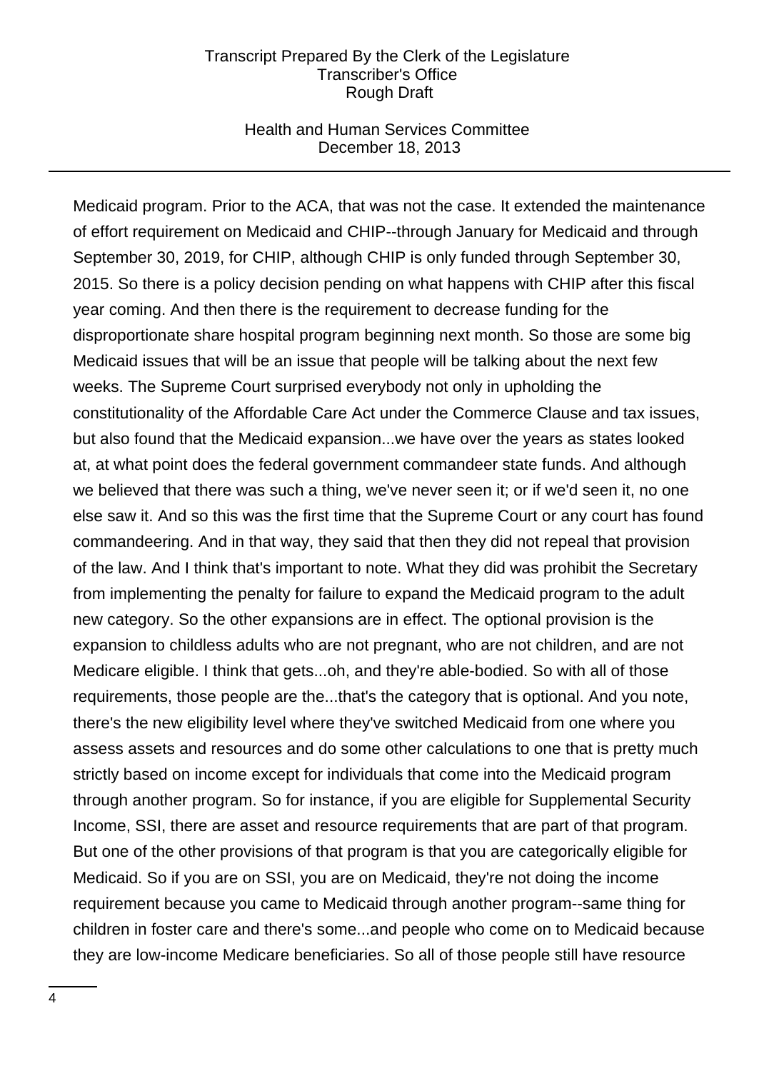Medicaid program. Prior to the ACA, that was not the case. It extended the maintenance of effort requirement on Medicaid and CHIP--through January for Medicaid and through September 30, 2019, for CHIP, although CHIP is only funded through September 30, 2015. So there is a policy decision pending on what happens with CHIP after this fiscal year coming. And then there is the requirement to decrease funding for the disproportionate share hospital program beginning next month. So those are some big Medicaid issues that will be an issue that people will be talking about the next few weeks. The Supreme Court surprised everybody not only in upholding the constitutionality of the Affordable Care Act under the Commerce Clause and tax issues, but also found that the Medicaid expansion...we have over the years as states looked at, at what point does the federal government commandeer state funds. And although we believed that there was such a thing, we've never seen it; or if we'd seen it, no one else saw it. And so this was the first time that the Supreme Court or any court has found commandeering. And in that way, they said that then they did not repeal that provision of the law. And I think that's important to note. What they did was prohibit the Secretary from implementing the penalty for failure to expand the Medicaid program to the adult new category. So the other expansions are in effect. The optional provision is the expansion to childless adults who are not pregnant, who are not children, and are not Medicare eligible. I think that gets...oh, and they're able-bodied. So with all of those requirements, those people are the...that's the category that is optional. And you note, there's the new eligibility level where they've switched Medicaid from one where you assess assets and resources and do some other calculations to one that is pretty much strictly based on income except for individuals that come into the Medicaid program through another program. So for instance, if you are eligible for Supplemental Security Income, SSI, there are asset and resource requirements that are part of that program. But one of the other provisions of that program is that you are categorically eligible for Medicaid. So if you are on SSI, you are on Medicaid, they're not doing the income requirement because you came to Medicaid through another program--same thing for children in foster care and there's some...and people who come on to Medicaid because they are low-income Medicare beneficiaries. So all of those people still have resource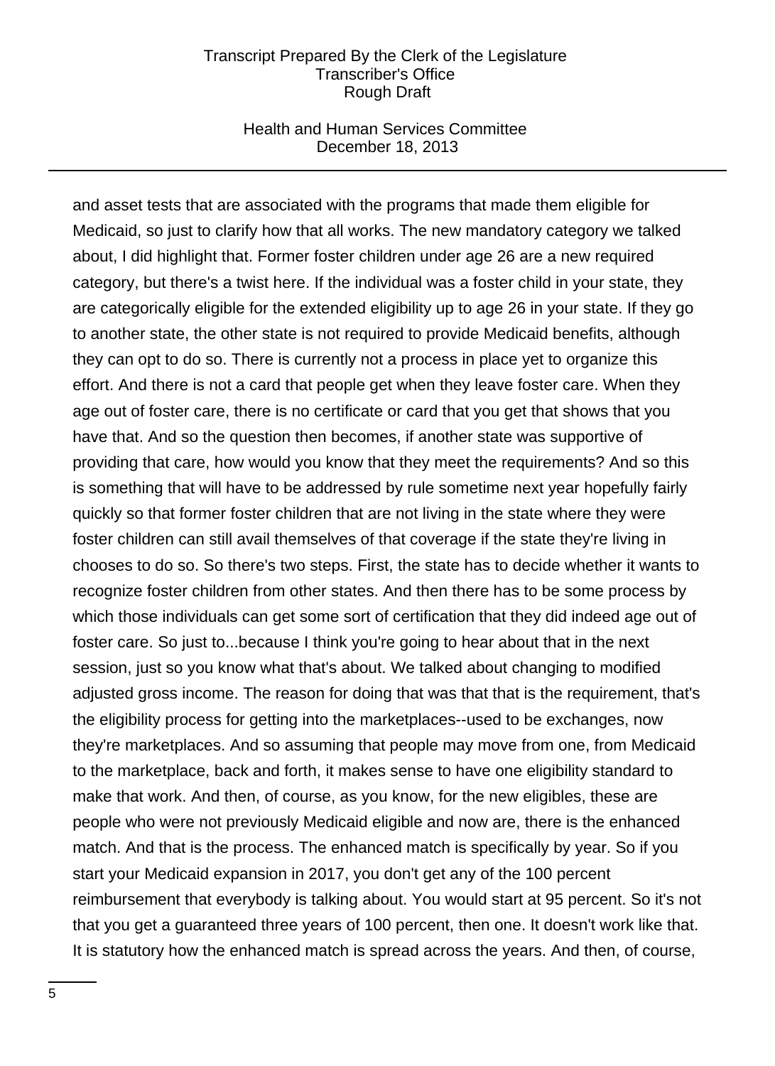and asset tests that are associated with the programs that made them eligible for Medicaid, so just to clarify how that all works. The new mandatory category we talked about, I did highlight that. Former foster children under age 26 are a new required category, but there's a twist here. If the individual was a foster child in your state, they are categorically eligible for the extended eligibility up to age 26 in your state. If they go to another state, the other state is not required to provide Medicaid benefits, although they can opt to do so. There is currently not a process in place yet to organize this effort. And there is not a card that people get when they leave foster care. When they age out of foster care, there is no certificate or card that you get that shows that you have that. And so the question then becomes, if another state was supportive of providing that care, how would you know that they meet the requirements? And so this is something that will have to be addressed by rule sometime next year hopefully fairly quickly so that former foster children that are not living in the state where they were foster children can still avail themselves of that coverage if the state they're living in chooses to do so. So there's two steps. First, the state has to decide whether it wants to recognize foster children from other states. And then there has to be some process by which those individuals can get some sort of certification that they did indeed age out of foster care. So just to...because I think you're going to hear about that in the next session, just so you know what that's about. We talked about changing to modified adjusted gross income. The reason for doing that was that that is the requirement, that's the eligibility process for getting into the marketplaces--used to be exchanges, now they're marketplaces. And so assuming that people may move from one, from Medicaid to the marketplace, back and forth, it makes sense to have one eligibility standard to make that work. And then, of course, as you know, for the new eligibles, these are people who were not previously Medicaid eligible and now are, there is the enhanced match. And that is the process. The enhanced match is specifically by year. So if you start your Medicaid expansion in 2017, you don't get any of the 100 percent reimbursement that everybody is talking about. You would start at 95 percent. So it's not that you get a guaranteed three years of 100 percent, then one. It doesn't work like that. It is statutory how the enhanced match is spread across the years. And then, of course,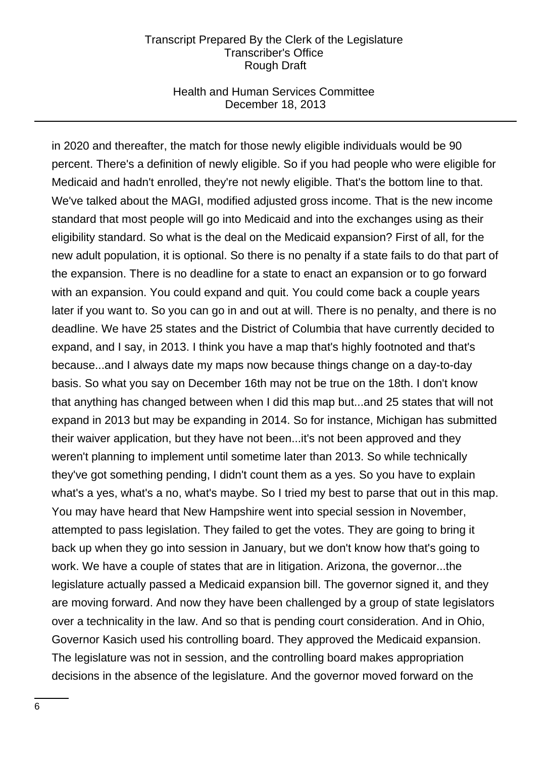in 2020 and thereafter, the match for those newly eligible individuals would be 90 percent. There's a definition of newly eligible. So if you had people who were eligible for Medicaid and hadn't enrolled, they're not newly eligible. That's the bottom line to that. We've talked about the MAGI, modified adjusted gross income. That is the new income standard that most people will go into Medicaid and into the exchanges using as their eligibility standard. So what is the deal on the Medicaid expansion? First of all, for the new adult population, it is optional. So there is no penalty if a state fails to do that part of the expansion. There is no deadline for a state to enact an expansion or to go forward with an expansion. You could expand and quit. You could come back a couple years later if you want to. So you can go in and out at will. There is no penalty, and there is no deadline. We have 25 states and the District of Columbia that have currently decided to expand, and I say, in 2013. I think you have a map that's highly footnoted and that's because...and I always date my maps now because things change on a day-to-day basis. So what you say on December 16th may not be true on the 18th. I don't know that anything has changed between when I did this map but...and 25 states that will not expand in 2013 but may be expanding in 2014. So for instance, Michigan has submitted their waiver application, but they have not been...it's not been approved and they weren't planning to implement until sometime later than 2013. So while technically they've got something pending, I didn't count them as a yes. So you have to explain what's a yes, what's a no, what's maybe. So I tried my best to parse that out in this map. You may have heard that New Hampshire went into special session in November, attempted to pass legislation. They failed to get the votes. They are going to bring it back up when they go into session in January, but we don't know how that's going to work. We have a couple of states that are in litigation. Arizona, the governor...the legislature actually passed a Medicaid expansion bill. The governor signed it, and they are moving forward. And now they have been challenged by a group of state legislators over a technicality in the law. And so that is pending court consideration. And in Ohio, Governor Kasich used his controlling board. They approved the Medicaid expansion. The legislature was not in session, and the controlling board makes appropriation decisions in the absence of the legislature. And the governor moved forward on the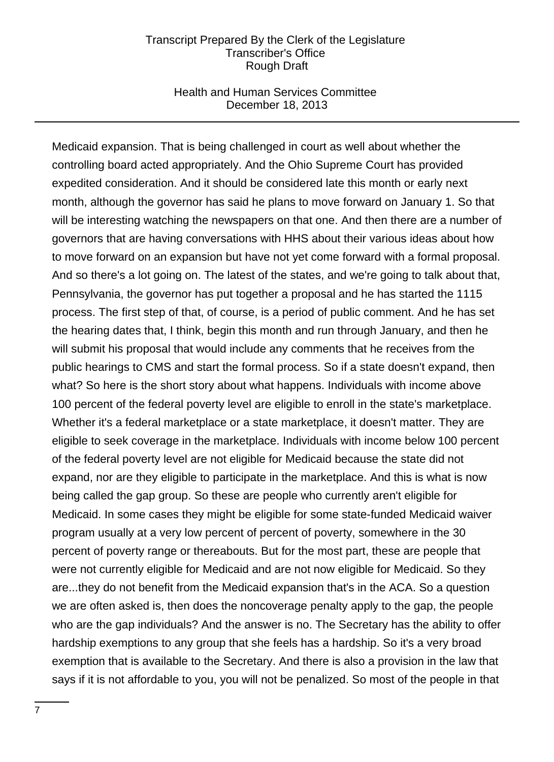Medicaid expansion. That is being challenged in court as well about whether the controlling board acted appropriately. And the Ohio Supreme Court has provided expedited consideration. And it should be considered late this month or early next month, although the governor has said he plans to move forward on January 1. So that will be interesting watching the newspapers on that one. And then there are a number of governors that are having conversations with HHS about their various ideas about how to move forward on an expansion but have not yet come forward with a formal proposal. And so there's a lot going on. The latest of the states, and we're going to talk about that, Pennsylvania, the governor has put together a proposal and he has started the 1115 process. The first step of that, of course, is a period of public comment. And he has set the hearing dates that, I think, begin this month and run through January, and then he will submit his proposal that would include any comments that he receives from the public hearings to CMS and start the formal process. So if a state doesn't expand, then what? So here is the short story about what happens. Individuals with income above 100 percent of the federal poverty level are eligible to enroll in the state's marketplace. Whether it's a federal marketplace or a state marketplace, it doesn't matter. They are eligible to seek coverage in the marketplace. Individuals with income below 100 percent of the federal poverty level are not eligible for Medicaid because the state did not expand, nor are they eligible to participate in the marketplace. And this is what is now being called the gap group. So these are people who currently aren't eligible for Medicaid. In some cases they might be eligible for some state-funded Medicaid waiver program usually at a very low percent of percent of poverty, somewhere in the 30 percent of poverty range or thereabouts. But for the most part, these are people that were not currently eligible for Medicaid and are not now eligible for Medicaid. So they are...they do not benefit from the Medicaid expansion that's in the ACA. So a question we are often asked is, then does the noncoverage penalty apply to the gap, the people who are the gap individuals? And the answer is no. The Secretary has the ability to offer hardship exemptions to any group that she feels has a hardship. So it's a very broad exemption that is available to the Secretary. And there is also a provision in the law that says if it is not affordable to you, you will not be penalized. So most of the people in that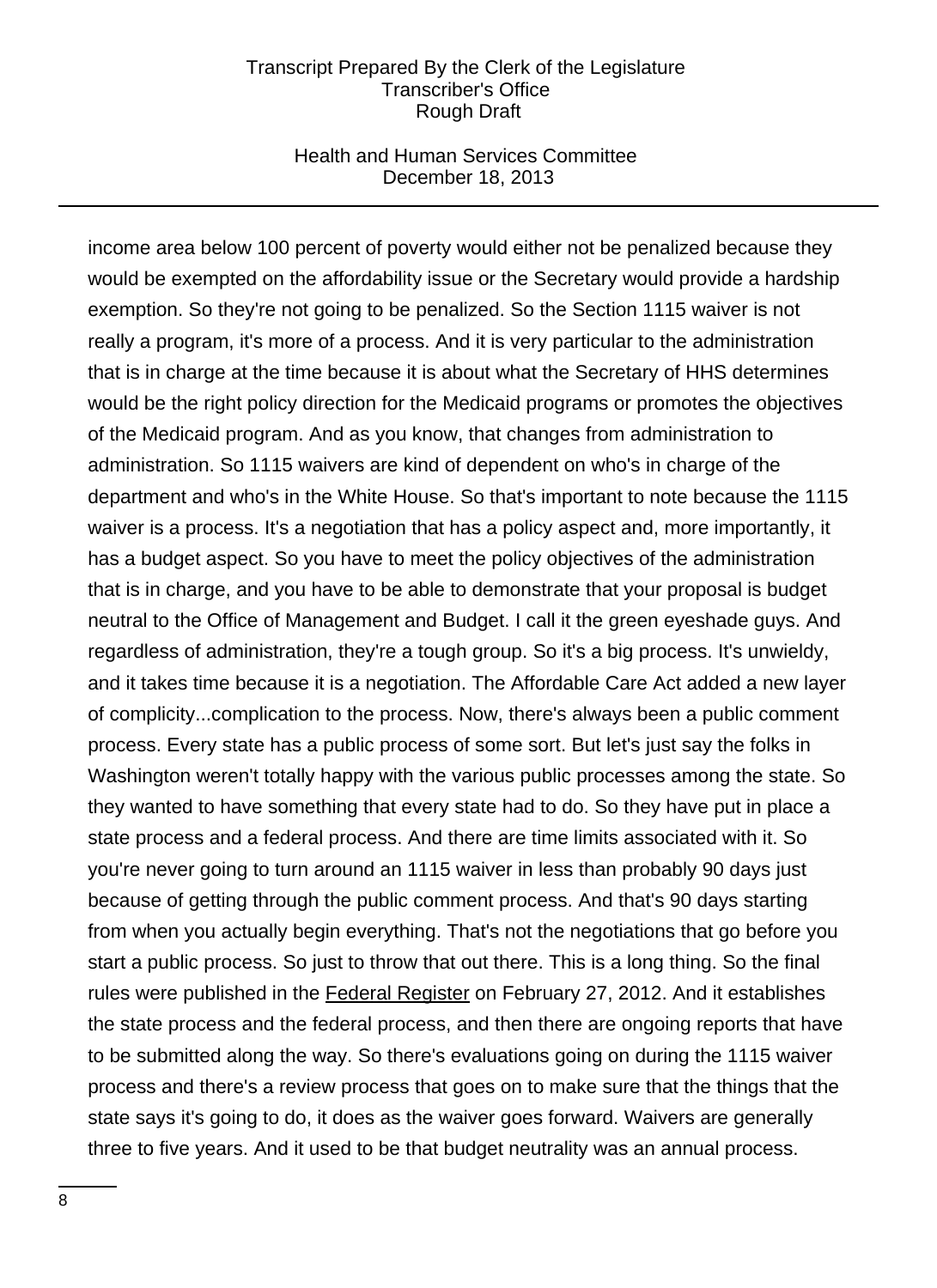income area below 100 percent of poverty would either not be penalized because they would be exempted on the affordability issue or the Secretary would provide a hardship exemption. So they're not going to be penalized. So the Section 1115 waiver is not really a program, it's more of a process. And it is very particular to the administration that is in charge at the time because it is about what the Secretary of HHS determines would be the right policy direction for the Medicaid programs or promotes the objectives of the Medicaid program. And as you know, that changes from administration to administration. So 1115 waivers are kind of dependent on who's in charge of the department and who's in the White House. So that's important to note because the 1115 waiver is a process. It's a negotiation that has a policy aspect and, more importantly, it has a budget aspect. So you have to meet the policy objectives of the administration that is in charge, and you have to be able to demonstrate that your proposal is budget neutral to the Office of Management and Budget. I call it the green eyeshade guys. And regardless of administration, they're a tough group. So it's a big process. It's unwieldy, and it takes time because it is a negotiation. The Affordable Care Act added a new layer of complicity...complication to the process. Now, there's always been a public comment process. Every state has a public process of some sort. But let's just say the folks in Washington weren't totally happy with the various public processes among the state. So they wanted to have something that every state had to do. So they have put in place a state process and a federal process. And there are time limits associated with it. So you're never going to turn around an 1115 waiver in less than probably 90 days just because of getting through the public comment process. And that's 90 days starting from when you actually begin everything. That's not the negotiations that go before you start a public process. So just to throw that out there. This is a long thing. So the final rules were published in the Federal Register on February 27, 2012. And it establishes the state process and the federal process, and then there are ongoing reports that have to be submitted along the way. So there's evaluations going on during the 1115 waiver process and there's a review process that goes on to make sure that the things that the state says it's going to do, it does as the waiver goes forward. Waivers are generally three to five years. And it used to be that budget neutrality was an annual process.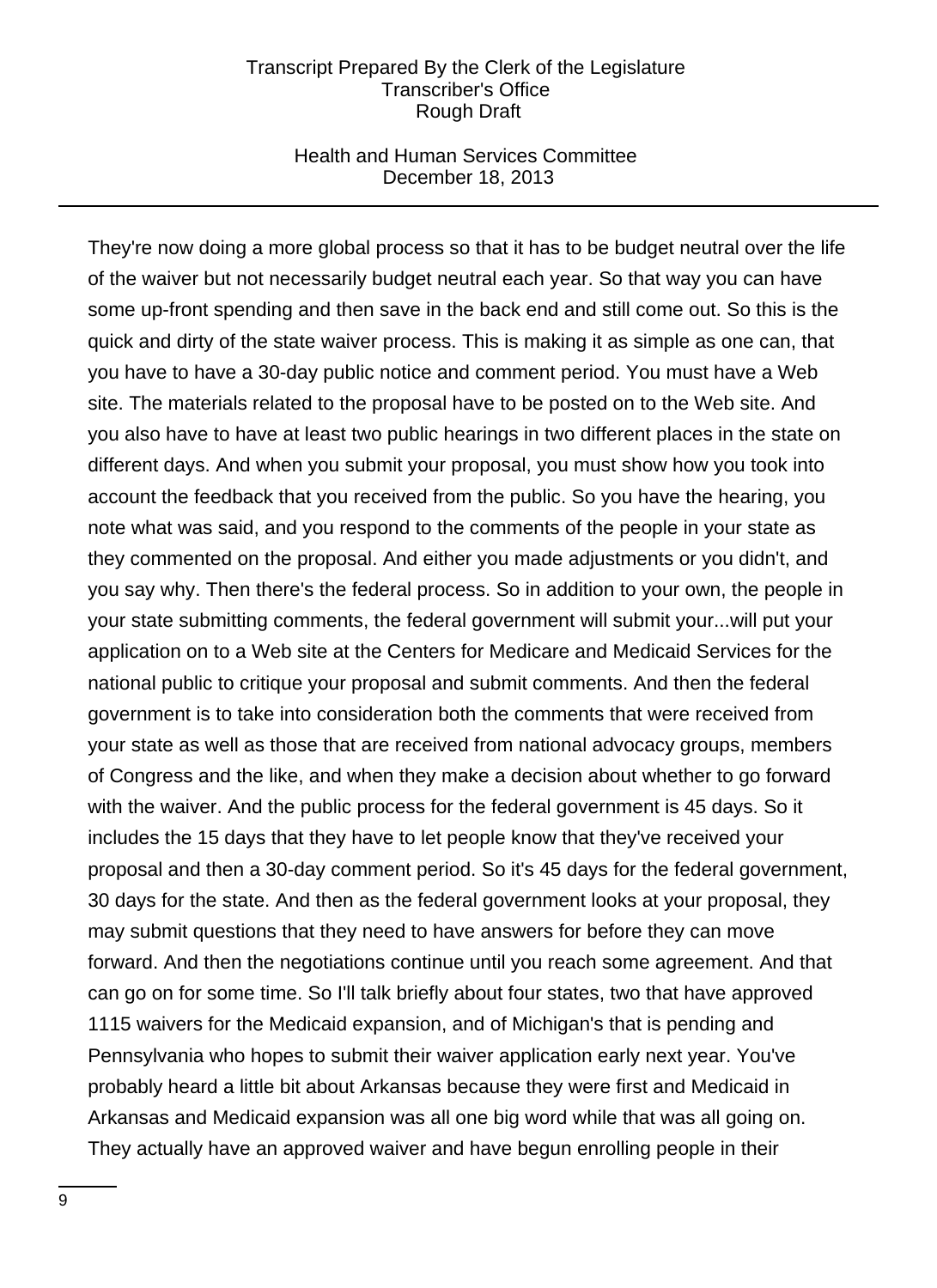They're now doing a more global process so that it has to be budget neutral over the life of the waiver but not necessarily budget neutral each year. So that way you can have some up-front spending and then save in the back end and still come out. So this is the quick and dirty of the state waiver process. This is making it as simple as one can, that you have to have a 30-day public notice and comment period. You must have a Web site. The materials related to the proposal have to be posted on to the Web site. And you also have to have at least two public hearings in two different places in the state on different days. And when you submit your proposal, you must show how you took into account the feedback that you received from the public. So you have the hearing, you note what was said, and you respond to the comments of the people in your state as they commented on the proposal. And either you made adjustments or you didn't, and you say why. Then there's the federal process. So in addition to your own, the people in your state submitting comments, the federal government will submit your...will put your application on to a Web site at the Centers for Medicare and Medicaid Services for the national public to critique your proposal and submit comments. And then the federal government is to take into consideration both the comments that were received from your state as well as those that are received from national advocacy groups, members of Congress and the like, and when they make a decision about whether to go forward with the waiver. And the public process for the federal government is 45 days. So it includes the 15 days that they have to let people know that they've received your proposal and then a 30-day comment period. So it's 45 days for the federal government, 30 days for the state. And then as the federal government looks at your proposal, they may submit questions that they need to have answers for before they can move forward. And then the negotiations continue until you reach some agreement. And that can go on for some time. So I'll talk briefly about four states, two that have approved 1115 waivers for the Medicaid expansion, and of Michigan's that is pending and Pennsylvania who hopes to submit their waiver application early next year. You've probably heard a little bit about Arkansas because they were first and Medicaid in Arkansas and Medicaid expansion was all one big word while that was all going on. They actually have an approved waiver and have begun enrolling people in their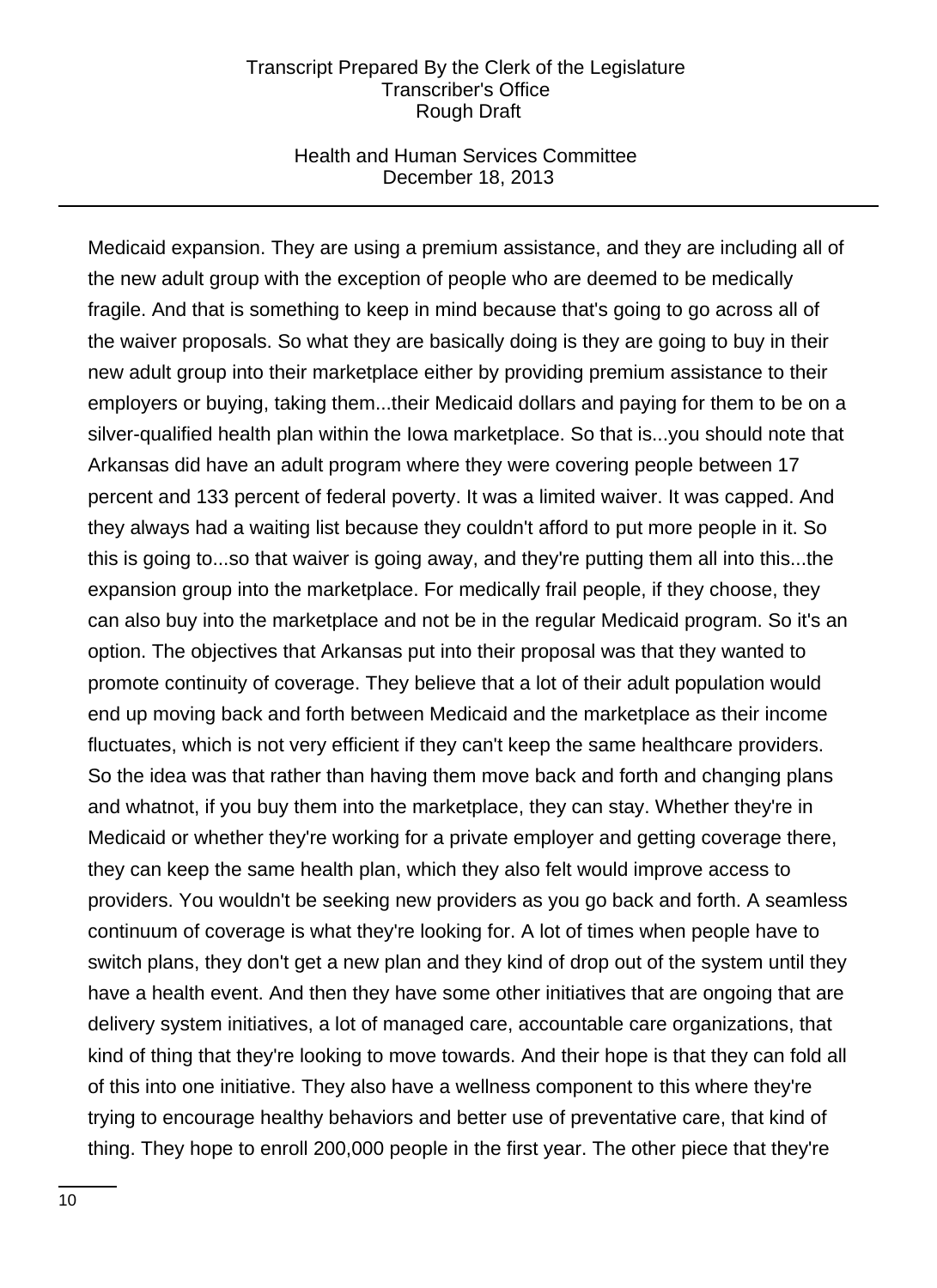Medicaid expansion. They are using a premium assistance, and they are including all of the new adult group with the exception of people who are deemed to be medically fragile. And that is something to keep in mind because that's going to go across all of the waiver proposals. So what they are basically doing is they are going to buy in their new adult group into their marketplace either by providing premium assistance to their employers or buying, taking them...their Medicaid dollars and paying for them to be on a silver-qualified health plan within the Iowa marketplace. So that is...you should note that Arkansas did have an adult program where they were covering people between 17 percent and 133 percent of federal poverty. It was a limited waiver. It was capped. And they always had a waiting list because they couldn't afford to put more people in it. So this is going to...so that waiver is going away, and they're putting them all into this...the expansion group into the marketplace. For medically frail people, if they choose, they can also buy into the marketplace and not be in the regular Medicaid program. So it's an option. The objectives that Arkansas put into their proposal was that they wanted to promote continuity of coverage. They believe that a lot of their adult population would end up moving back and forth between Medicaid and the marketplace as their income fluctuates, which is not very efficient if they can't keep the same healthcare providers. So the idea was that rather than having them move back and forth and changing plans and whatnot, if you buy them into the marketplace, they can stay. Whether they're in Medicaid or whether they're working for a private employer and getting coverage there, they can keep the same health plan, which they also felt would improve access to providers. You wouldn't be seeking new providers as you go back and forth. A seamless continuum of coverage is what they're looking for. A lot of times when people have to switch plans, they don't get a new plan and they kind of drop out of the system until they have a health event. And then they have some other initiatives that are ongoing that are delivery system initiatives, a lot of managed care, accountable care organizations, that kind of thing that they're looking to move towards. And their hope is that they can fold all of this into one initiative. They also have a wellness component to this where they're trying to encourage healthy behaviors and better use of preventative care, that kind of thing. They hope to enroll 200,000 people in the first year. The other piece that they're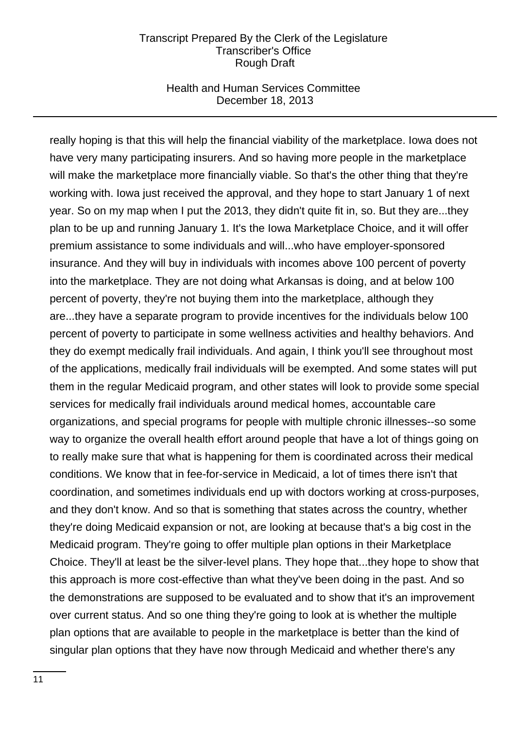really hoping is that this will help the financial viability of the marketplace. Iowa does not have very many participating insurers. And so having more people in the marketplace will make the marketplace more financially viable. So that's the other thing that they're working with. Iowa just received the approval, and they hope to start January 1 of next year. So on my map when I put the 2013, they didn't quite fit in, so. But they are...they plan to be up and running January 1. It's the Iowa Marketplace Choice, and it will offer premium assistance to some individuals and will...who have employer-sponsored insurance. And they will buy in individuals with incomes above 100 percent of poverty into the marketplace. They are not doing what Arkansas is doing, and at below 100 percent of poverty, they're not buying them into the marketplace, although they are...they have a separate program to provide incentives for the individuals below 100 percent of poverty to participate in some wellness activities and healthy behaviors. And they do exempt medically frail individuals. And again, I think you'll see throughout most of the applications, medically frail individuals will be exempted. And some states will put them in the regular Medicaid program, and other states will look to provide some special services for medically frail individuals around medical homes, accountable care organizations, and special programs for people with multiple chronic illnesses--so some way to organize the overall health effort around people that have a lot of things going on to really make sure that what is happening for them is coordinated across their medical conditions. We know that in fee-for-service in Medicaid, a lot of times there isn't that coordination, and sometimes individuals end up with doctors working at cross-purposes, and they don't know. And so that is something that states across the country, whether they're doing Medicaid expansion or not, are looking at because that's a big cost in the Medicaid program. They're going to offer multiple plan options in their Marketplace Choice. They'll at least be the silver-level plans. They hope that...they hope to show that this approach is more cost-effective than what they've been doing in the past. And so the demonstrations are supposed to be evaluated and to show that it's an improvement over current status. And so one thing they're going to look at is whether the multiple plan options that are available to people in the marketplace is better than the kind of singular plan options that they have now through Medicaid and whether there's any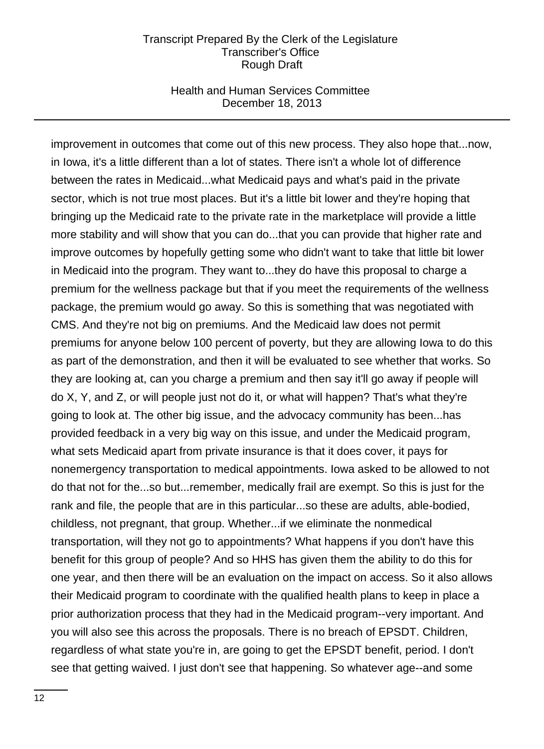improvement in outcomes that come out of this new process. They also hope that...now, in Iowa, it's a little different than a lot of states. There isn't a whole lot of difference between the rates in Medicaid...what Medicaid pays and what's paid in the private sector, which is not true most places. But it's a little bit lower and they're hoping that bringing up the Medicaid rate to the private rate in the marketplace will provide a little more stability and will show that you can do...that you can provide that higher rate and improve outcomes by hopefully getting some who didn't want to take that little bit lower in Medicaid into the program. They want to...they do have this proposal to charge a premium for the wellness package but that if you meet the requirements of the wellness package, the premium would go away. So this is something that was negotiated with CMS. And they're not big on premiums. And the Medicaid law does not permit premiums for anyone below 100 percent of poverty, but they are allowing Iowa to do this as part of the demonstration, and then it will be evaluated to see whether that works. So they are looking at, can you charge a premium and then say it'll go away if people will do X, Y, and Z, or will people just not do it, or what will happen? That's what they're going to look at. The other big issue, and the advocacy community has been...has provided feedback in a very big way on this issue, and under the Medicaid program, what sets Medicaid apart from private insurance is that it does cover, it pays for nonemergency transportation to medical appointments. Iowa asked to be allowed to not do that not for the...so but...remember, medically frail are exempt. So this is just for the rank and file, the people that are in this particular...so these are adults, able-bodied, childless, not pregnant, that group. Whether...if we eliminate the nonmedical transportation, will they not go to appointments? What happens if you don't have this benefit for this group of people? And so HHS has given them the ability to do this for one year, and then there will be an evaluation on the impact on access. So it also allows their Medicaid program to coordinate with the qualified health plans to keep in place a prior authorization process that they had in the Medicaid program--very important. And you will also see this across the proposals. There is no breach of EPSDT. Children, regardless of what state you're in, are going to get the EPSDT benefit, period. I don't see that getting waived. I just don't see that happening. So whatever age--and some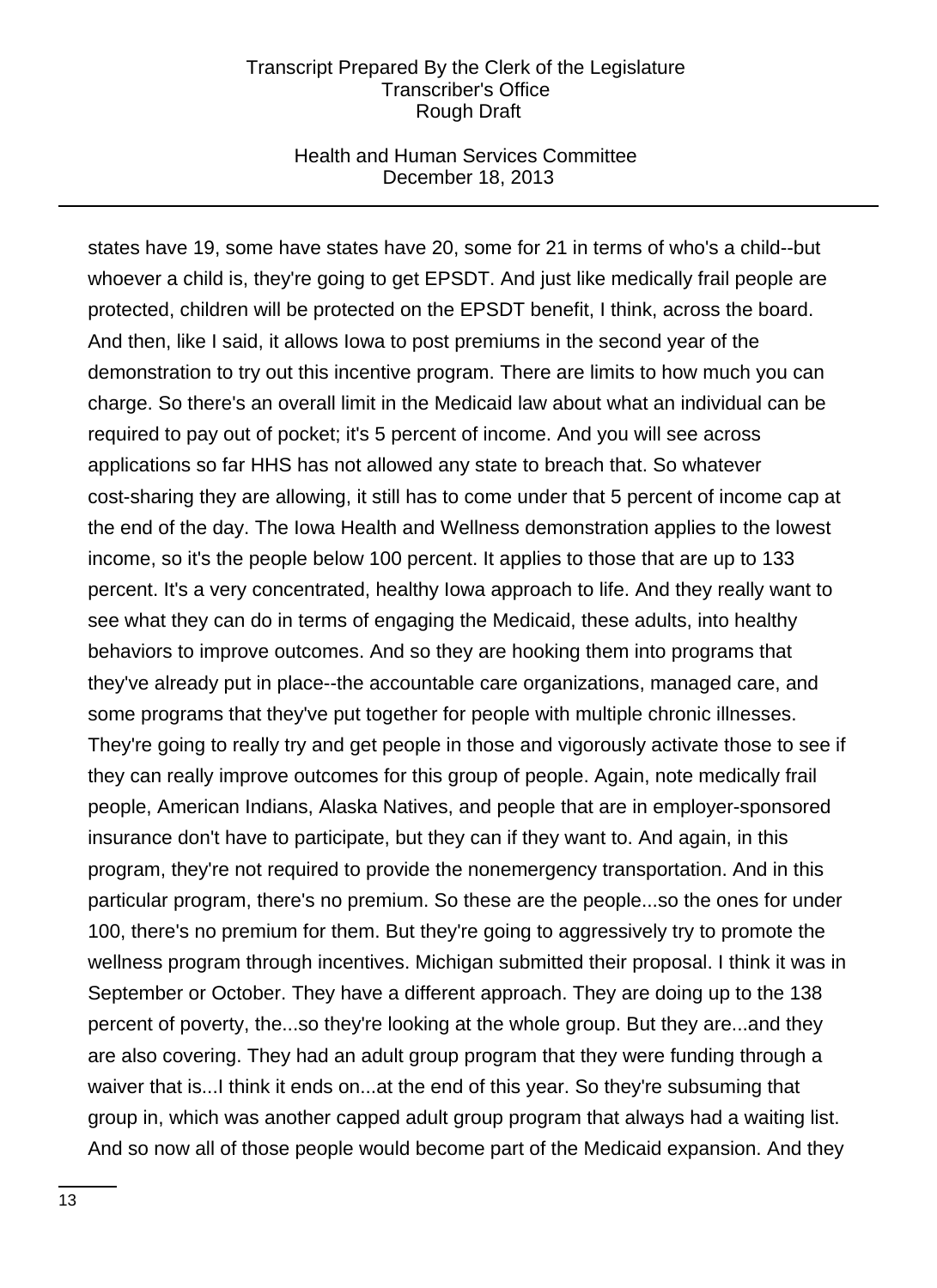states have 19, some have states have 20, some for 21 in terms of who's a child--but whoever a child is, they're going to get EPSDT. And just like medically frail people are protected, children will be protected on the EPSDT benefit, I think, across the board. And then, like I said, it allows Iowa to post premiums in the second year of the demonstration to try out this incentive program. There are limits to how much you can charge. So there's an overall limit in the Medicaid law about what an individual can be required to pay out of pocket; it's 5 percent of income. And you will see across applications so far HHS has not allowed any state to breach that. So whatever cost-sharing they are allowing, it still has to come under that 5 percent of income cap at the end of the day. The Iowa Health and Wellness demonstration applies to the lowest income, so it's the people below 100 percent. It applies to those that are up to 133 percent. It's a very concentrated, healthy Iowa approach to life. And they really want to see what they can do in terms of engaging the Medicaid, these adults, into healthy behaviors to improve outcomes. And so they are hooking them into programs that they've already put in place--the accountable care organizations, managed care, and some programs that they've put together for people with multiple chronic illnesses. They're going to really try and get people in those and vigorously activate those to see if they can really improve outcomes for this group of people. Again, note medically frail people, American Indians, Alaska Natives, and people that are in employer-sponsored insurance don't have to participate, but they can if they want to. And again, in this program, they're not required to provide the nonemergency transportation. And in this particular program, there's no premium. So these are the people...so the ones for under 100, there's no premium for them. But they're going to aggressively try to promote the wellness program through incentives. Michigan submitted their proposal. I think it was in September or October. They have a different approach. They are doing up to the 138 percent of poverty, the...so they're looking at the whole group. But they are...and they are also covering. They had an adult group program that they were funding through a waiver that is...I think it ends on...at the end of this year. So they're subsuming that group in, which was another capped adult group program that always had a waiting list. And so now all of those people would become part of the Medicaid expansion. And they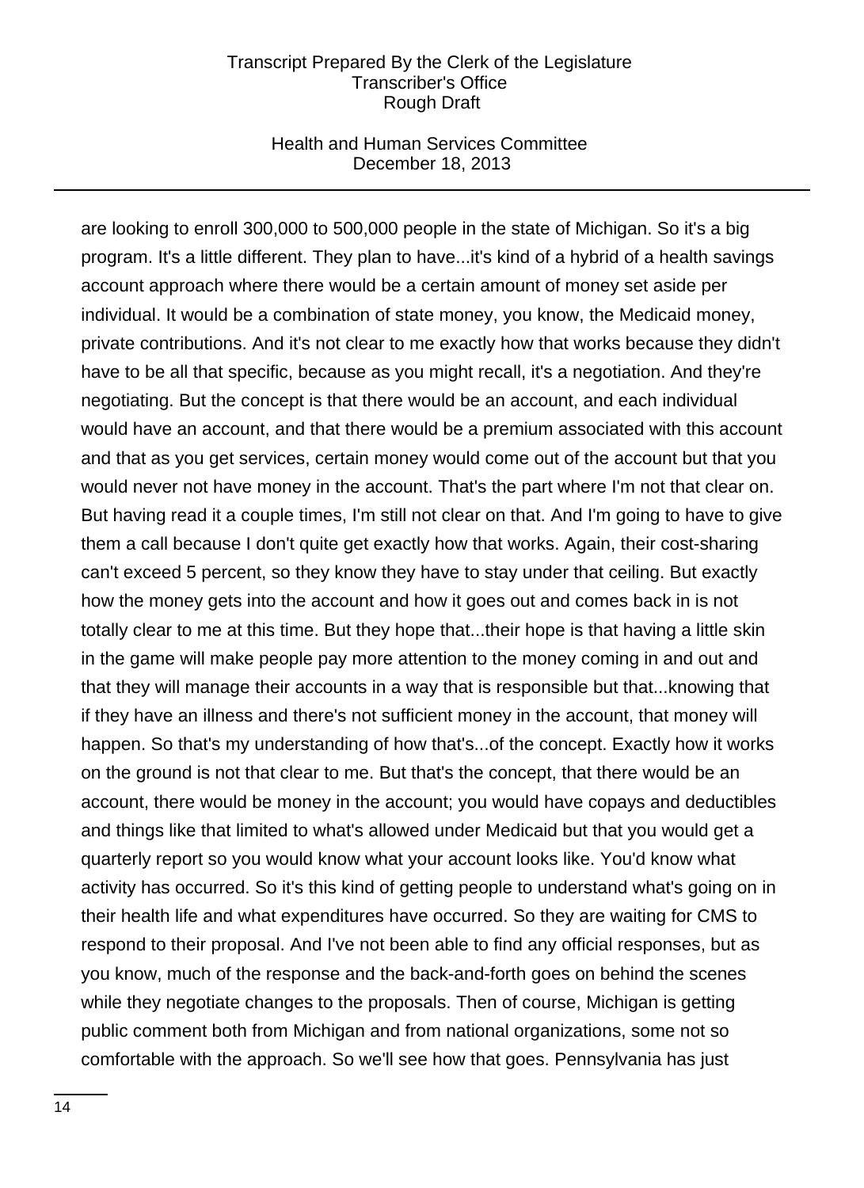are looking to enroll 300,000 to 500,000 people in the state of Michigan. So it's a big program. It's a little different. They plan to have...it's kind of a hybrid of a health savings account approach where there would be a certain amount of money set aside per individual. It would be a combination of state money, you know, the Medicaid money, private contributions. And it's not clear to me exactly how that works because they didn't have to be all that specific, because as you might recall, it's a negotiation. And they're negotiating. But the concept is that there would be an account, and each individual would have an account, and that there would be a premium associated with this account and that as you get services, certain money would come out of the account but that you would never not have money in the account. That's the part where I'm not that clear on. But having read it a couple times, I'm still not clear on that. And I'm going to have to give them a call because I don't quite get exactly how that works. Again, their cost-sharing can't exceed 5 percent, so they know they have to stay under that ceiling. But exactly how the money gets into the account and how it goes out and comes back in is not totally clear to me at this time. But they hope that...their hope is that having a little skin in the game will make people pay more attention to the money coming in and out and that they will manage their accounts in a way that is responsible but that...knowing that if they have an illness and there's not sufficient money in the account, that money will happen. So that's my understanding of how that's...of the concept. Exactly how it works on the ground is not that clear to me. But that's the concept, that there would be an account, there would be money in the account; you would have copays and deductibles and things like that limited to what's allowed under Medicaid but that you would get a quarterly report so you would know what your account looks like. You'd know what activity has occurred. So it's this kind of getting people to understand what's going on in their health life and what expenditures have occurred. So they are waiting for CMS to respond to their proposal. And I've not been able to find any official responses, but as you know, much of the response and the back-and-forth goes on behind the scenes while they negotiate changes to the proposals. Then of course, Michigan is getting public comment both from Michigan and from national organizations, some not so comfortable with the approach. So we'll see how that goes. Pennsylvania has just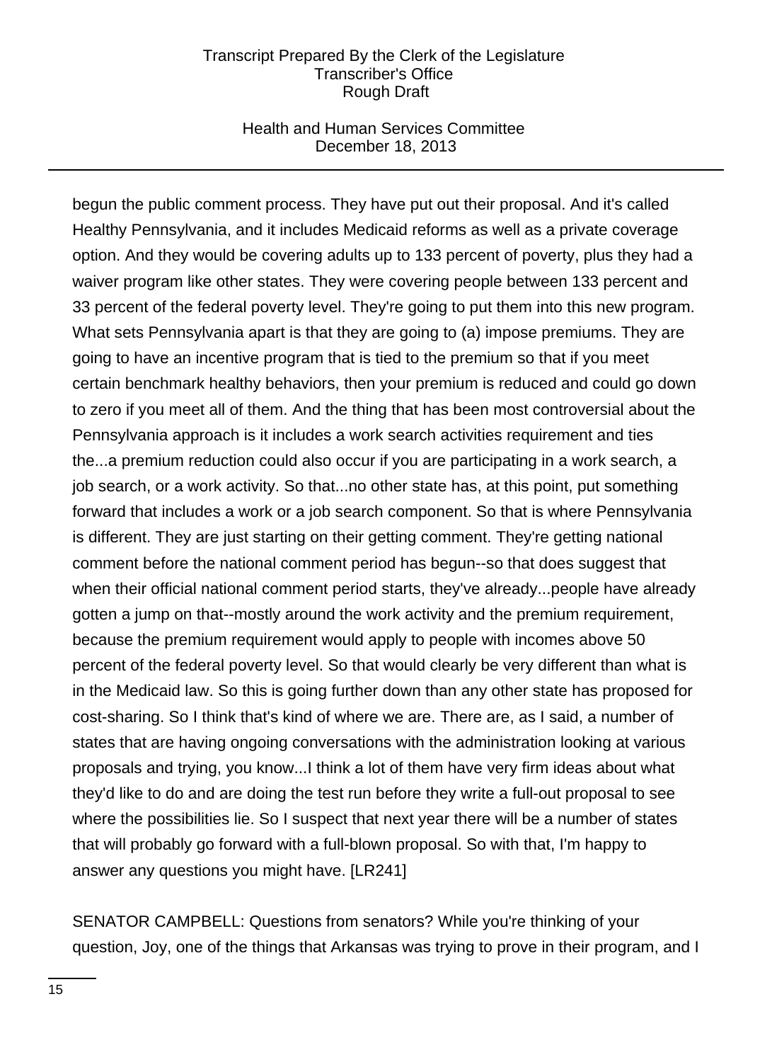begun the public comment process. They have put out their proposal. And it's called Healthy Pennsylvania, and it includes Medicaid reforms as well as a private coverage option. And they would be covering adults up to 133 percent of poverty, plus they had a waiver program like other states. They were covering people between 133 percent and 33 percent of the federal poverty level. They're going to put them into this new program. What sets Pennsylvania apart is that they are going to (a) impose premiums. They are going to have an incentive program that is tied to the premium so that if you meet certain benchmark healthy behaviors, then your premium is reduced and could go down to zero if you meet all of them. And the thing that has been most controversial about the Pennsylvania approach is it includes a work search activities requirement and ties the...a premium reduction could also occur if you are participating in a work search, a job search, or a work activity. So that...no other state has, at this point, put something forward that includes a work or a job search component. So that is where Pennsylvania is different. They are just starting on their getting comment. They're getting national comment before the national comment period has begun--so that does suggest that when their official national comment period starts, they've already...people have already gotten a jump on that--mostly around the work activity and the premium requirement, because the premium requirement would apply to people with incomes above 50 percent of the federal poverty level. So that would clearly be very different than what is in the Medicaid law. So this is going further down than any other state has proposed for cost-sharing. So I think that's kind of where we are. There are, as I said, a number of states that are having ongoing conversations with the administration looking at various proposals and trying, you know...I think a lot of them have very firm ideas about what they'd like to do and are doing the test run before they write a full-out proposal to see where the possibilities lie. So I suspect that next year there will be a number of states that will probably go forward with a full-blown proposal. So with that, I'm happy to answer any questions you might have. [LR241]

SENATOR CAMPBELL: Questions from senators? While you're thinking of your question, Joy, one of the things that Arkansas was trying to prove in their program, and I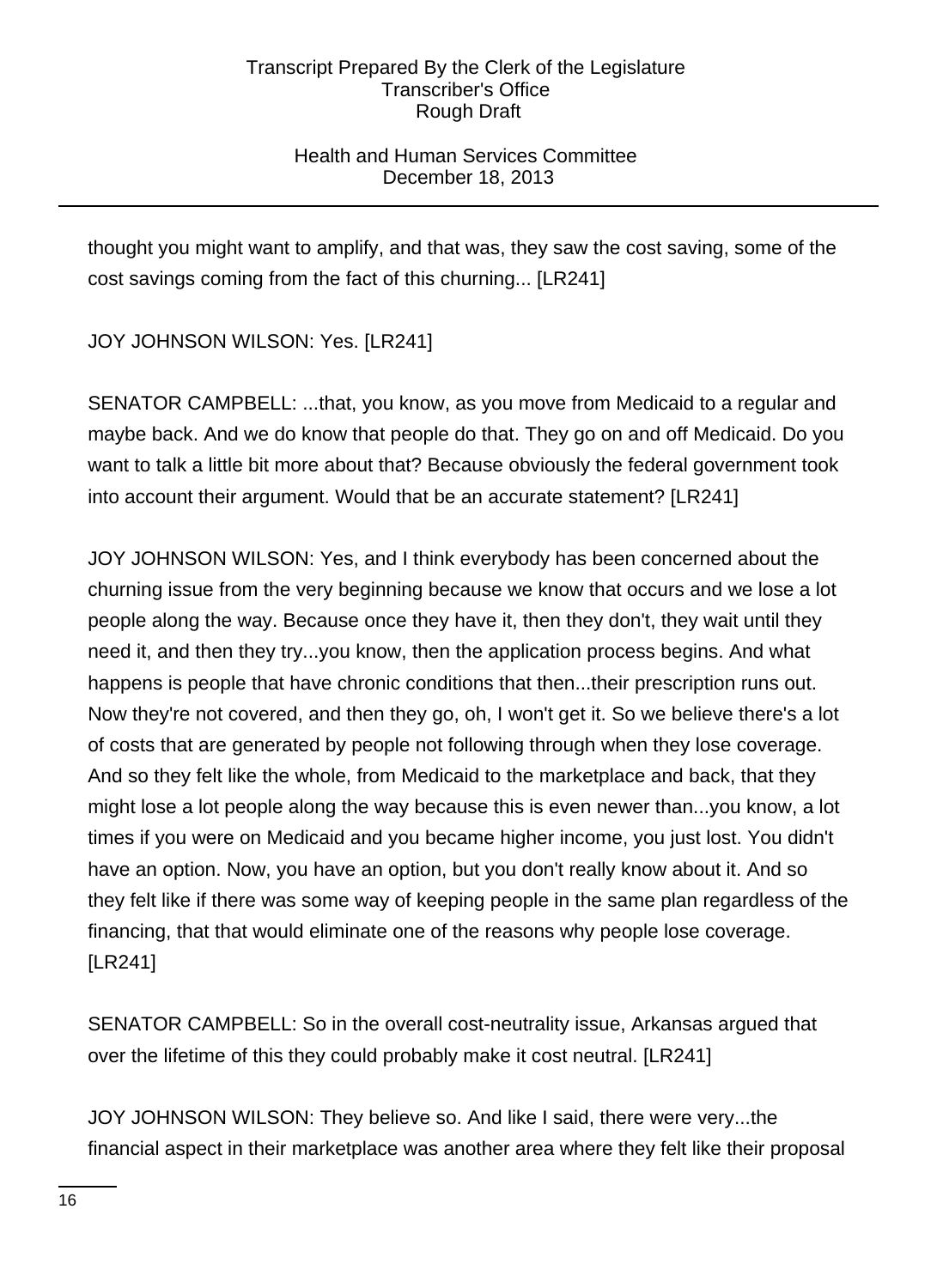thought you might want to amplify, and that was, they saw the cost saving, some of the cost savings coming from the fact of this churning... [LR241]

JOY JOHNSON WILSON: Yes. [LR241]

SENATOR CAMPBELL: ...that, you know, as you move from Medicaid to a regular and maybe back. And we do know that people do that. They go on and off Medicaid. Do you want to talk a little bit more about that? Because obviously the federal government took into account their argument. Would that be an accurate statement? [LR241]

JOY JOHNSON WILSON: Yes, and I think everybody has been concerned about the churning issue from the very beginning because we know that occurs and we lose a lot people along the way. Because once they have it, then they don't, they wait until they need it, and then they try...you know, then the application process begins. And what happens is people that have chronic conditions that then...their prescription runs out. Now they're not covered, and then they go, oh, I won't get it. So we believe there's a lot of costs that are generated by people not following through when they lose coverage. And so they felt like the whole, from Medicaid to the marketplace and back, that they might lose a lot people along the way because this is even newer than...you know, a lot times if you were on Medicaid and you became higher income, you just lost. You didn't have an option. Now, you have an option, but you don't really know about it. And so they felt like if there was some way of keeping people in the same plan regardless of the financing, that that would eliminate one of the reasons why people lose coverage. [LR241]

SENATOR CAMPBELL: So in the overall cost-neutrality issue, Arkansas argued that over the lifetime of this they could probably make it cost neutral. [LR241]

JOY JOHNSON WILSON: They believe so. And like I said, there were very...the financial aspect in their marketplace was another area where they felt like their proposal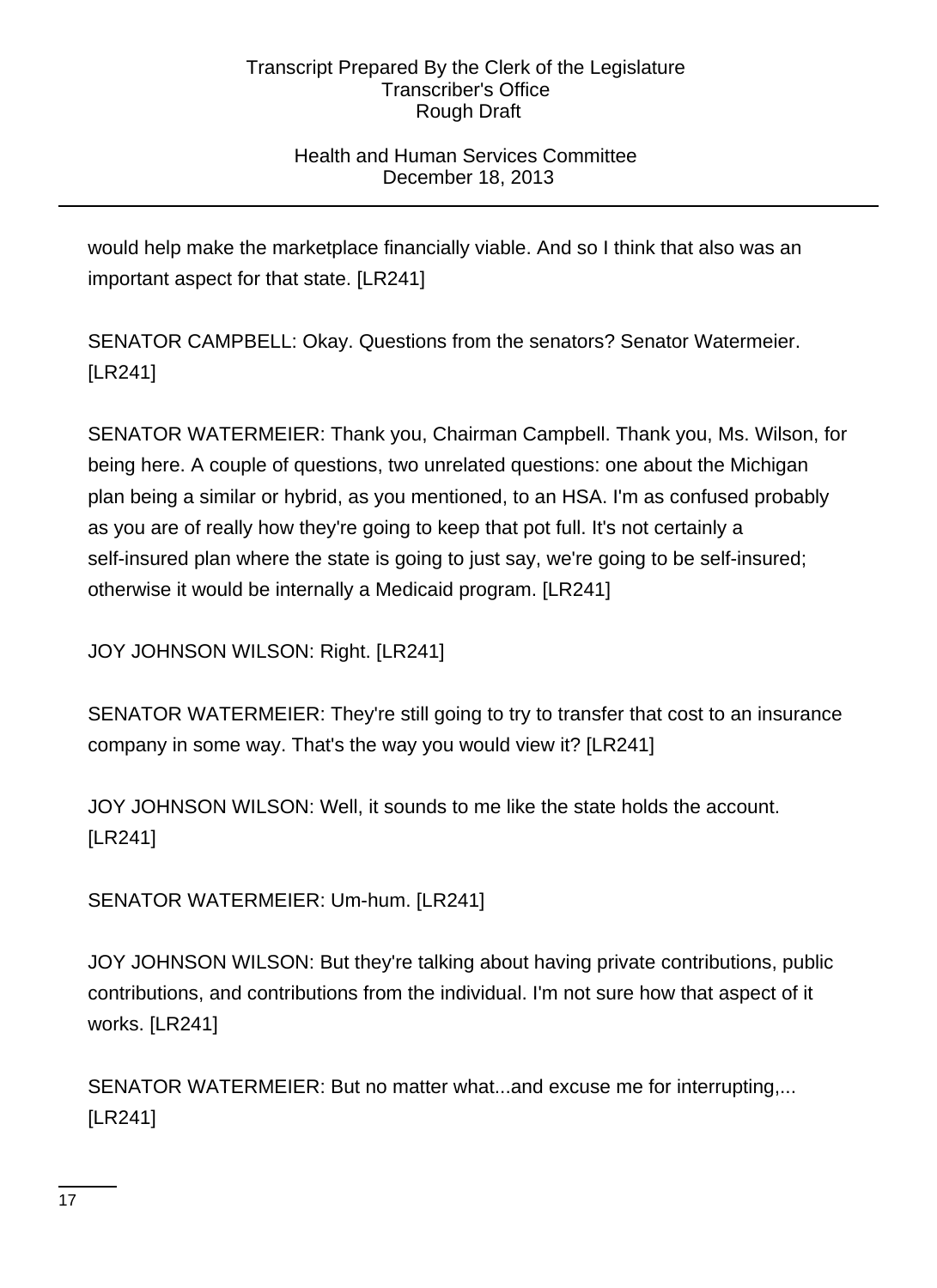would help make the marketplace financially viable. And so I think that also was an important aspect for that state. [LR241]

SENATOR CAMPBELL: Okay. Questions from the senators? Senator Watermeier. [LR241]

SENATOR WATERMEIER: Thank you, Chairman Campbell. Thank you, Ms. Wilson, for being here. A couple of questions, two unrelated questions: one about the Michigan plan being a similar or hybrid, as you mentioned, to an HSA. I'm as confused probably as you are of really how they're going to keep that pot full. It's not certainly a self-insured plan where the state is going to just say, we're going to be self-insured; otherwise it would be internally a Medicaid program. [LR241]

JOY JOHNSON WILSON: Right. [LR241]

SENATOR WATERMEIER: They're still going to try to transfer that cost to an insurance company in some way. That's the way you would view it? [LR241]

JOY JOHNSON WILSON: Well, it sounds to me like the state holds the account. [LR241]

SENATOR WATERMEIER: Um-hum. [LR241]

JOY JOHNSON WILSON: But they're talking about having private contributions, public contributions, and contributions from the individual. I'm not sure how that aspect of it works. [LR241]

SENATOR WATERMEIER: But no matter what...and excuse me for interrupting,... [LR241]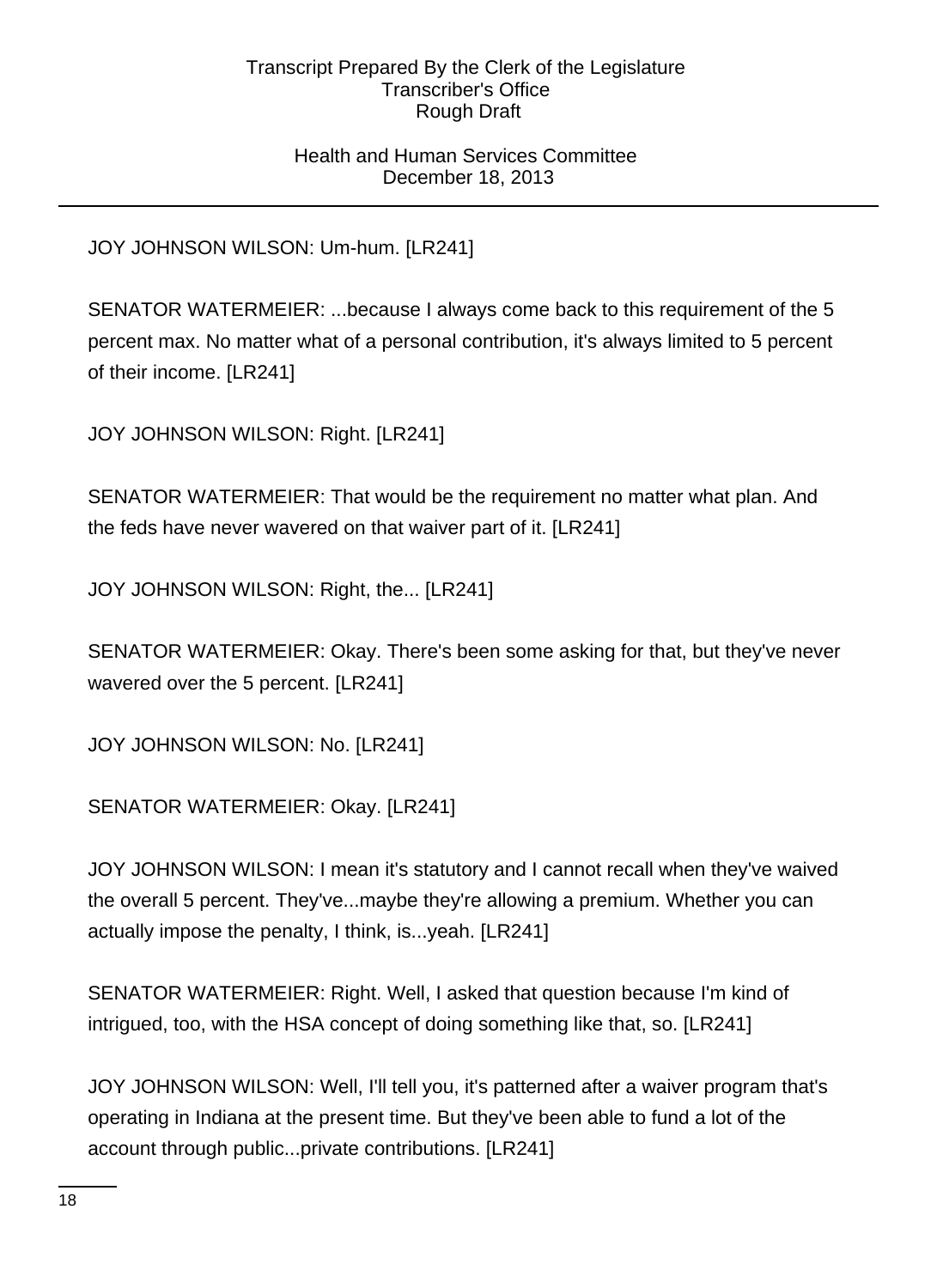JOY JOHNSON WILSON: Um-hum. [LR241]

SENATOR WATERMEIER: ...because I always come back to this requirement of the 5 percent max. No matter what of a personal contribution, it's always limited to 5 percent of their income. [LR241]

JOY JOHNSON WILSON: Right. [LR241]

SENATOR WATERMEIER: That would be the requirement no matter what plan. And the feds have never wavered on that waiver part of it. [LR241]

JOY JOHNSON WILSON: Right, the... [LR241]

SENATOR WATERMEIER: Okay. There's been some asking for that, but they've never wavered over the 5 percent. [LR241]

JOY JOHNSON WILSON: No. [LR241]

SENATOR WATERMEIER: Okay. [LR241]

JOY JOHNSON WILSON: I mean it's statutory and I cannot recall when they've waived the overall 5 percent. They've...maybe they're allowing a premium. Whether you can actually impose the penalty, I think, is...yeah. [LR241]

SENATOR WATERMEIER: Right. Well, I asked that question because I'm kind of intrigued, too, with the HSA concept of doing something like that, so. [LR241]

JOY JOHNSON WILSON: Well, I'll tell you, it's patterned after a waiver program that's operating in Indiana at the present time. But they've been able to fund a lot of the account through public...private contributions. [LR241]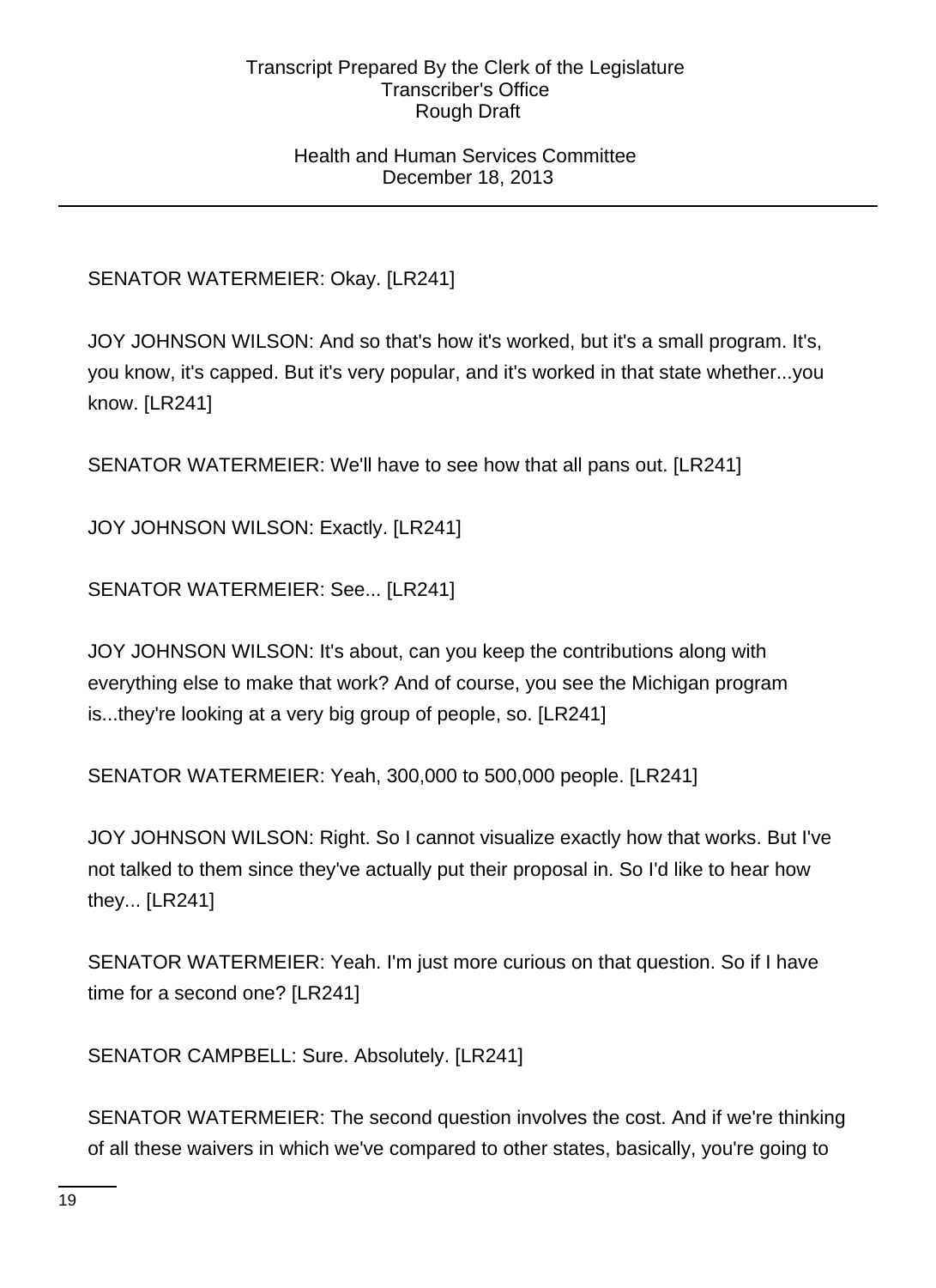SENATOR WATERMEIER: Okay. [LR241]

JOY JOHNSON WILSON: And so that's how it's worked, but it's a small program. It's, you know, it's capped. But it's very popular, and it's worked in that state whether...you know. [LR241]

SENATOR WATERMEIER: We'll have to see how that all pans out. [LR241]

JOY JOHNSON WILSON: Exactly. [LR241]

SENATOR WATERMEIER: See... [LR241]

JOY JOHNSON WILSON: It's about, can you keep the contributions along with everything else to make that work? And of course, you see the Michigan program is...they're looking at a very big group of people, so. [LR241]

SENATOR WATERMEIER: Yeah, 300,000 to 500,000 people. [LR241]

JOY JOHNSON WILSON: Right. So I cannot visualize exactly how that works. But I've not talked to them since they've actually put their proposal in. So I'd like to hear how they... [LR241]

SENATOR WATERMEIER: Yeah. I'm just more curious on that question. So if I have time for a second one? [LR241]

SENATOR CAMPBELL: Sure. Absolutely. [LR241]

SENATOR WATERMEIER: The second question involves the cost. And if we're thinking of all these waivers in which we've compared to other states, basically, you're going to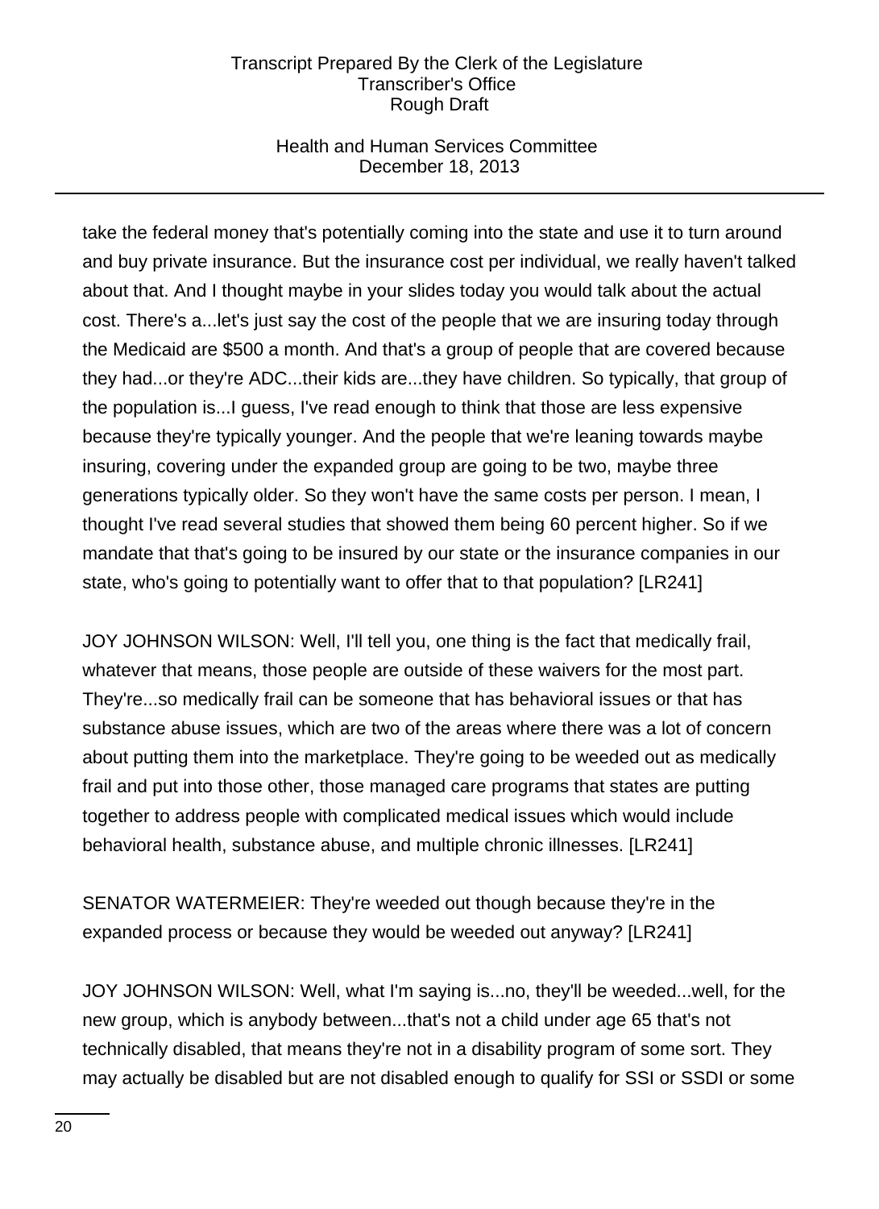take the federal money that's potentially coming into the state and use it to turn around and buy private insurance. But the insurance cost per individual, we really haven't talked about that. And I thought maybe in your slides today you would talk about the actual cost. There's a...let's just say the cost of the people that we are insuring today through the Medicaid are $500 a month. And that's a group of people that are covered because they had...or they're ADC...their kids are...they have children. So typically, that group of the population is...I guess, I've read enough to think that those are less expensive because they're typically younger. And the people that we're leaning towards maybe insuring, covering under the expanded group are going to be two, maybe three generations typically older. So they won't have the same costs per person. I mean, I thought I've read several studies that showed them being 60 percent higher. So if we mandate that that's going to be insured by our state or the insurance companies in our state, who's going to potentially want to offer that to that population? [LR241]

JOY JOHNSON WILSON: Well, I'll tell you, one thing is the fact that medically frail, whatever that means, those people are outside of these waivers for the most part. They're...so medically frail can be someone that has behavioral issues or that has substance abuse issues, which are two of the areas where there was a lot of concern about putting them into the marketplace. They're going to be weeded out as medically frail and put into those other, those managed care programs that states are putting together to address people with complicated medical issues which would include behavioral health, substance abuse, and multiple chronic illnesses. [LR241]

SENATOR WATERMEIER: They're weeded out though because they're in the expanded process or because they would be weeded out anyway? [LR241]

JOY JOHNSON WILSON: Well, what I'm saying is...no, they'll be weeded...well, for the new group, which is anybody between...that's not a child under age 65 that's not technically disabled, that means they're not in a disability program of some sort. They may actually be disabled but are not disabled enough to qualify for SSI or SSDI or some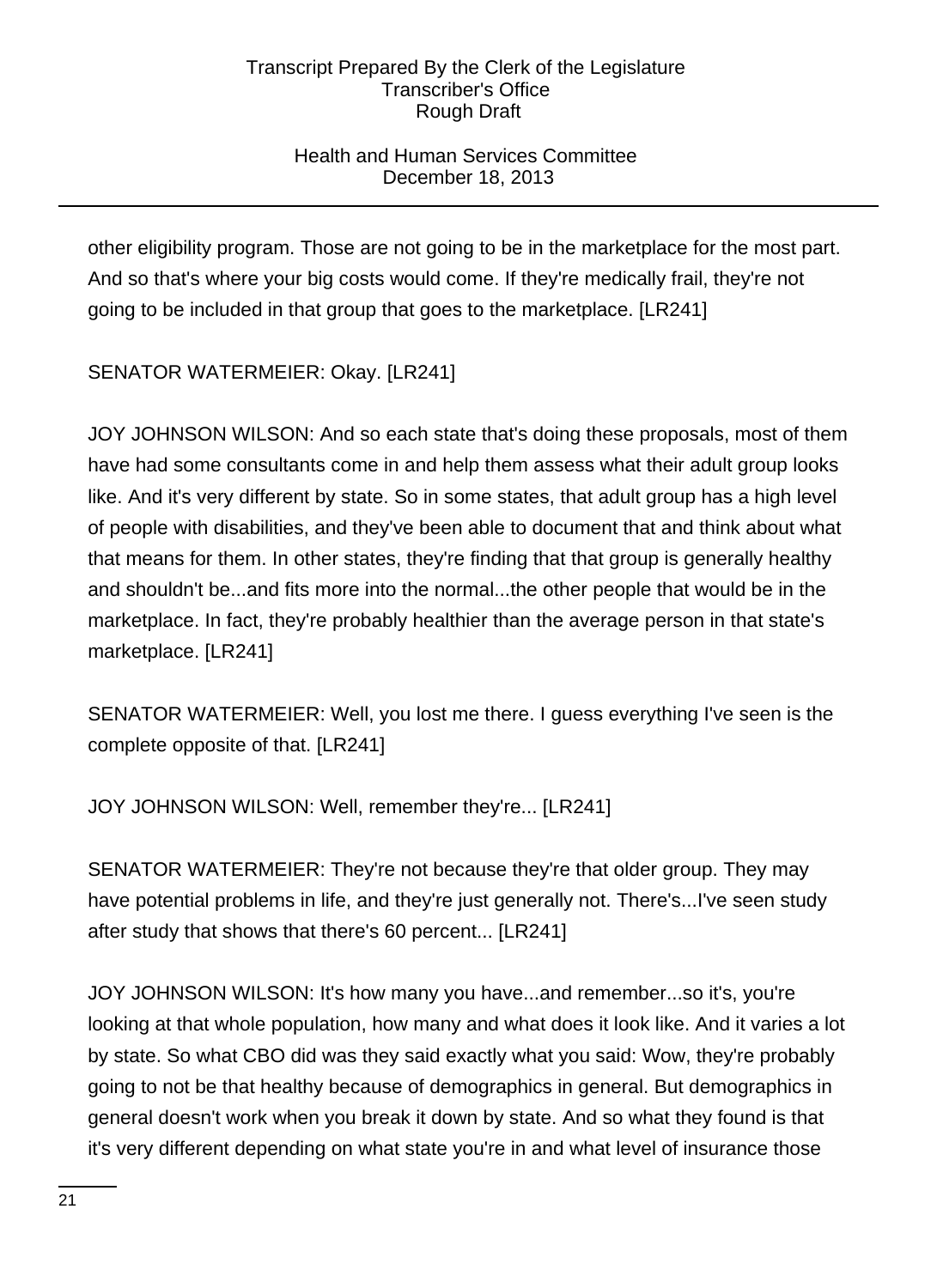other eligibility program. Those are not going to be in the marketplace for the most part. And so that's where your big costs would come. If they're medically frail, they're not going to be included in that group that goes to the marketplace. [LR241]

SENATOR WATERMEIER: Okay. [LR241]

JOY JOHNSON WILSON: And so each state that's doing these proposals, most of them have had some consultants come in and help them assess what their adult group looks like. And it's very different by state. So in some states, that adult group has a high level of people with disabilities, and they've been able to document that and think about what that means for them. In other states, they're finding that that group is generally healthy and shouldn't be...and fits more into the normal...the other people that would be in the marketplace. In fact, they're probably healthier than the average person in that state's marketplace. [LR241]

SENATOR WATERMEIER: Well, you lost me there. I guess everything I've seen is the complete opposite of that. [LR241]

JOY JOHNSON WILSON: Well, remember they're... [LR241]

SENATOR WATERMEIER: They're not because they're that older group. They may have potential problems in life, and they're just generally not. There's...I've seen study after study that shows that there's 60 percent... [LR241]

JOY JOHNSON WILSON: It's how many you have...and remember...so it's, you're looking at that whole population, how many and what does it look like. And it varies a lot by state. So what CBO did was they said exactly what you said: Wow, they're probably going to not be that healthy because of demographics in general. But demographics in general doesn't work when you break it down by state. And so what they found is that it's very different depending on what state you're in and what level of insurance those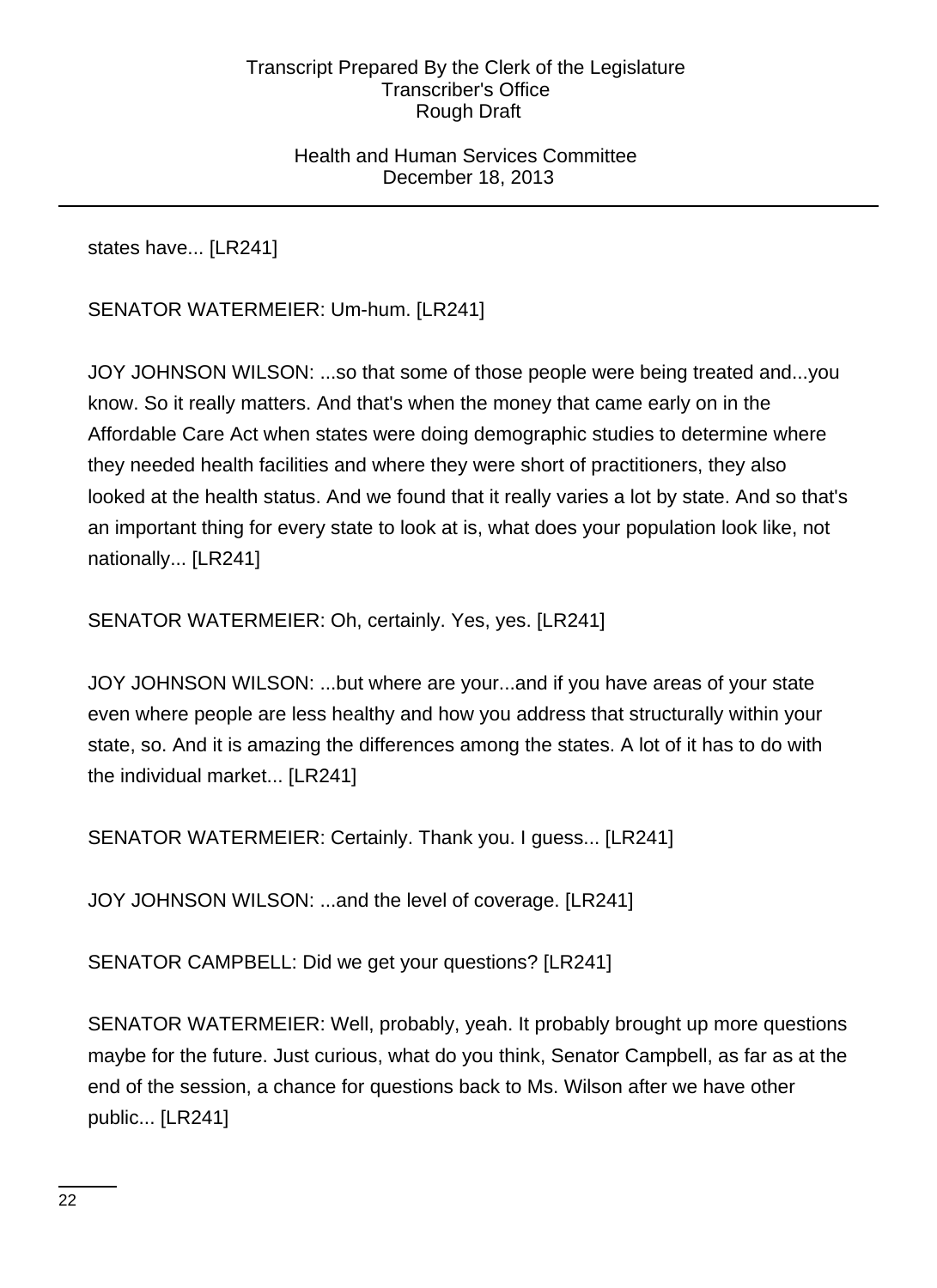states have... [LR241]

SENATOR WATERMEIER: Um-hum. [LR241]

JOY JOHNSON WILSON: ...so that some of those people were being treated and...you know. So it really matters. And that's when the money that came early on in the Affordable Care Act when states were doing demographic studies to determine where they needed health facilities and where they were short of practitioners, they also looked at the health status. And we found that it really varies a lot by state. And so that's an important thing for every state to look at is, what does your population look like, not nationally... [LR241]

SENATOR WATERMEIER: Oh, certainly. Yes, yes. [LR241]

JOY JOHNSON WILSON: ...but where are your...and if you have areas of your state even where people are less healthy and how you address that structurally within your state, so. And it is amazing the differences among the states. A lot of it has to do with the individual market... [LR241]

SENATOR WATERMEIER: Certainly. Thank you. I guess... [LR241]

JOY JOHNSON WILSON: ...and the level of coverage. [LR241]

SENATOR CAMPBELL: Did we get your questions? [LR241]

SENATOR WATERMEIER: Well, probably, yeah. It probably brought up more questions maybe for the future. Just curious, what do you think, Senator Campbell, as far as at the end of the session, a chance for questions back to Ms. Wilson after we have other public... [LR241]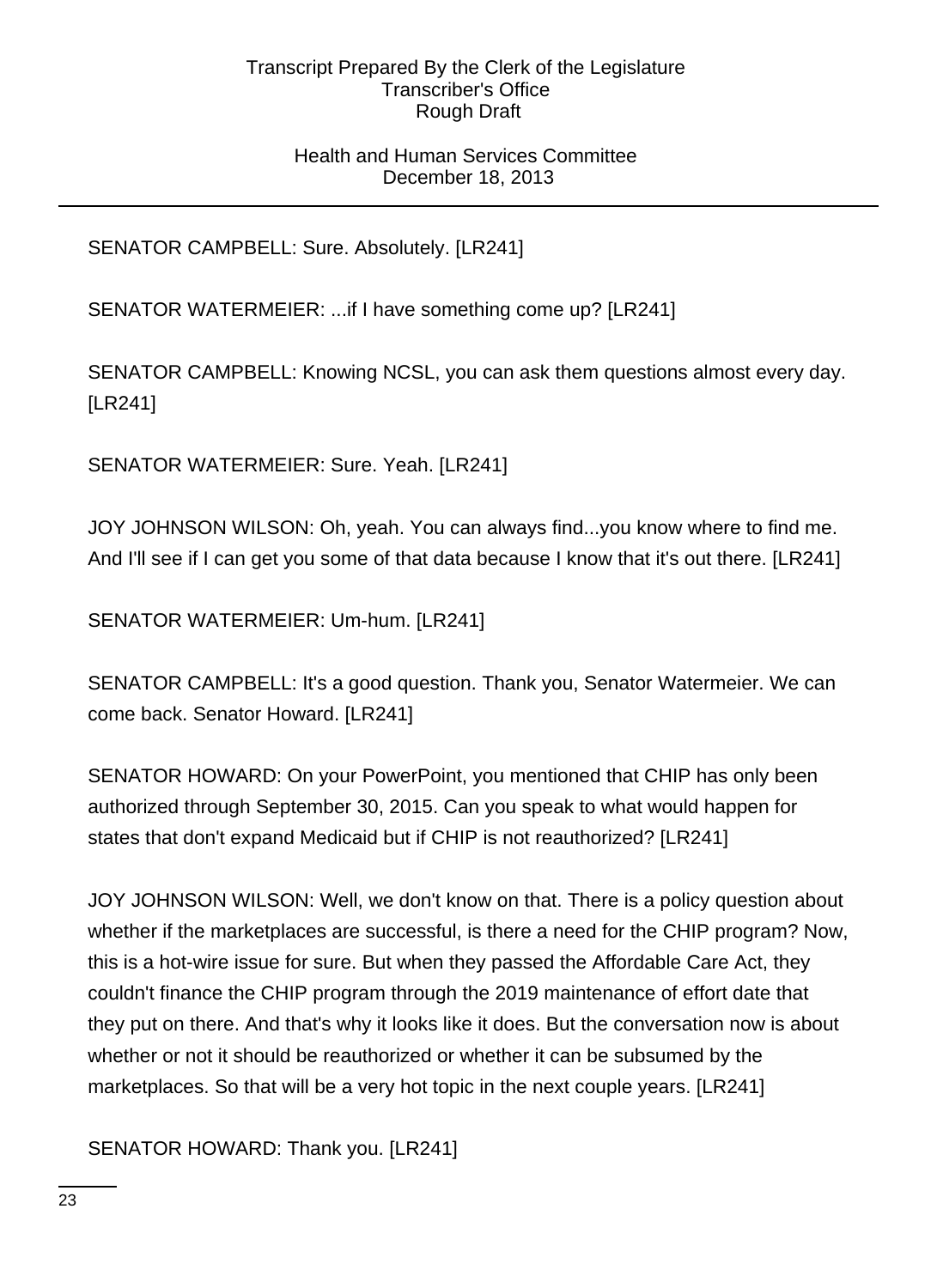SENATOR CAMPBELL: Sure. Absolutely. [LR241]

SENATOR WATERMEIER: ...if I have something come up? [LR241]

SENATOR CAMPBELL: Knowing NCSL, you can ask them questions almost every day. [LR241]

SENATOR WATERMEIER: Sure. Yeah. [LR241]

JOY JOHNSON WILSON: Oh, yeah. You can always find...you know where to find me. And I'll see if I can get you some of that data because I know that it's out there. [LR241]

SENATOR WATERMEIER: Um-hum. [LR241]

SENATOR CAMPBELL: It's a good question. Thank you, Senator Watermeier. We can come back. Senator Howard. [LR241]

SENATOR HOWARD: On your PowerPoint, you mentioned that CHIP has only been authorized through September 30, 2015. Can you speak to what would happen for states that don't expand Medicaid but if CHIP is not reauthorized? [LR241]

JOY JOHNSON WILSON: Well, we don't know on that. There is a policy question about whether if the marketplaces are successful, is there a need for the CHIP program? Now, this is a hot-wire issue for sure. But when they passed the Affordable Care Act, they couldn't finance the CHIP program through the 2019 maintenance of effort date that they put on there. And that's why it looks like it does. But the conversation now is about whether or not it should be reauthorized or whether it can be subsumed by the marketplaces. So that will be a very hot topic in the next couple years. [LR241]

SENATOR HOWARD: Thank you. [LR241]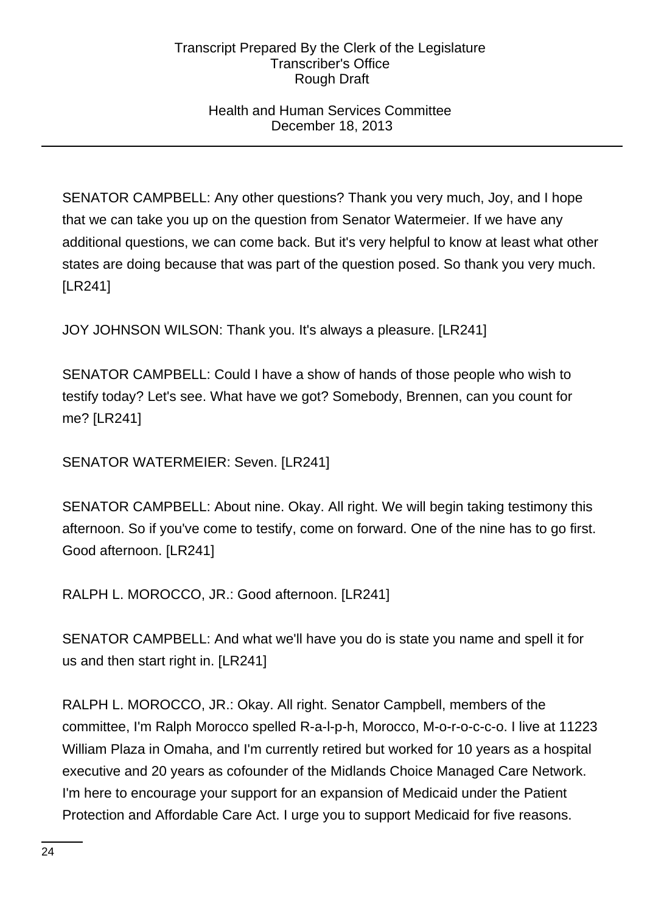SENATOR CAMPBELL: Any other questions? Thank you very much, Joy, and I hope that we can take you up on the question from Senator Watermeier. If we have any additional questions, we can come back. But it's very helpful to know at least what other states are doing because that was part of the question posed. So thank you very much. [LR241]

JOY JOHNSON WILSON: Thank you. It's always a pleasure. [LR241]

SENATOR CAMPBELL: Could I have a show of hands of those people who wish to testify today? Let's see. What have we got? Somebody, Brennen, can you count for me? [LR241]

SENATOR WATERMEIER: Seven. [LR241]

SENATOR CAMPBELL: About nine. Okay. All right. We will begin taking testimony this afternoon. So if you've come to testify, come on forward. One of the nine has to go first. Good afternoon. [LR241]

RALPH L. MOROCCO, JR.: Good afternoon. [LR241]

SENATOR CAMPBELL: And what we'll have you do is state you name and spell it for us and then start right in. [LR241]

RALPH L. MOROCCO, JR.: Okay. All right. Senator Campbell, members of the committee, I'm Ralph Morocco spelled R-a-l-p-h, Morocco, M-o-r-o-c-c-o. I live at 11223 William Plaza in Omaha, and I'm currently retired but worked for 10 years as a hospital executive and 20 years as cofounder of the Midlands Choice Managed Care Network. I'm here to encourage your support for an expansion of Medicaid under the Patient Protection and Affordable Care Act. I urge you to support Medicaid for five reasons.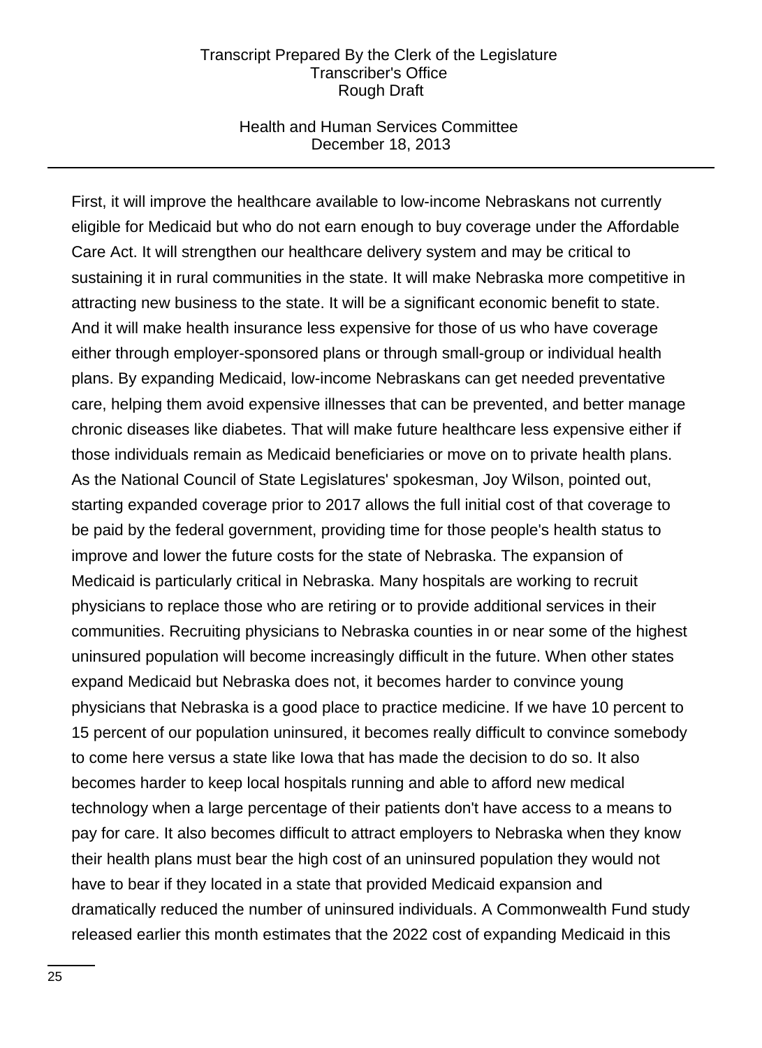First, it will improve the healthcare available to low-income Nebraskans not currently eligible for Medicaid but who do not earn enough to buy coverage under the Affordable Care Act. It will strengthen our healthcare delivery system and may be critical to sustaining it in rural communities in the state. It will make Nebraska more competitive in attracting new business to the state. It will be a significant economic benefit to state. And it will make health insurance less expensive for those of us who have coverage either through employer-sponsored plans or through small-group or individual health plans. By expanding Medicaid, low-income Nebraskans can get needed preventative care, helping them avoid expensive illnesses that can be prevented, and better manage chronic diseases like diabetes. That will make future healthcare less expensive either if those individuals remain as Medicaid beneficiaries or move on to private health plans. As the National Council of State Legislatures' spokesman, Joy Wilson, pointed out, starting expanded coverage prior to 2017 allows the full initial cost of that coverage to be paid by the federal government, providing time for those people's health status to improve and lower the future costs for the state of Nebraska. The expansion of Medicaid is particularly critical in Nebraska. Many hospitals are working to recruit physicians to replace those who are retiring or to provide additional services in their communities. Recruiting physicians to Nebraska counties in or near some of the highest uninsured population will become increasingly difficult in the future. When other states expand Medicaid but Nebraska does not, it becomes harder to convince young physicians that Nebraska is a good place to practice medicine. If we have 10 percent to 15 percent of our population uninsured, it becomes really difficult to convince somebody to come here versus a state like Iowa that has made the decision to do so. It also becomes harder to keep local hospitals running and able to afford new medical technology when a large percentage of their patients don't have access to a means to pay for care. It also becomes difficult to attract employers to Nebraska when they know their health plans must bear the high cost of an uninsured population they would not have to bear if they located in a state that provided Medicaid expansion and dramatically reduced the number of uninsured individuals. A Commonwealth Fund study released earlier this month estimates that the 2022 cost of expanding Medicaid in this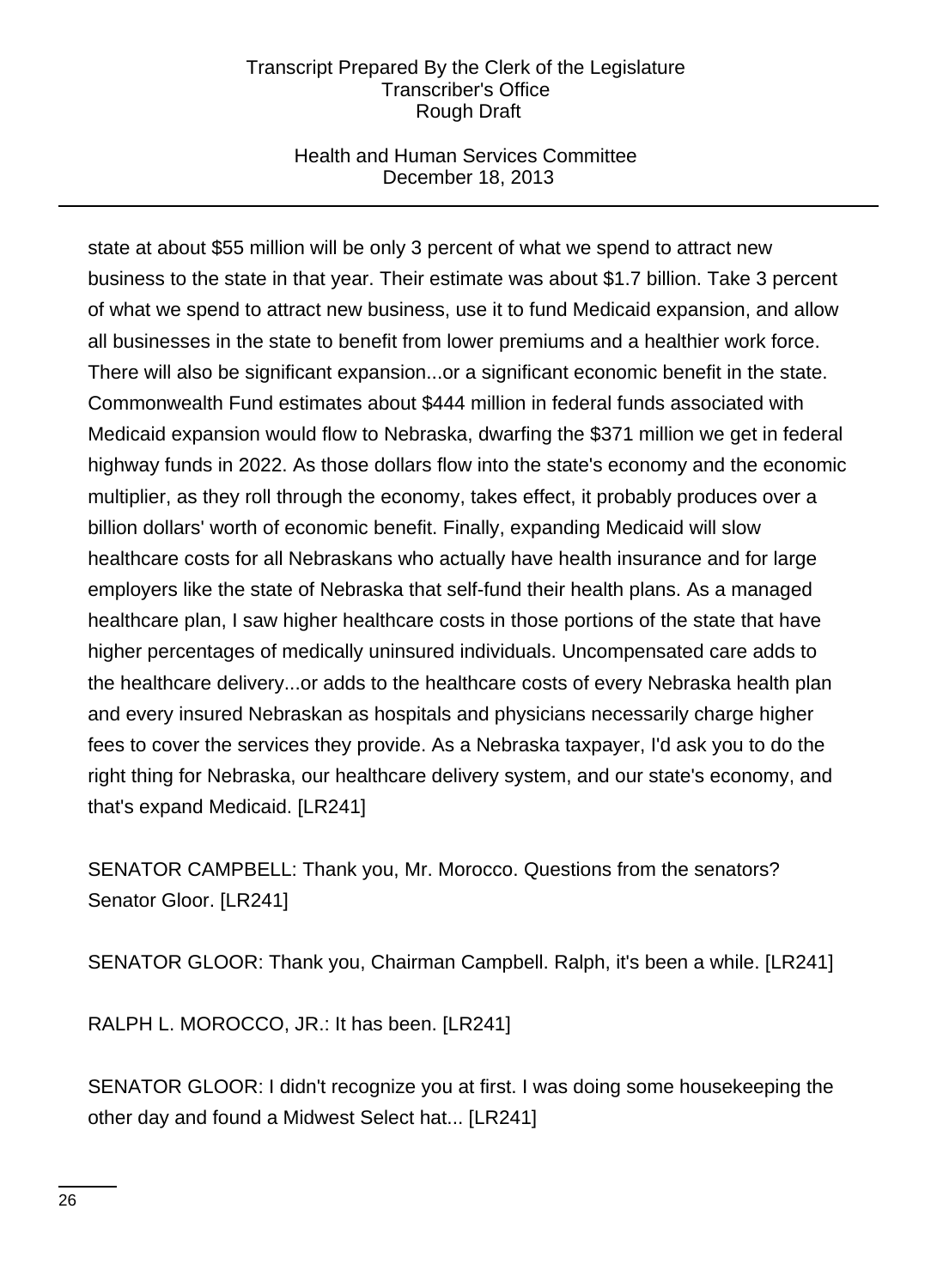state at about $55 million will be only 3 percent of what we spend to attract new business to the state in that year. Their estimate was about $1.7 billion. Take 3 percent of what we spend to attract new business, use it to fund Medicaid expansion, and allow all businesses in the state to benefit from lower premiums and a healthier work force. There will also be significant expansion...or a significant economic benefit in the state. Commonwealth Fund estimates about $444 million in federal funds associated with Medicaid expansion would flow to Nebraska, dwarfing the $371 million we get in federal highway funds in 2022. As those dollars flow into the state's economy and the economic multiplier, as they roll through the economy, takes effect, it probably produces over a billion dollars' worth of economic benefit. Finally, expanding Medicaid will slow healthcare costs for all Nebraskans who actually have health insurance and for large employers like the state of Nebraska that self-fund their health plans. As a managed healthcare plan, I saw higher healthcare costs in those portions of the state that have higher percentages of medically uninsured individuals. Uncompensated care adds to the healthcare delivery...or adds to the healthcare costs of every Nebraska health plan and every insured Nebraskan as hospitals and physicians necessarily charge higher fees to cover the services they provide. As a Nebraska taxpayer, I'd ask you to do the right thing for Nebraska, our healthcare delivery system, and our state's economy, and that's expand Medicaid. [LR241]

SENATOR CAMPBELL: Thank you, Mr. Morocco. Questions from the senators? Senator Gloor. [LR241]

SENATOR GLOOR: Thank you, Chairman Campbell. Ralph, it's been a while. [LR241]

RALPH L. MOROCCO, JR.: It has been. [LR241]

SENATOR GLOOR: I didn't recognize you at first. I was doing some housekeeping the other day and found a Midwest Select hat... [LR241]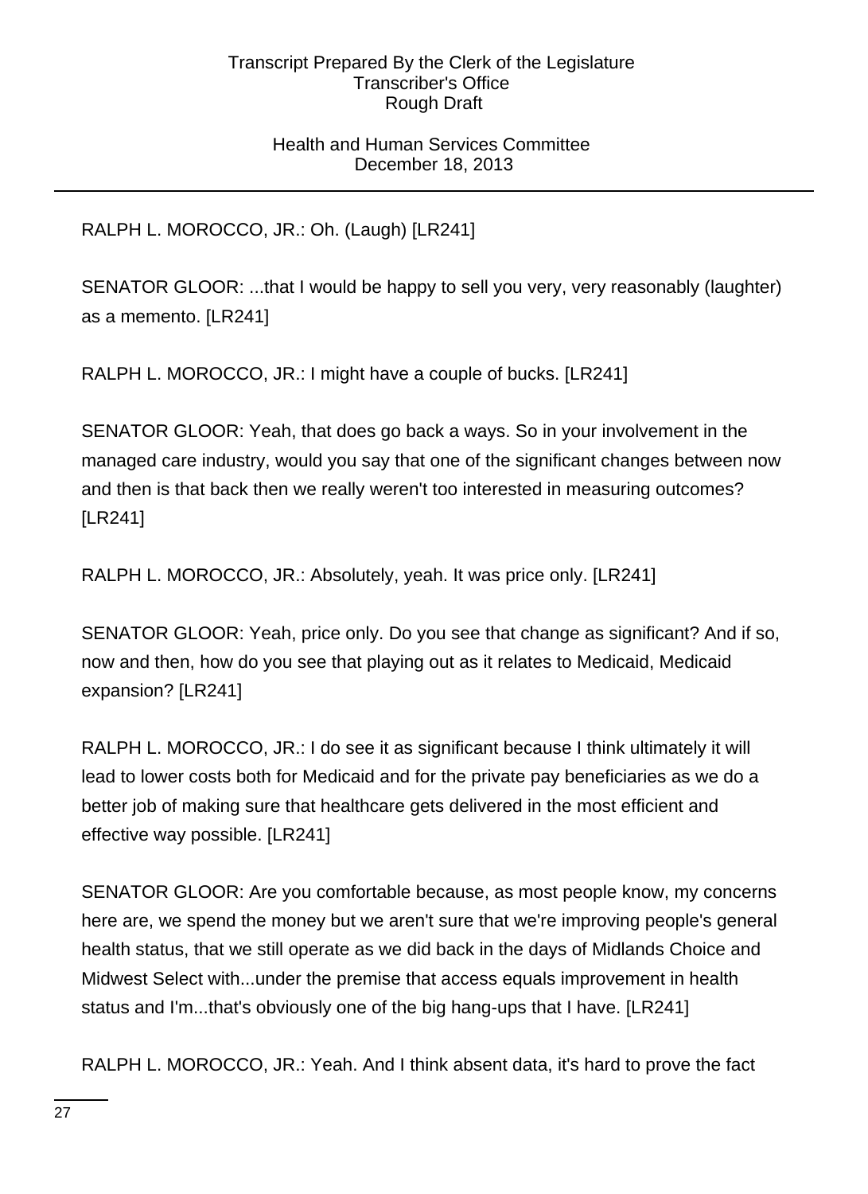RALPH L. MOROCCO, JR.: Oh. (Laugh) [LR241]

SENATOR GLOOR: ...that I would be happy to sell you very, very reasonably (laughter) as a memento. [LR241]

RALPH L. MOROCCO, JR.: I might have a couple of bucks. [LR241]

SENATOR GLOOR: Yeah, that does go back a ways. So in your involvement in the managed care industry, would you say that one of the significant changes between now and then is that back then we really weren't too interested in measuring outcomes? [LR241]

RALPH L. MOROCCO, JR.: Absolutely, yeah. It was price only. [LR241]

SENATOR GLOOR: Yeah, price only. Do you see that change as significant? And if so, now and then, how do you see that playing out as it relates to Medicaid, Medicaid expansion? [LR241]

RALPH L. MOROCCO, JR.: I do see it as significant because I think ultimately it will lead to lower costs both for Medicaid and for the private pay beneficiaries as we do a better job of making sure that healthcare gets delivered in the most efficient and effective way possible. [LR241]

SENATOR GLOOR: Are you comfortable because, as most people know, my concerns here are, we spend the money but we aren't sure that we're improving people's general health status, that we still operate as we did back in the days of Midlands Choice and Midwest Select with...under the premise that access equals improvement in health status and I'm...that's obviously one of the big hang-ups that I have. [LR241]

RALPH L. MOROCCO, JR.: Yeah. And I think absent data, it's hard to prove the fact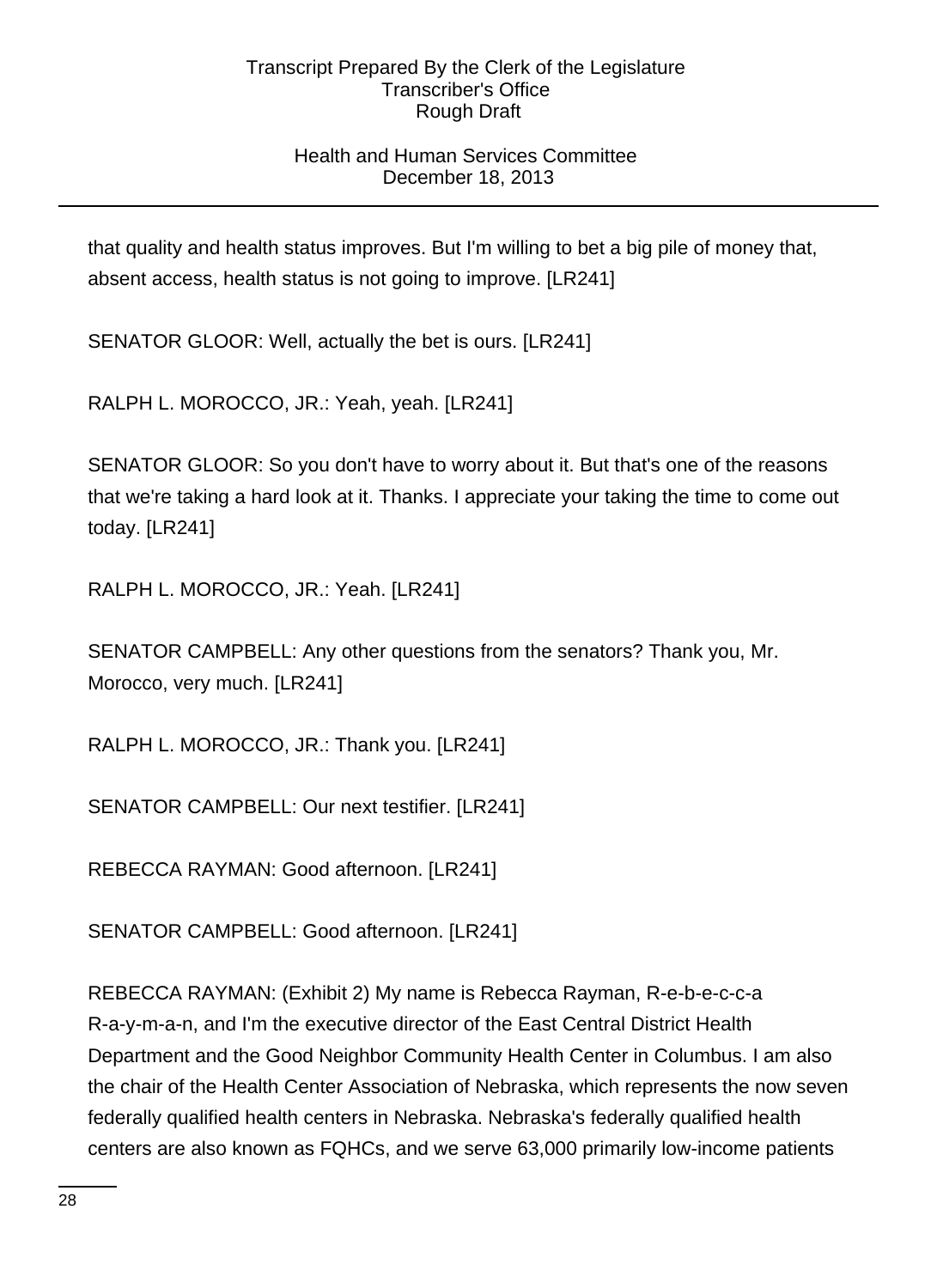that quality and health status improves. But I'm willing to bet a big pile of money that, absent access, health status is not going to improve. [LR241]

SENATOR GLOOR: Well, actually the bet is ours. [LR241]

RALPH L. MOROCCO, JR.: Yeah, yeah. [LR241]

SENATOR GLOOR: So you don't have to worry about it. But that's one of the reasons that we're taking a hard look at it. Thanks. I appreciate your taking the time to come out today. [LR241]

RALPH L. MOROCCO, JR.: Yeah. [LR241]

SENATOR CAMPBELL: Any other questions from the senators? Thank you, Mr. Morocco, very much. [LR241]

RALPH L. MOROCCO, JR.: Thank you. [LR241]

SENATOR CAMPBELL: Our next testifier. [LR241]

REBECCA RAYMAN: Good afternoon. [LR241]

SENATOR CAMPBELL: Good afternoon. [LR241]

REBECCA RAYMAN: (Exhibit 2) My name is Rebecca Rayman, R-e-b-e-c-c-a R-a-y-m-a-n, and I'm the executive director of the East Central District Health Department and the Good Neighbor Community Health Center in Columbus. I am also the chair of the Health Center Association of Nebraska, which represents the now seven federally qualified health centers in Nebraska. Nebraska's federally qualified health centers are also known as FQHCs, and we serve 63,000 primarily low-income patients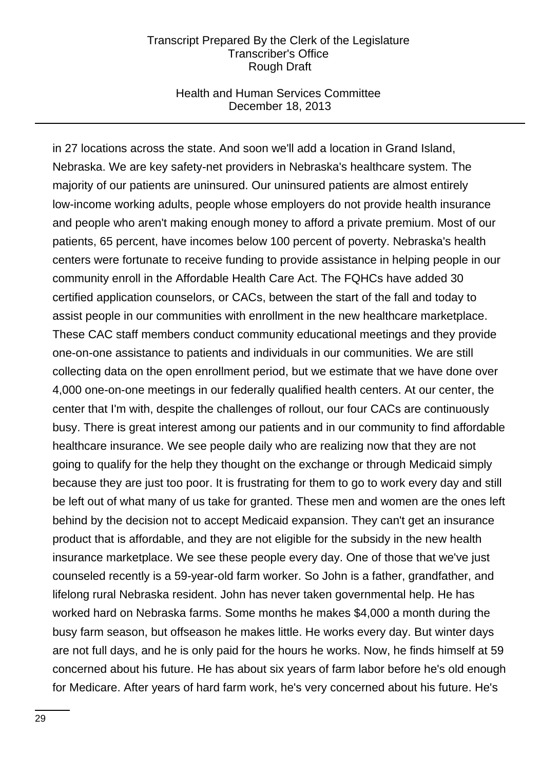in 27 locations across the state. And soon we'll add a location in Grand Island, Nebraska. We are key safety-net providers in Nebraska's healthcare system. The majority of our patients are uninsured. Our uninsured patients are almost entirely low-income working adults, people whose employers do not provide health insurance and people who aren't making enough money to afford a private premium. Most of our patients, 65 percent, have incomes below 100 percent of poverty. Nebraska's health centers were fortunate to receive funding to provide assistance in helping people in our community enroll in the Affordable Health Care Act. The FQHCs have added 30 certified application counselors, or CACs, between the start of the fall and today to assist people in our communities with enrollment in the new healthcare marketplace. These CAC staff members conduct community educational meetings and they provide one-on-one assistance to patients and individuals in our communities. We are still collecting data on the open enrollment period, but we estimate that we have done over 4,000 one-on-one meetings in our federally qualified health centers. At our center, the center that I'm with, despite the challenges of rollout, our four CACs are continuously busy. There is great interest among our patients and in our community to find affordable healthcare insurance. We see people daily who are realizing now that they are not going to qualify for the help they thought on the exchange or through Medicaid simply because they are just too poor. It is frustrating for them to go to work every day and still be left out of what many of us take for granted. These men and women are the ones left behind by the decision not to accept Medicaid expansion. They can't get an insurance product that is affordable, and they are not eligible for the subsidy in the new health insurance marketplace. We see these people every day. One of those that we've just counseled recently is a 59-year-old farm worker. So John is a father, grandfather, and lifelong rural Nebraska resident. John has never taken governmental help. He has worked hard on Nebraska farms. Some months he makes $4,000 a month during the busy farm season, but offseason he makes little. He works every day. But winter days are not full days, and he is only paid for the hours he works. Now, he finds himself at 59 concerned about his future. He has about six years of farm labor before he's old enough for Medicare. After years of hard farm work, he's very concerned about his future. He's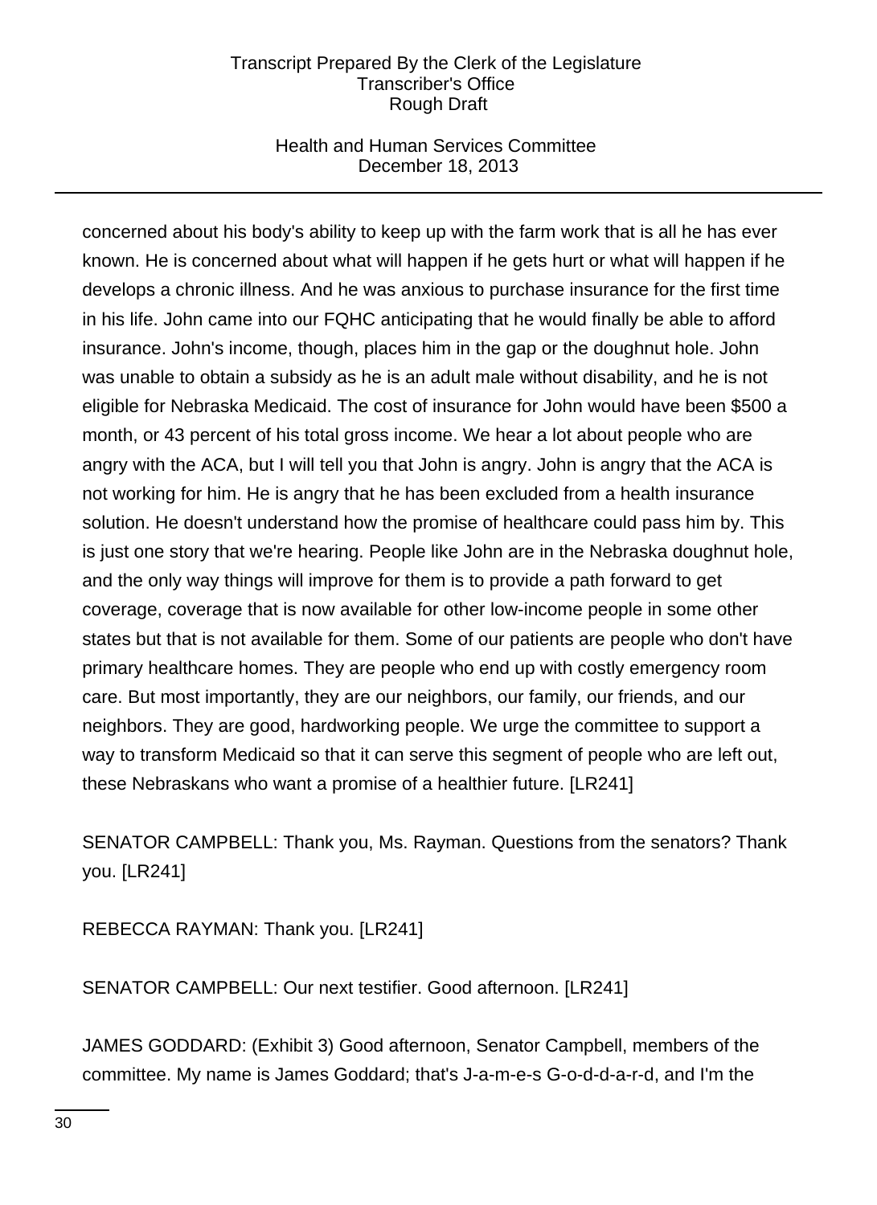concerned about his body's ability to keep up with the farm work that is all he has ever known. He is concerned about what will happen if he gets hurt or what will happen if he develops a chronic illness. And he was anxious to purchase insurance for the first time in his life. John came into our FQHC anticipating that he would finally be able to afford insurance. John's income, though, places him in the gap or the doughnut hole. John was unable to obtain a subsidy as he is an adult male without disability, and he is not eligible for Nebraska Medicaid. The cost of insurance for John would have been $500 a month, or 43 percent of his total gross income. We hear a lot about people who are angry with the ACA, but I will tell you that John is angry. John is angry that the ACA is not working for him. He is angry that he has been excluded from a health insurance solution. He doesn't understand how the promise of healthcare could pass him by. This is just one story that we're hearing. People like John are in the Nebraska doughnut hole, and the only way things will improve for them is to provide a path forward to get coverage, coverage that is now available for other low-income people in some other states but that is not available for them. Some of our patients are people who don't have primary healthcare homes. They are people who end up with costly emergency room care. But most importantly, they are our neighbors, our family, our friends, and our neighbors. They are good, hardworking people. We urge the committee to support a way to transform Medicaid so that it can serve this segment of people who are left out, these Nebraskans who want a promise of a healthier future. [LR241]

SENATOR CAMPBELL: Thank you, Ms. Rayman. Questions from the senators? Thank you. [LR241]

REBECCA RAYMAN: Thank you. [LR241]

SENATOR CAMPBELL: Our next testifier. Good afternoon. [LR241]

JAMES GODDARD: (Exhibit 3) Good afternoon, Senator Campbell, members of the committee. My name is James Goddard; that's J-a-m-e-s G-o-d-d-a-r-d, and I'm the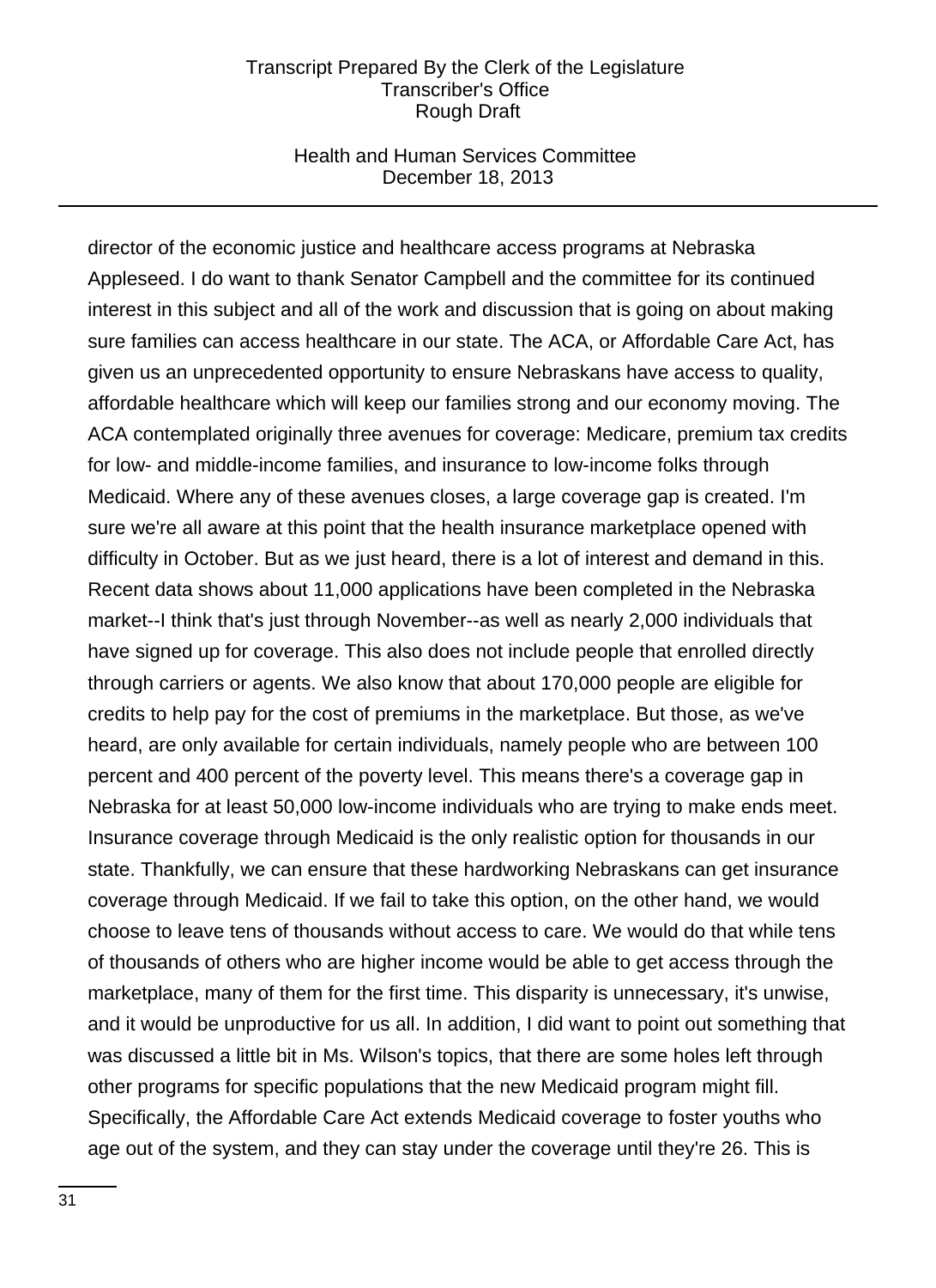director of the economic justice and healthcare access programs at Nebraska Appleseed. I do want to thank Senator Campbell and the committee for its continued interest in this subject and all of the work and discussion that is going on about making sure families can access healthcare in our state. The ACA, or Affordable Care Act, has given us an unprecedented opportunity to ensure Nebraskans have access to quality, affordable healthcare which will keep our families strong and our economy moving. The ACA contemplated originally three avenues for coverage: Medicare, premium tax credits for low- and middle-income families, and insurance to low-income folks through Medicaid. Where any of these avenues closes, a large coverage gap is created. I'm sure we're all aware at this point that the health insurance marketplace opened with difficulty in October. But as we just heard, there is a lot of interest and demand in this. Recent data shows about 11,000 applications have been completed in the Nebraska market--I think that's just through November--as well as nearly 2,000 individuals that have signed up for coverage. This also does not include people that enrolled directly through carriers or agents. We also know that about 170,000 people are eligible for credits to help pay for the cost of premiums in the marketplace. But those, as we've heard, are only available for certain individuals, namely people who are between 100 percent and 400 percent of the poverty level. This means there's a coverage gap in Nebraska for at least 50,000 low-income individuals who are trying to make ends meet. Insurance coverage through Medicaid is the only realistic option for thousands in our state. Thankfully, we can ensure that these hardworking Nebraskans can get insurance coverage through Medicaid. If we fail to take this option, on the other hand, we would choose to leave tens of thousands without access to care. We would do that while tens of thousands of others who are higher income would be able to get access through the marketplace, many of them for the first time. This disparity is unnecessary, it's unwise, and it would be unproductive for us all. In addition, I did want to point out something that was discussed a little bit in Ms. Wilson's topics, that there are some holes left through other programs for specific populations that the new Medicaid program might fill. Specifically, the Affordable Care Act extends Medicaid coverage to foster youths who age out of the system, and they can stay under the coverage until they're 26. This is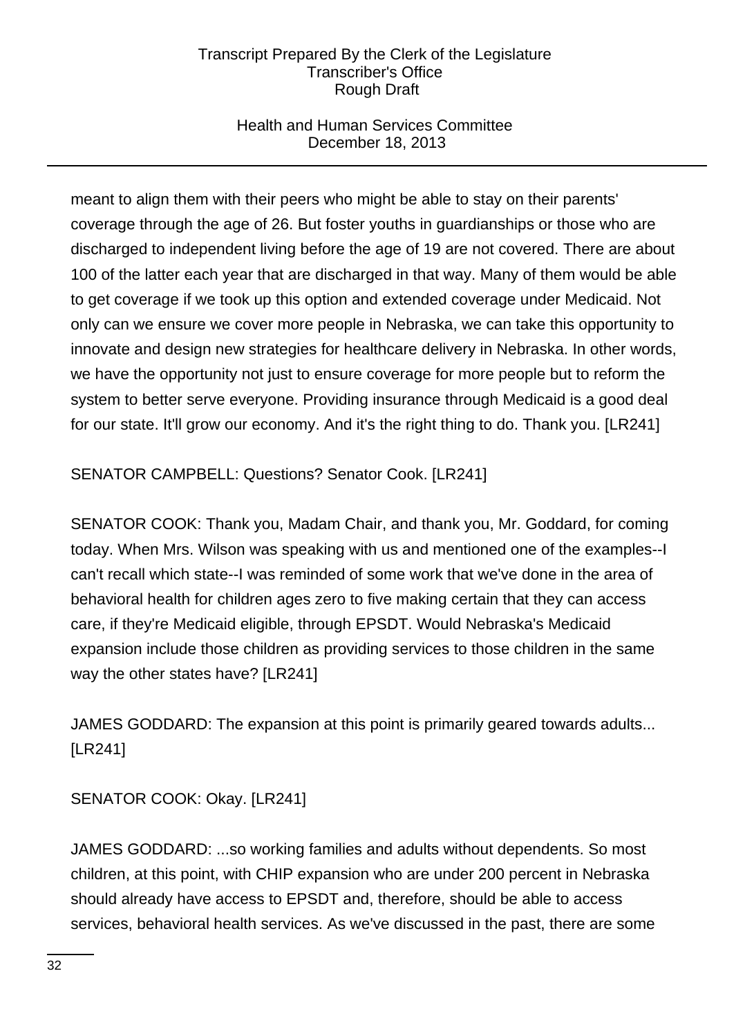meant to align them with their peers who might be able to stay on their parents' coverage through the age of 26. But foster youths in guardianships or those who are discharged to independent living before the age of 19 are not covered. There are about 100 of the latter each year that are discharged in that way. Many of them would be able to get coverage if we took up this option and extended coverage under Medicaid. Not only can we ensure we cover more people in Nebraska, we can take this opportunity to innovate and design new strategies for healthcare delivery in Nebraska. In other words, we have the opportunity not just to ensure coverage for more people but to reform the system to better serve everyone. Providing insurance through Medicaid is a good deal for our state. It'll grow our economy. And it's the right thing to do. Thank you. [LR241]

SENATOR CAMPBELL: Questions? Senator Cook. [LR241]

SENATOR COOK: Thank you, Madam Chair, and thank you, Mr. Goddard, for coming today. When Mrs. Wilson was speaking with us and mentioned one of the examples--I can't recall which state--I was reminded of some work that we've done in the area of behavioral health for children ages zero to five making certain that they can access care, if they're Medicaid eligible, through EPSDT. Would Nebraska's Medicaid expansion include those children as providing services to those children in the same way the other states have? [LR241]

JAMES GODDARD: The expansion at this point is primarily geared towards adults... [LR241]

SENATOR COOK: Okay. [LR241]

JAMES GODDARD: ...so working families and adults without dependents. So most children, at this point, with CHIP expansion who are under 200 percent in Nebraska should already have access to EPSDT and, therefore, should be able to access services, behavioral health services. As we've discussed in the past, there are some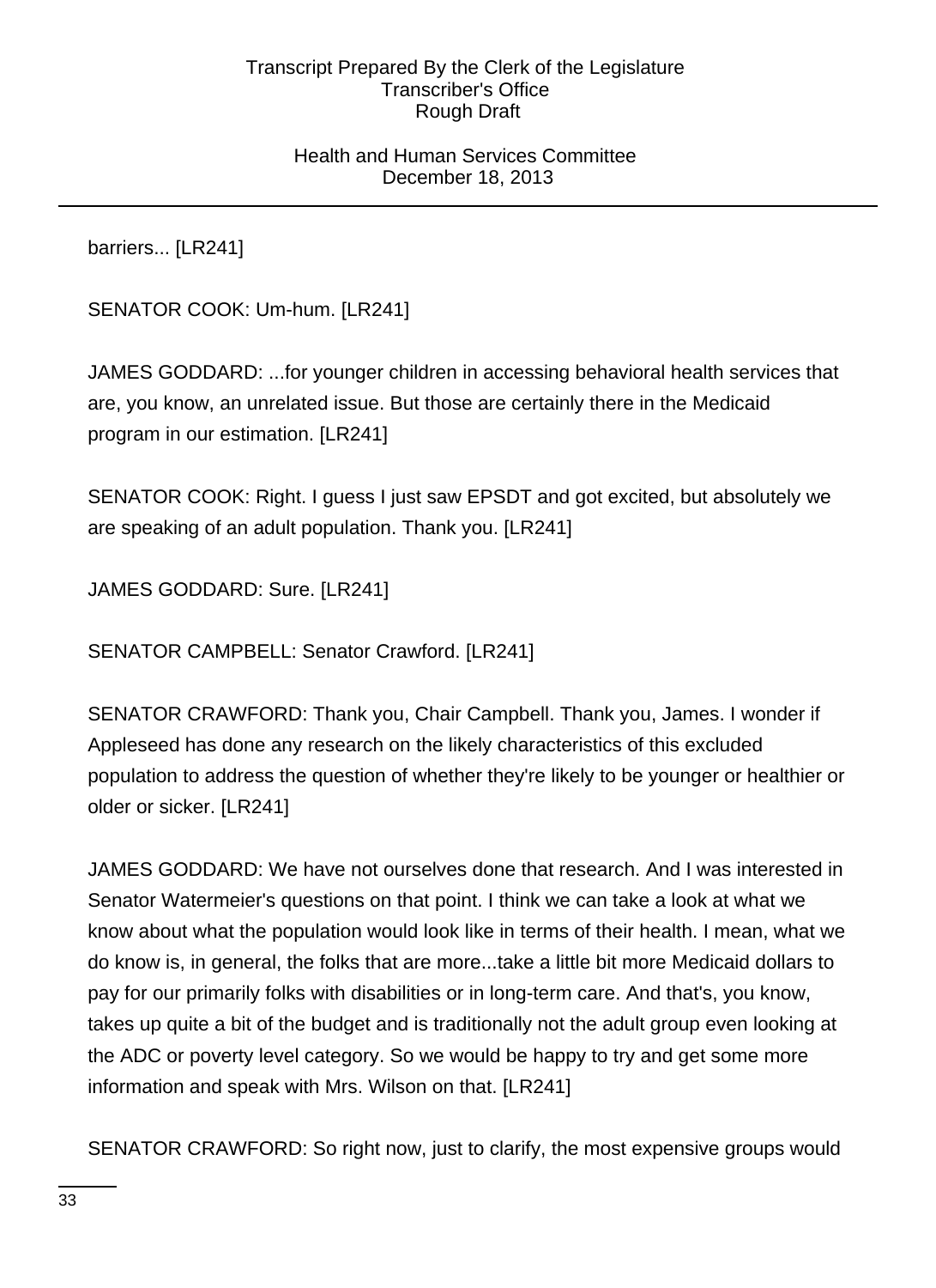barriers... [LR241]

SENATOR COOK: Um-hum. [LR241]

JAMES GODDARD: ...for younger children in accessing behavioral health services that are, you know, an unrelated issue. But those are certainly there in the Medicaid program in our estimation. [LR241]

SENATOR COOK: Right. I guess I just saw EPSDT and got excited, but absolutely we are speaking of an adult population. Thank you. [LR241]

JAMES GODDARD: Sure. [LR241]

SENATOR CAMPBELL: Senator Crawford. [LR241]

SENATOR CRAWFORD: Thank you, Chair Campbell. Thank you, James. I wonder if Appleseed has done any research on the likely characteristics of this excluded population to address the question of whether they're likely to be younger or healthier or older or sicker. [LR241]

JAMES GODDARD: We have not ourselves done that research. And I was interested in Senator Watermeier's questions on that point. I think we can take a look at what we know about what the population would look like in terms of their health. I mean, what we do know is, in general, the folks that are more...take a little bit more Medicaid dollars to pay for our primarily folks with disabilities or in long-term care. And that's, you know, takes up quite a bit of the budget and is traditionally not the adult group even looking at the ADC or poverty level category. So we would be happy to try and get some more information and speak with Mrs. Wilson on that. [LR241]

SENATOR CRAWFORD: So right now, just to clarify, the most expensive groups would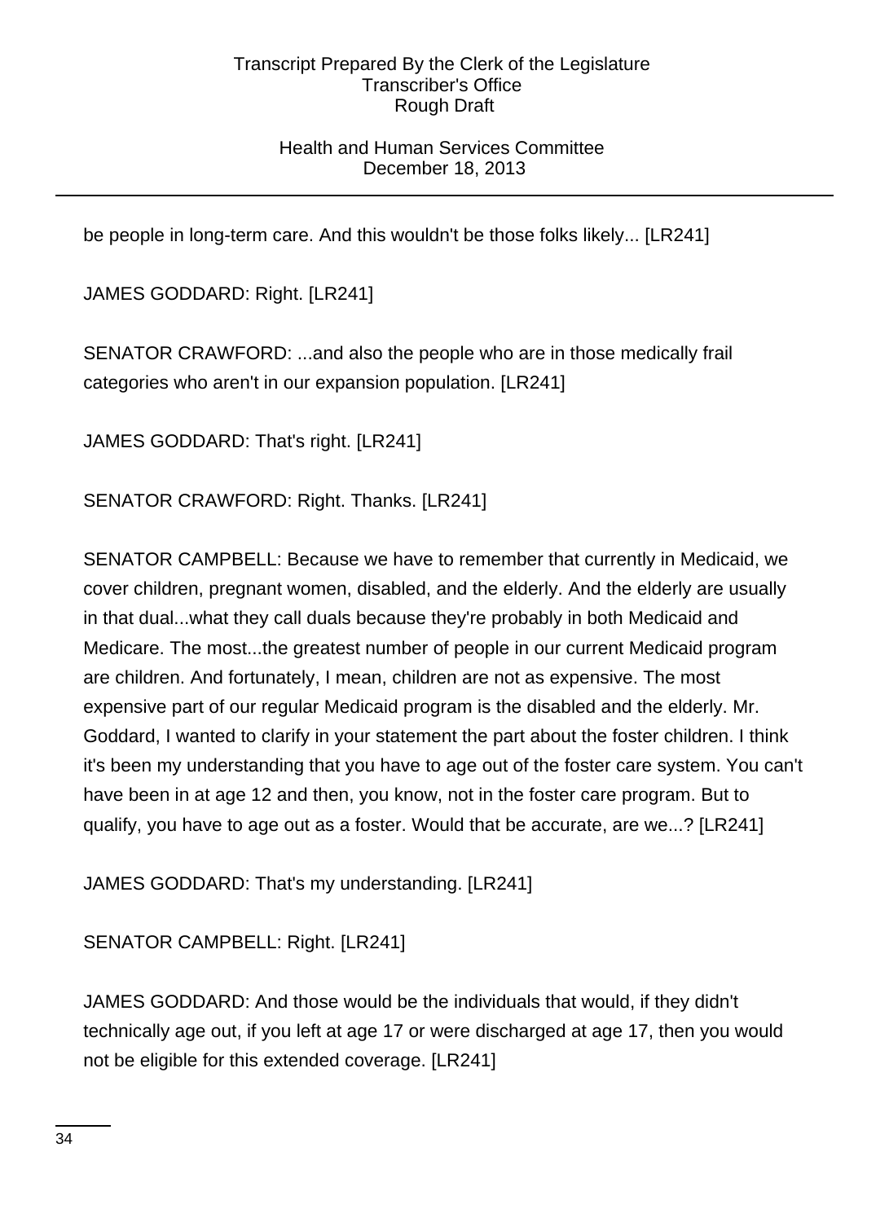be people in long-term care. And this wouldn't be those folks likely... [LR241]

JAMES GODDARD: Right. [LR241]

SENATOR CRAWFORD: ...and also the people who are in those medically frail categories who aren't in our expansion population. [LR241]

JAMES GODDARD: That's right. [LR241]

SENATOR CRAWFORD: Right. Thanks. [LR241]

SENATOR CAMPBELL: Because we have to remember that currently in Medicaid, we cover children, pregnant women, disabled, and the elderly. And the elderly are usually in that dual...what they call duals because they're probably in both Medicaid and Medicare. The most...the greatest number of people in our current Medicaid program are children. And fortunately, I mean, children are not as expensive. The most expensive part of our regular Medicaid program is the disabled and the elderly. Mr. Goddard, I wanted to clarify in your statement the part about the foster children. I think it's been my understanding that you have to age out of the foster care system. You can't have been in at age 12 and then, you know, not in the foster care program. But to qualify, you have to age out as a foster. Would that be accurate, are we...? [LR241]

JAMES GODDARD: That's my understanding. [LR241]

SENATOR CAMPBELL: Right. [LR241]

JAMES GODDARD: And those would be the individuals that would, if they didn't technically age out, if you left at age 17 or were discharged at age 17, then you would not be eligible for this extended coverage. [LR241]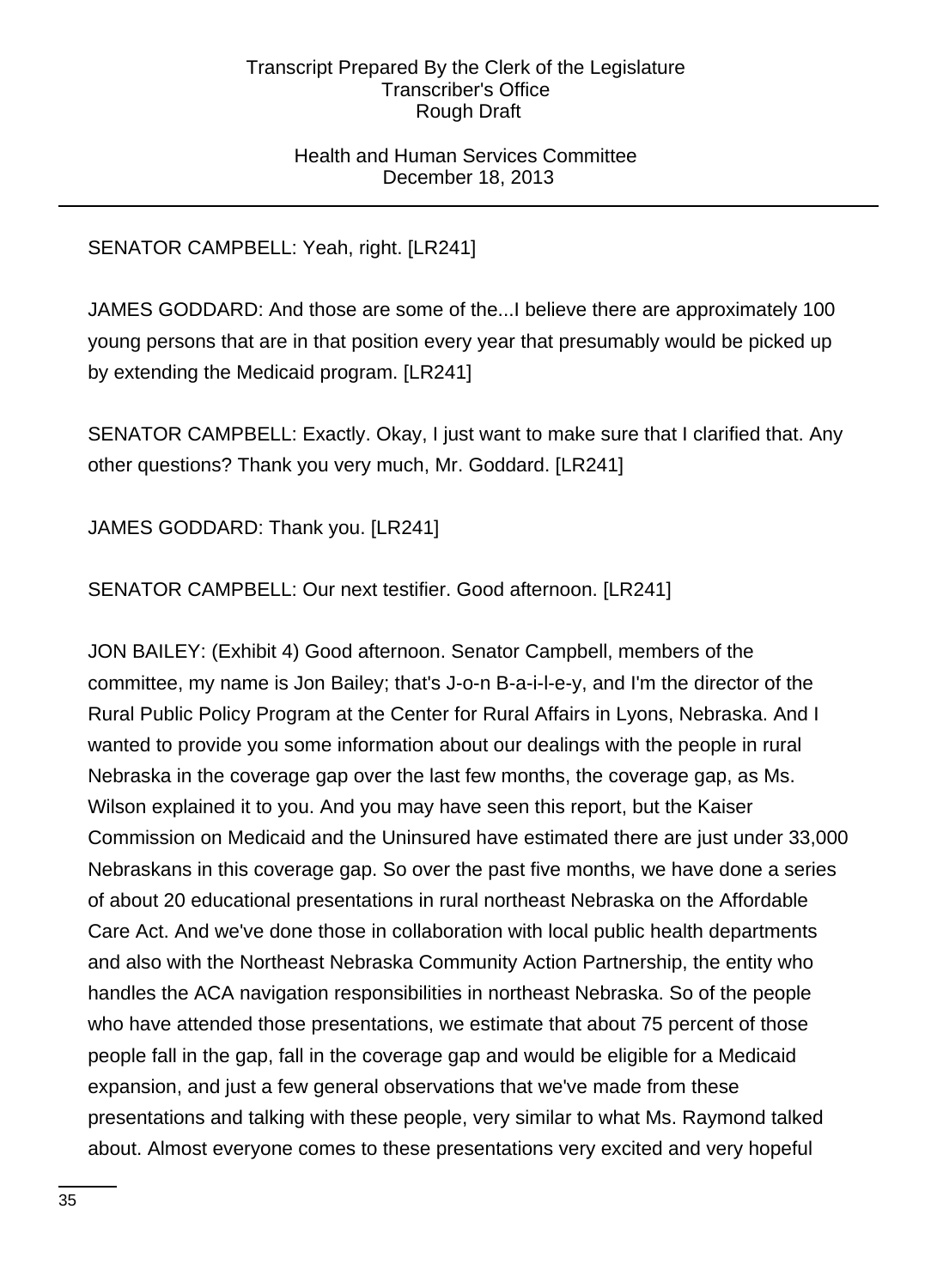SENATOR CAMPBELL: Yeah, right. [LR241]

JAMES GODDARD: And those are some of the...I believe there are approximately 100 young persons that are in that position every year that presumably would be picked up by extending the Medicaid program. [LR241]

SENATOR CAMPBELL: Exactly. Okay, I just want to make sure that I clarified that. Any other questions? Thank you very much, Mr. Goddard. [LR241]

JAMES GODDARD: Thank you. [LR241]

SENATOR CAMPBELL: Our next testifier. Good afternoon. [LR241]

JON BAILEY: (Exhibit 4) Good afternoon. Senator Campbell, members of the committee, my name is Jon Bailey; that's J-o-n B-a-i-l-e-y, and I'm the director of the Rural Public Policy Program at the Center for Rural Affairs in Lyons, Nebraska. And I wanted to provide you some information about our dealings with the people in rural Nebraska in the coverage gap over the last few months, the coverage gap, as Ms. Wilson explained it to you. And you may have seen this report, but the Kaiser Commission on Medicaid and the Uninsured have estimated there are just under 33,000 Nebraskans in this coverage gap. So over the past five months, we have done a series of about 20 educational presentations in rural northeast Nebraska on the Affordable Care Act. And we've done those in collaboration with local public health departments and also with the Northeast Nebraska Community Action Partnership, the entity who handles the ACA navigation responsibilities in northeast Nebraska. So of the people who have attended those presentations, we estimate that about 75 percent of those people fall in the gap, fall in the coverage gap and would be eligible for a Medicaid expansion, and just a few general observations that we've made from these presentations and talking with these people, very similar to what Ms. Raymond talked about. Almost everyone comes to these presentations very excited and very hopeful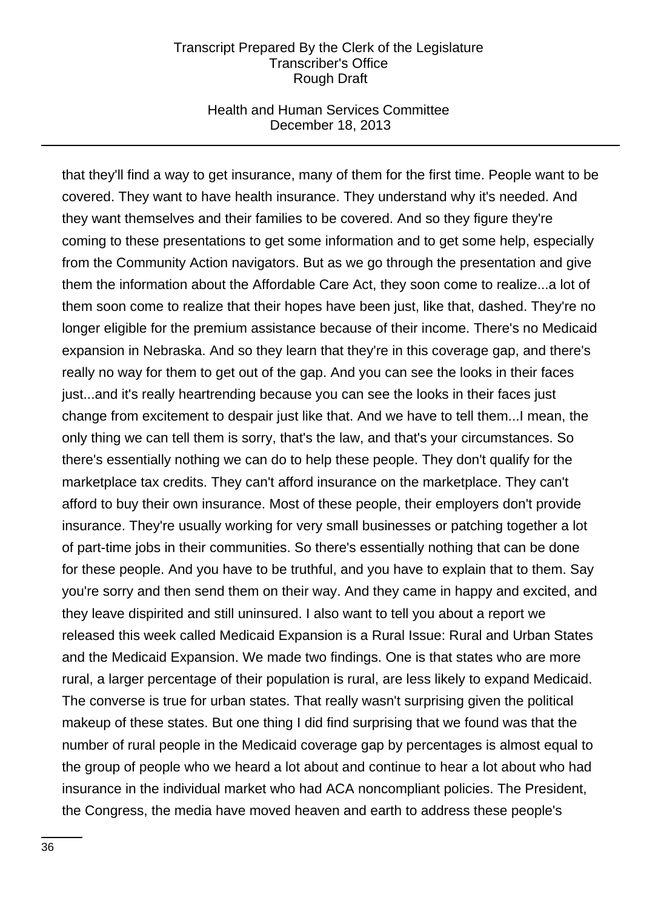that they'll find a way to get insurance, many of them for the first time. People want to be covered. They want to have health insurance. They understand why it's needed. And they want themselves and their families to be covered. And so they figure they're coming to these presentations to get some information and to get some help, especially from the Community Action navigators. But as we go through the presentation and give them the information about the Affordable Care Act, they soon come to realize...a lot of them soon come to realize that their hopes have been just, like that, dashed. They're no longer eligible for the premium assistance because of their income. There's no Medicaid expansion in Nebraska. And so they learn that they're in this coverage gap, and there's really no way for them to get out of the gap. And you can see the looks in their faces just...and it's really heartrending because you can see the looks in their faces just change from excitement to despair just like that. And we have to tell them...I mean, the only thing we can tell them is sorry, that's the law, and that's your circumstances. So there's essentially nothing we can do to help these people. They don't qualify for the marketplace tax credits. They can't afford insurance on the marketplace. They can't afford to buy their own insurance. Most of these people, their employers don't provide insurance. They're usually working for very small businesses or patching together a lot of part-time jobs in their communities. So there's essentially nothing that can be done for these people. And you have to be truthful, and you have to explain that to them. Say you're sorry and then send them on their way. And they came in happy and excited, and they leave dispirited and still uninsured. I also want to tell you about a report we released this week called Medicaid Expansion is a Rural Issue: Rural and Urban States and the Medicaid Expansion. We made two findings. One is that states who are more rural, a larger percentage of their population is rural, are less likely to expand Medicaid. The converse is true for urban states. That really wasn't surprising given the political makeup of these states. But one thing I did find surprising that we found was that the number of rural people in the Medicaid coverage gap by percentages is almost equal to the group of people who we heard a lot about and continue to hear a lot about who had insurance in the individual market who had ACA noncompliant policies. The President, the Congress, the media have moved heaven and earth to address these people's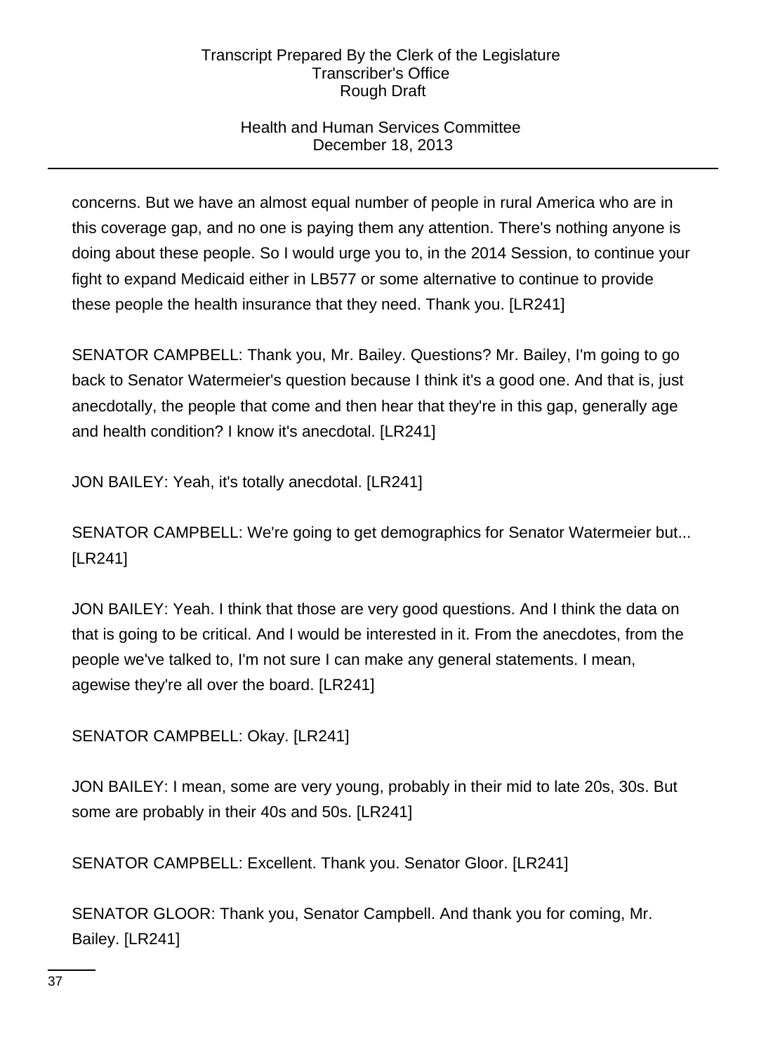concerns. But we have an almost equal number of people in rural America who are in this coverage gap, and no one is paying them any attention. There's nothing anyone is doing about these people. So I would urge you to, in the 2014 Session, to continue your fight to expand Medicaid either in LB577 or some alternative to continue to provide these people the health insurance that they need. Thank you. [LR241]

SENATOR CAMPBELL: Thank you, Mr. Bailey. Questions? Mr. Bailey, I'm going to go back to Senator Watermeier's question because I think it's a good one. And that is, just anecdotally, the people that come and then hear that they're in this gap, generally age and health condition? I know it's anecdotal. [LR241]

JON BAILEY: Yeah, it's totally anecdotal. [LR241]

SENATOR CAMPBELL: We're going to get demographics for Senator Watermeier but... [LR241]

JON BAILEY: Yeah. I think that those are very good questions. And I think the data on that is going to be critical. And I would be interested in it. From the anecdotes, from the people we've talked to, I'm not sure I can make any general statements. I mean, agewise they're all over the board. [LR241]

SENATOR CAMPBELL: Okay. [LR241]

JON BAILEY: I mean, some are very young, probably in their mid to late 20s, 30s. But some are probably in their 40s and 50s. [LR241]

SENATOR CAMPBELL: Excellent. Thank you. Senator Gloor. [LR241]

SENATOR GLOOR: Thank you, Senator Campbell. And thank you for coming, Mr. Bailey. [LR241]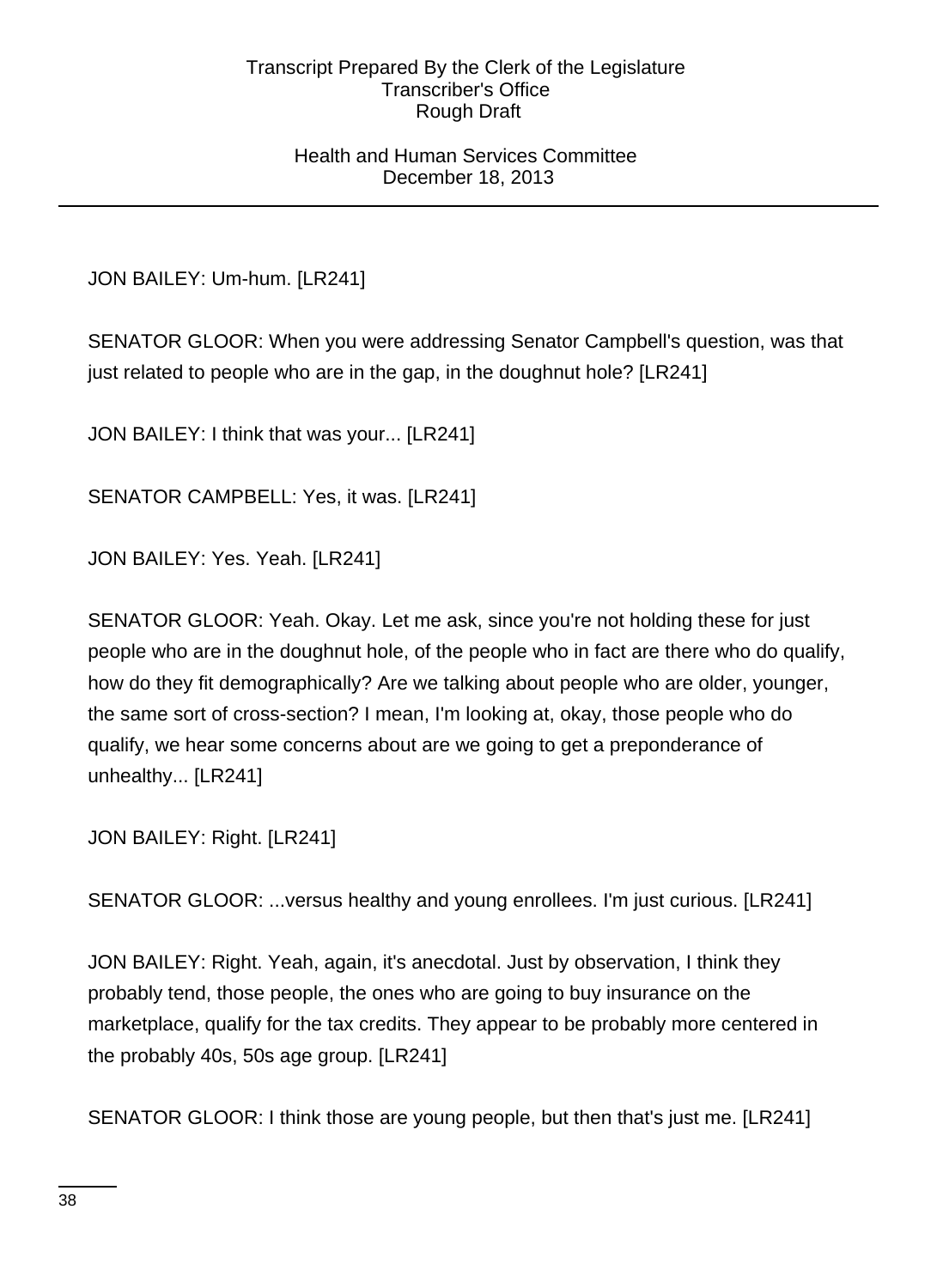JON BAILEY: Um-hum. [LR241]

SENATOR GLOOR: When you were addressing Senator Campbell's question, was that just related to people who are in the gap, in the doughnut hole? [LR241]

JON BAILEY: I think that was your... [LR241]

SENATOR CAMPBELL: Yes, it was. [LR241]

JON BAILEY: Yes. Yeah. [LR241]

SENATOR GLOOR: Yeah. Okay. Let me ask, since you're not holding these for just people who are in the doughnut hole, of the people who in fact are there who do qualify, how do they fit demographically? Are we talking about people who are older, younger, the same sort of cross-section? I mean, I'm looking at, okay, those people who do qualify, we hear some concerns about are we going to get a preponderance of unhealthy... [LR241]

JON BAILEY: Right. [LR241]

SENATOR GLOOR: ...versus healthy and young enrollees. I'm just curious. [LR241]

JON BAILEY: Right. Yeah, again, it's anecdotal. Just by observation, I think they probably tend, those people, the ones who are going to buy insurance on the marketplace, qualify for the tax credits. They appear to be probably more centered in the probably 40s, 50s age group. [LR241]

SENATOR GLOOR: I think those are young people, but then that's just me. [LR241]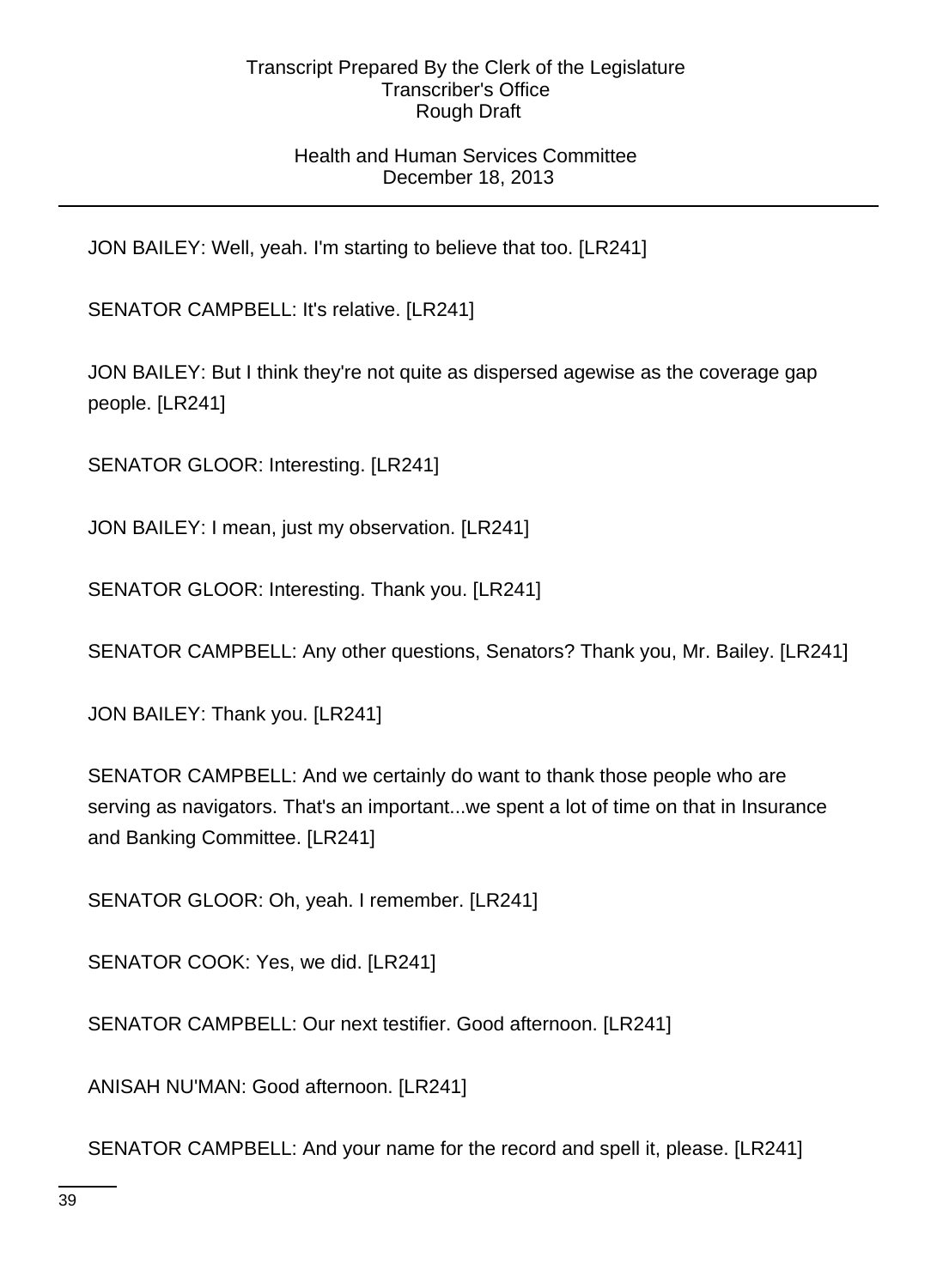JON BAILEY: Well, yeah. I'm starting to believe that too. [LR241]

SENATOR CAMPBELL: It's relative. [LR241]

JON BAILEY: But I think they're not quite as dispersed agewise as the coverage gap people. [LR241]

SENATOR GLOOR: Interesting. [LR241]

JON BAILEY: I mean, just my observation. [LR241]

SENATOR GLOOR: Interesting. Thank you. [LR241]

SENATOR CAMPBELL: Any other questions, Senators? Thank you, Mr. Bailey. [LR241]

JON BAILEY: Thank you. [LR241]

SENATOR CAMPBELL: And we certainly do want to thank those people who are serving as navigators. That's an important...we spent a lot of time on that in Insurance and Banking Committee. [LR241]

SENATOR GLOOR: Oh, yeah. I remember. [LR241]

SENATOR COOK: Yes, we did. [LR241]

SENATOR CAMPBELL: Our next testifier. Good afternoon. [LR241]

ANISAH NU'MAN: Good afternoon. [LR241]

SENATOR CAMPBELL: And your name for the record and spell it, please. [LR241]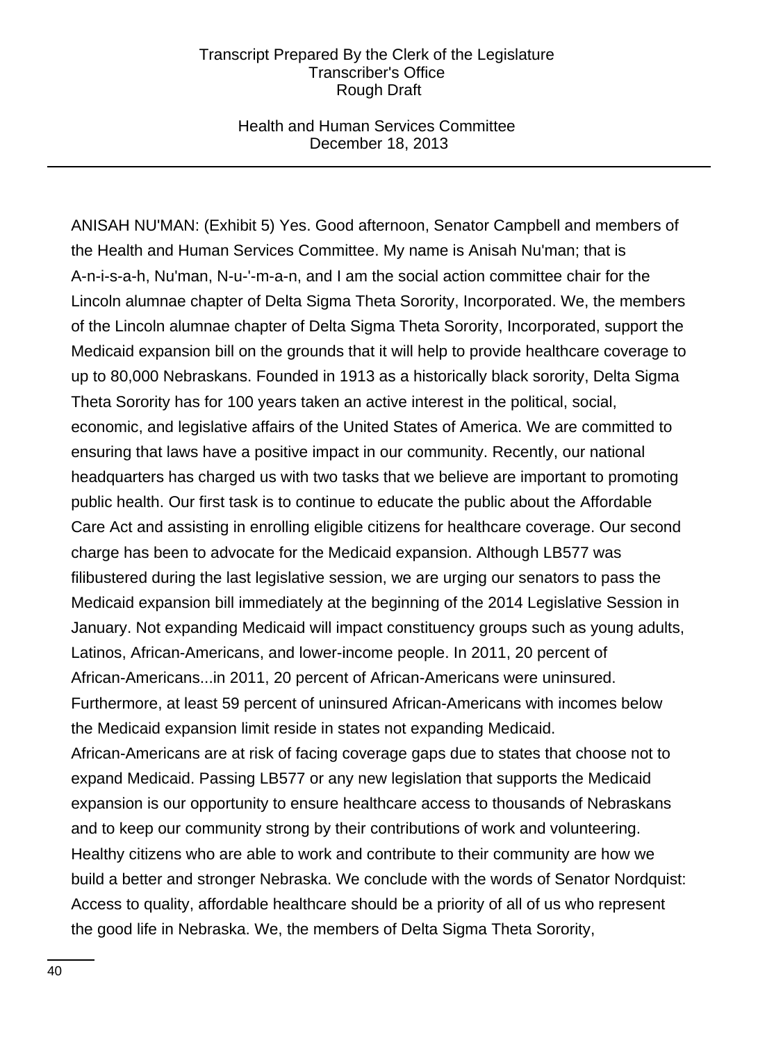ANISAH NU'MAN: (Exhibit 5) Yes. Good afternoon, Senator Campbell and members of the Health and Human Services Committee. My name is Anisah Nu'man; that is A-n-i-s-a-h, Nu'man, N-u-'-m-a-n, and I am the social action committee chair for the Lincoln alumnae chapter of Delta Sigma Theta Sorority, Incorporated. We, the members of the Lincoln alumnae chapter of Delta Sigma Theta Sorority, Incorporated, support the Medicaid expansion bill on the grounds that it will help to provide healthcare coverage to up to 80,000 Nebraskans. Founded in 1913 as a historically black sorority, Delta Sigma Theta Sorority has for 100 years taken an active interest in the political, social, economic, and legislative affairs of the United States of America. We are committed to ensuring that laws have a positive impact in our community. Recently, our national headquarters has charged us with two tasks that we believe are important to promoting public health. Our first task is to continue to educate the public about the Affordable Care Act and assisting in enrolling eligible citizens for healthcare coverage. Our second charge has been to advocate for the Medicaid expansion. Although LB577 was filibustered during the last legislative session, we are urging our senators to pass the Medicaid expansion bill immediately at the beginning of the 2014 Legislative Session in January. Not expanding Medicaid will impact constituency groups such as young adults, Latinos, African-Americans, and lower-income people. In 2011, 20 percent of African-Americans...in 2011, 20 percent of African-Americans were uninsured. Furthermore, at least 59 percent of uninsured African-Americans with incomes below the Medicaid expansion limit reside in states not expanding Medicaid. African-Americans are at risk of facing coverage gaps due to states that choose not to expand Medicaid. Passing LB577 or any new legislation that supports the Medicaid expansion is our opportunity to ensure healthcare access to thousands of Nebraskans and to keep our community strong by their contributions of work and volunteering. Healthy citizens who are able to work and contribute to their community are how we build a better and stronger Nebraska. We conclude with the words of Senator Nordquist: Access to quality, affordable healthcare should be a priority of all of us who represent the good life in Nebraska. We, the members of Delta Sigma Theta Sorority,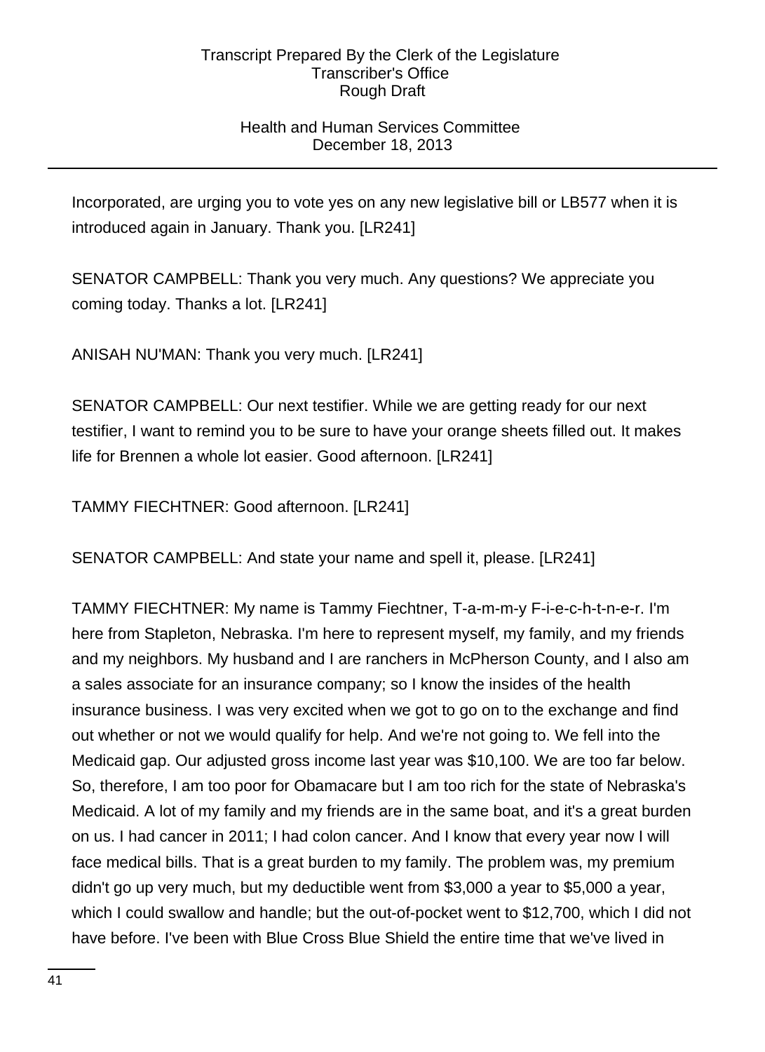Incorporated, are urging you to vote yes on any new legislative bill or LB577 when it is introduced again in January. Thank you. [LR241]

SENATOR CAMPBELL: Thank you very much. Any questions? We appreciate you coming today. Thanks a lot. [LR241]

ANISAH NU'MAN: Thank you very much. [LR241]

SENATOR CAMPBELL: Our next testifier. While we are getting ready for our next testifier, I want to remind you to be sure to have your orange sheets filled out. It makes life for Brennen a whole lot easier. Good afternoon. [LR241]

TAMMY FIECHTNER: Good afternoon. [LR241]

SENATOR CAMPBELL: And state your name and spell it, please. [LR241]

TAMMY FIECHTNER: My name is Tammy Fiechtner, T-a-m-m-y F-i-e-c-h-t-n-e-r. I'm here from Stapleton, Nebraska. I'm here to represent myself, my family, and my friends and my neighbors. My husband and I are ranchers in McPherson County, and I also am a sales associate for an insurance company; so I know the insides of the health insurance business. I was very excited when we got to go on to the exchange and find out whether or not we would qualify for help. And we're not going to. We fell into the Medicaid gap. Our adjusted gross income last year was $10,100. We are too far below. So, therefore, I am too poor for Obamacare but I am too rich for the state of Nebraska's Medicaid. A lot of my family and my friends are in the same boat, and it's a great burden on us. I had cancer in 2011; I had colon cancer. And I know that every year now I will face medical bills. That is a great burden to my family. The problem was, my premium didn't go up very much, but my deductible went from $3,000 a year to $5,000 a year, which I could swallow and handle; but the out-of-pocket went to $12,700, which I did not have before. I've been with Blue Cross Blue Shield the entire time that we've lived in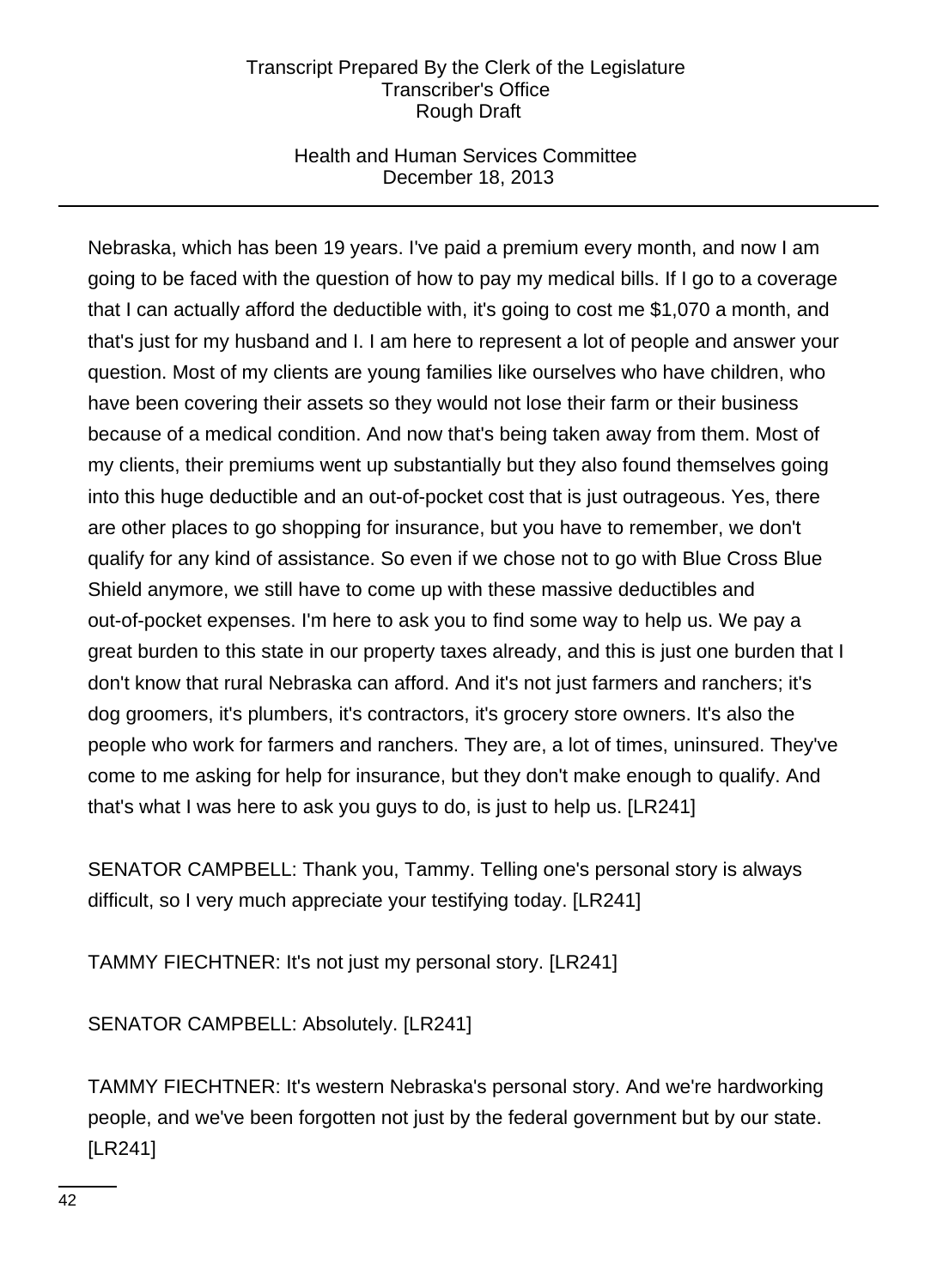Nebraska, which has been 19 years. I've paid a premium every month, and now I am going to be faced with the question of how to pay my medical bills. If I go to a coverage that I can actually afford the deductible with, it's going to cost me $1,070 a month, and that's just for my husband and I. I am here to represent a lot of people and answer your question. Most of my clients are young families like ourselves who have children, who have been covering their assets so they would not lose their farm or their business because of a medical condition. And now that's being taken away from them. Most of my clients, their premiums went up substantially but they also found themselves going into this huge deductible and an out-of-pocket cost that is just outrageous. Yes, there are other places to go shopping for insurance, but you have to remember, we don't qualify for any kind of assistance. So even if we chose not to go with Blue Cross Blue Shield anymore, we still have to come up with these massive deductibles and out-of-pocket expenses. I'm here to ask you to find some way to help us. We pay a great burden to this state in our property taxes already, and this is just one burden that I don't know that rural Nebraska can afford. And it's not just farmers and ranchers; it's dog groomers, it's plumbers, it's contractors, it's grocery store owners. It's also the people who work for farmers and ranchers. They are, a lot of times, uninsured. They've come to me asking for help for insurance, but they don't make enough to qualify. And that's what I was here to ask you guys to do, is just to help us. [LR241]

SENATOR CAMPBELL: Thank you, Tammy. Telling one's personal story is always difficult, so I very much appreciate your testifying today. [LR241]

TAMMY FIECHTNER: It's not just my personal story. [LR241]

SENATOR CAMPBELL: Absolutely. [LR241]

TAMMY FIECHTNER: It's western Nebraska's personal story. And we're hardworking people, and we've been forgotten not just by the federal government but by our state. [LR241]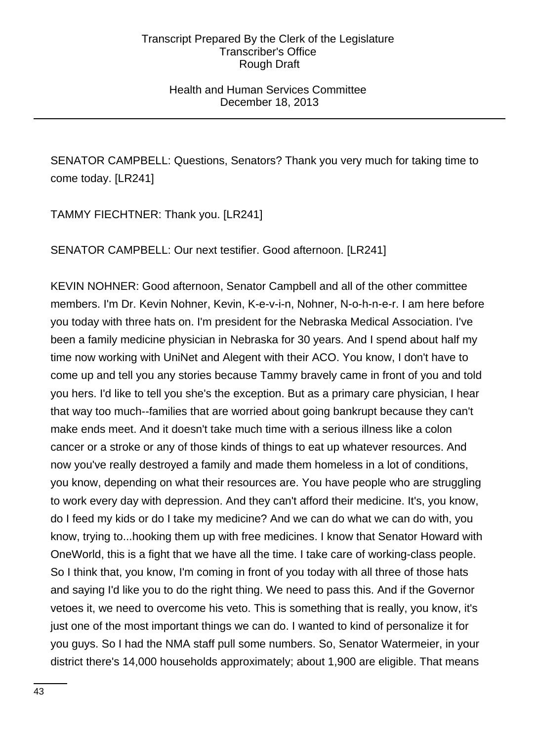SENATOR CAMPBELL: Questions, Senators? Thank you very much for taking time to come today. [LR241]

TAMMY FIECHTNER: Thank you. [LR241]

SENATOR CAMPBELL: Our next testifier. Good afternoon. [LR241]

KEVIN NOHNER: Good afternoon, Senator Campbell and all of the other committee members. I'm Dr. Kevin Nohner, Kevin, K-e-v-i-n, Nohner, N-o-h-n-e-r. I am here before you today with three hats on. I'm president for the Nebraska Medical Association. I've been a family medicine physician in Nebraska for 30 years. And I spend about half my time now working with UniNet and Alegent with their ACO. You know, I don't have to come up and tell you any stories because Tammy bravely came in front of you and told you hers. I'd like to tell you she's the exception. But as a primary care physician, I hear that way too much--families that are worried about going bankrupt because they can't make ends meet. And it doesn't take much time with a serious illness like a colon cancer or a stroke or any of those kinds of things to eat up whatever resources. And now you've really destroyed a family and made them homeless in a lot of conditions, you know, depending on what their resources are. You have people who are struggling to work every day with depression. And they can't afford their medicine. It's, you know, do I feed my kids or do I take my medicine? And we can do what we can do with, you know, trying to...hooking them up with free medicines. I know that Senator Howard with OneWorld, this is a fight that we have all the time. I take care of working-class people. So I think that, you know, I'm coming in front of you today with all three of those hats and saying I'd like you to do the right thing. We need to pass this. And if the Governor vetoes it, we need to overcome his veto. This is something that is really, you know, it's just one of the most important things we can do. I wanted to kind of personalize it for you guys. So I had the NMA staff pull some numbers. So, Senator Watermeier, in your district there's 14,000 households approximately; about 1,900 are eligible. That means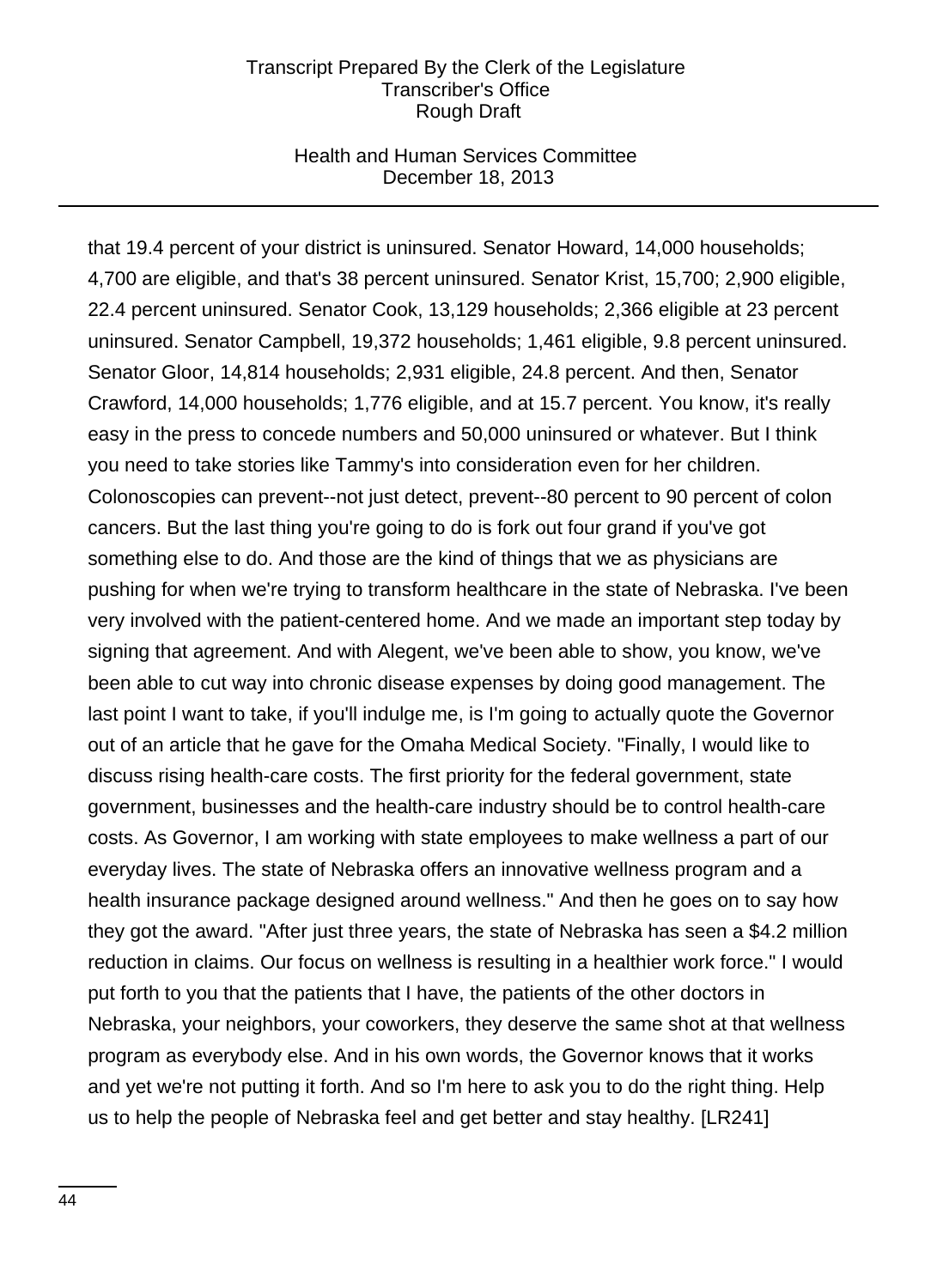that 19.4 percent of your district is uninsured. Senator Howard, 14,000 households; 4,700 are eligible, and that's 38 percent uninsured. Senator Krist, 15,700; 2,900 eligible, 22.4 percent uninsured. Senator Cook, 13,129 households; 2,366 eligible at 23 percent uninsured. Senator Campbell, 19,372 households; 1,461 eligible, 9.8 percent uninsured. Senator Gloor, 14,814 households; 2,931 eligible, 24.8 percent. And then, Senator Crawford, 14,000 households; 1,776 eligible, and at 15.7 percent. You know, it's really easy in the press to concede numbers and 50,000 uninsured or whatever. But I think you need to take stories like Tammy's into consideration even for her children. Colonoscopies can prevent--not just detect, prevent--80 percent to 90 percent of colon cancers. But the last thing you're going to do is fork out four grand if you've got something else to do. And those are the kind of things that we as physicians are pushing for when we're trying to transform healthcare in the state of Nebraska. I've been very involved with the patient-centered home. And we made an important step today by signing that agreement. And with Alegent, we've been able to show, you know, we've been able to cut way into chronic disease expenses by doing good management. The last point I want to take, if you'll indulge me, is I'm going to actually quote the Governor out of an article that he gave for the Omaha Medical Society. "Finally, I would like to discuss rising health-care costs. The first priority for the federal government, state government, businesses and the health-care industry should be to control health-care costs. As Governor, I am working with state employees to make wellness a part of our everyday lives. The state of Nebraska offers an innovative wellness program and a health insurance package designed around wellness." And then he goes on to say how they got the award. "After just three years, the state of Nebraska has seen a $4.2 million reduction in claims. Our focus on wellness is resulting in a healthier work force." I would put forth to you that the patients that I have, the patients of the other doctors in Nebraska, your neighbors, your coworkers, they deserve the same shot at that wellness program as everybody else. And in his own words, the Governor knows that it works and yet we're not putting it forth. And so I'm here to ask you to do the right thing. Help us to help the people of Nebraska feel and get better and stay healthy. [LR241]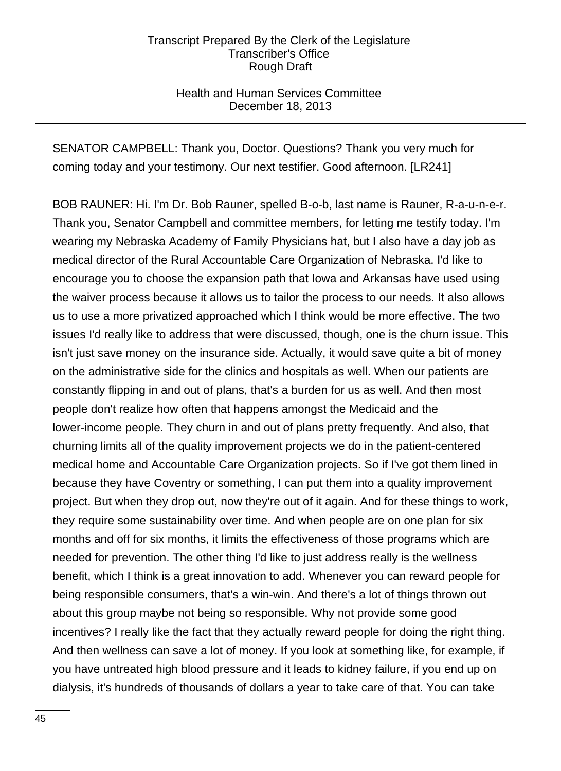SENATOR CAMPBELL: Thank you, Doctor. Questions? Thank you very much for coming today and your testimony. Our next testifier. Good afternoon. [LR241]

BOB RAUNER: Hi. I'm Dr. Bob Rauner, spelled B-o-b, last name is Rauner, R-a-u-n-e-r. Thank you, Senator Campbell and committee members, for letting me testify today. I'm wearing my Nebraska Academy of Family Physicians hat, but I also have a day job as medical director of the Rural Accountable Care Organization of Nebraska. I'd like to encourage you to choose the expansion path that Iowa and Arkansas have used using the waiver process because it allows us to tailor the process to our needs. It also allows us to use a more privatized approached which I think would be more effective. The two issues I'd really like to address that were discussed, though, one is the churn issue. This isn't just save money on the insurance side. Actually, it would save quite a bit of money on the administrative side for the clinics and hospitals as well. When our patients are constantly flipping in and out of plans, that's a burden for us as well. And then most people don't realize how often that happens amongst the Medicaid and the lower-income people. They churn in and out of plans pretty frequently. And also, that churning limits all of the quality improvement projects we do in the patient-centered medical home and Accountable Care Organization projects. So if I've got them lined in because they have Coventry or something, I can put them into a quality improvement project. But when they drop out, now they're out of it again. And for these things to work, they require some sustainability over time. And when people are on one plan for six months and off for six months, it limits the effectiveness of those programs which are needed for prevention. The other thing I'd like to just address really is the wellness benefit, which I think is a great innovation to add. Whenever you can reward people for being responsible consumers, that's a win-win. And there's a lot of things thrown out about this group maybe not being so responsible. Why not provide some good incentives? I really like the fact that they actually reward people for doing the right thing. And then wellness can save a lot of money. If you look at something like, for example, if you have untreated high blood pressure and it leads to kidney failure, if you end up on dialysis, it's hundreds of thousands of dollars a year to take care of that. You can take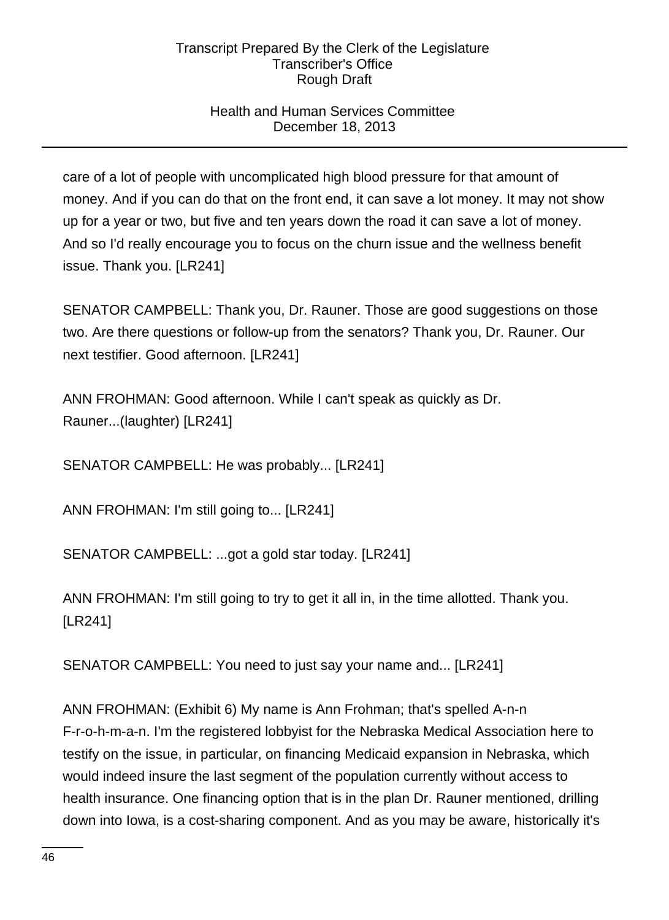care of a lot of people with uncomplicated high blood pressure for that amount of money. And if you can do that on the front end, it can save a lot money. It may not show up for a year or two, but five and ten years down the road it can save a lot of money. And so I'd really encourage you to focus on the churn issue and the wellness benefit issue. Thank you. [LR241]

SENATOR CAMPBELL: Thank you, Dr. Rauner. Those are good suggestions on those two. Are there questions or follow-up from the senators? Thank you, Dr. Rauner. Our next testifier. Good afternoon. [LR241]

ANN FROHMAN: Good afternoon. While I can't speak as quickly as Dr. Rauner...(laughter) [LR241]

SENATOR CAMPBELL: He was probably... [LR241]

ANN FROHMAN: I'm still going to... [LR241]

SENATOR CAMPBELL: ...got a gold star today. [LR241]

ANN FROHMAN: I'm still going to try to get it all in, in the time allotted. Thank you. [LR241]

SENATOR CAMPBELL: You need to just say your name and... [LR241]

ANN FROHMAN: (Exhibit 6) My name is Ann Frohman; that's spelled A-n-n F-r-o-h-m-a-n. I'm the registered lobbyist for the Nebraska Medical Association here to testify on the issue, in particular, on financing Medicaid expansion in Nebraska, which would indeed insure the last segment of the population currently without access to health insurance. One financing option that is in the plan Dr. Rauner mentioned, drilling down into Iowa, is a cost-sharing component. And as you may be aware, historically it's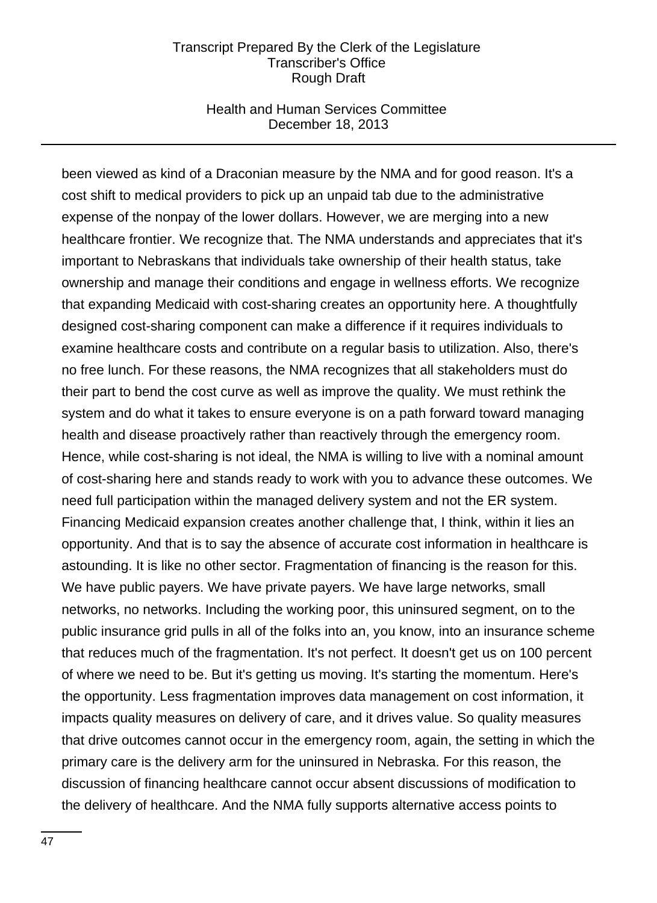been viewed as kind of a Draconian measure by the NMA and for good reason. It's a cost shift to medical providers to pick up an unpaid tab due to the administrative expense of the nonpay of the lower dollars. However, we are merging into a new healthcare frontier. We recognize that. The NMA understands and appreciates that it's important to Nebraskans that individuals take ownership of their health status, take ownership and manage their conditions and engage in wellness efforts. We recognize that expanding Medicaid with cost-sharing creates an opportunity here. A thoughtfully designed cost-sharing component can make a difference if it requires individuals to examine healthcare costs and contribute on a regular basis to utilization. Also, there's no free lunch. For these reasons, the NMA recognizes that all stakeholders must do their part to bend the cost curve as well as improve the quality. We must rethink the system and do what it takes to ensure everyone is on a path forward toward managing health and disease proactively rather than reactively through the emergency room. Hence, while cost-sharing is not ideal, the NMA is willing to live with a nominal amount of cost-sharing here and stands ready to work with you to advance these outcomes. We need full participation within the managed delivery system and not the ER system. Financing Medicaid expansion creates another challenge that, I think, within it lies an opportunity. And that is to say the absence of accurate cost information in healthcare is astounding. It is like no other sector. Fragmentation of financing is the reason for this. We have public payers. We have private payers. We have large networks, small networks, no networks. Including the working poor, this uninsured segment, on to the public insurance grid pulls in all of the folks into an, you know, into an insurance scheme that reduces much of the fragmentation. It's not perfect. It doesn't get us on 100 percent of where we need to be. But it's getting us moving. It's starting the momentum. Here's the opportunity. Less fragmentation improves data management on cost information, it impacts quality measures on delivery of care, and it drives value. So quality measures that drive outcomes cannot occur in the emergency room, again, the setting in which the primary care is the delivery arm for the uninsured in Nebraska. For this reason, the discussion of financing healthcare cannot occur absent discussions of modification to the delivery of healthcare. And the NMA fully supports alternative access points to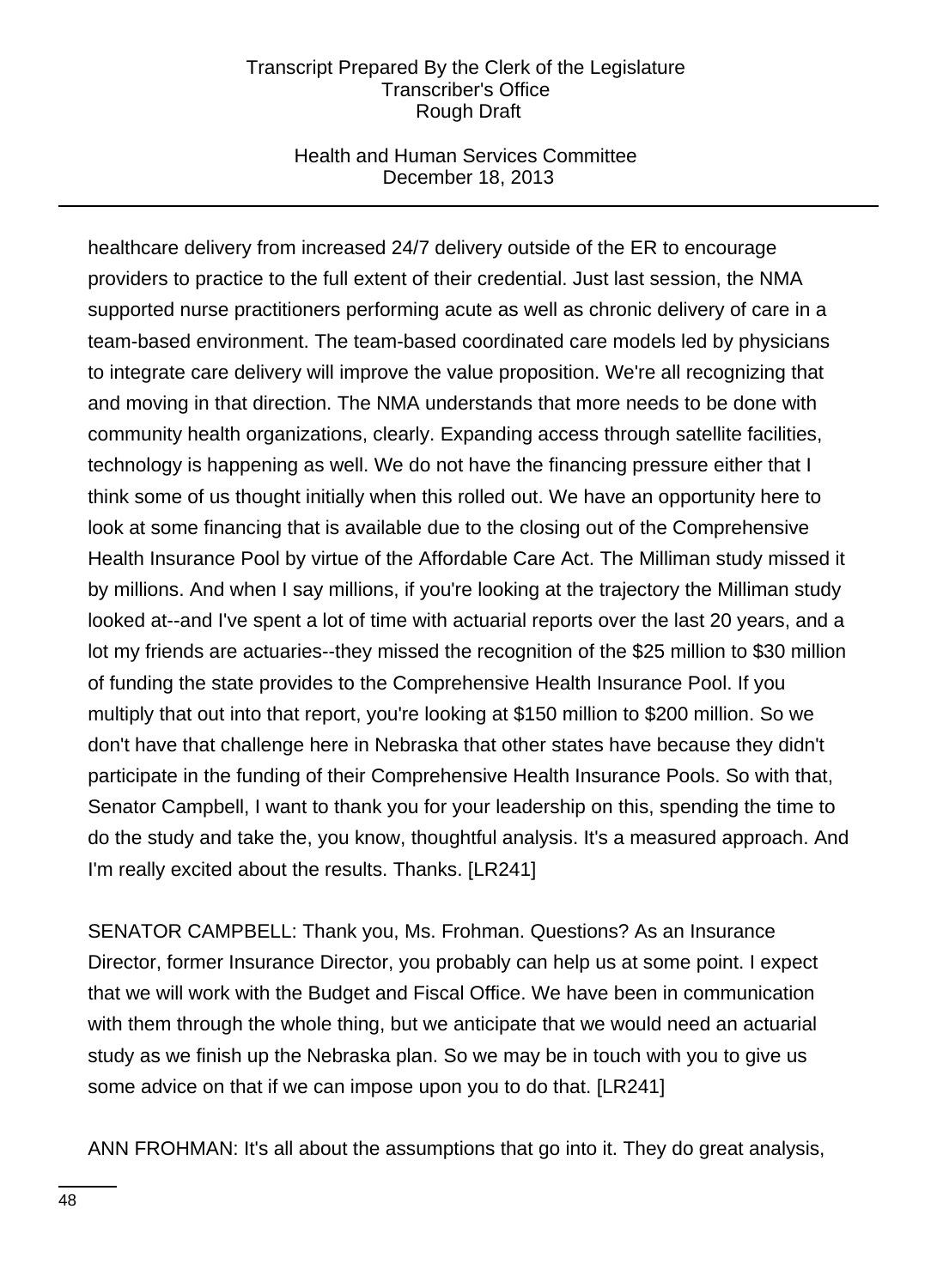healthcare delivery from increased 24/7 delivery outside of the ER to encourage providers to practice to the full extent of their credential. Just last session, the NMA supported nurse practitioners performing acute as well as chronic delivery of care in a team-based environment. The team-based coordinated care models led by physicians to integrate care delivery will improve the value proposition. We're all recognizing that and moving in that direction. The NMA understands that more needs to be done with community health organizations, clearly. Expanding access through satellite facilities, technology is happening as well. We do not have the financing pressure either that I think some of us thought initially when this rolled out. We have an opportunity here to look at some financing that is available due to the closing out of the Comprehensive Health Insurance Pool by virtue of the Affordable Care Act. The Milliman study missed it by millions. And when I say millions, if you're looking at the trajectory the Milliman study looked at--and I've spent a lot of time with actuarial reports over the last 20 years, and a lot my friends are actuaries--they missed the recognition of the $25 million to $30 million of funding the state provides to the Comprehensive Health Insurance Pool. If you multiply that out into that report, you're looking at $150 million to $200 million. So we don't have that challenge here in Nebraska that other states have because they didn't participate in the funding of their Comprehensive Health Insurance Pools. So with that, Senator Campbell, I want to thank you for your leadership on this, spending the time to do the study and take the, you know, thoughtful analysis. It's a measured approach. And I'm really excited about the results. Thanks. [LR241]

SENATOR CAMPBELL: Thank you, Ms. Frohman. Questions? As an Insurance Director, former Insurance Director, you probably can help us at some point. I expect that we will work with the Budget and Fiscal Office. We have been in communication with them through the whole thing, but we anticipate that we would need an actuarial study as we finish up the Nebraska plan. So we may be in touch with you to give us some advice on that if we can impose upon you to do that. [LR241]

ANN FROHMAN: It's all about the assumptions that go into it. They do great analysis,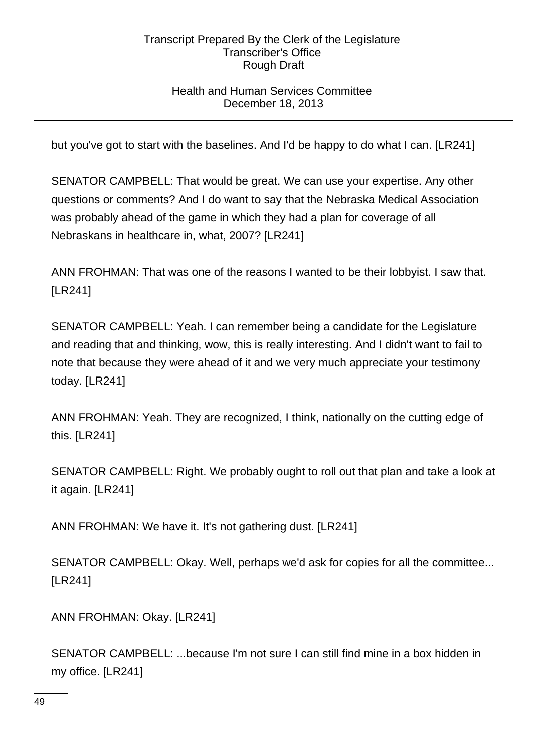but you've got to start with the baselines. And I'd be happy to do what I can. [LR241]

SENATOR CAMPBELL: That would be great. We can use your expertise. Any other questions or comments? And I do want to say that the Nebraska Medical Association was probably ahead of the game in which they had a plan for coverage of all Nebraskans in healthcare in, what, 2007? [LR241]

ANN FROHMAN: That was one of the reasons I wanted to be their lobbyist. I saw that. [LR241]

SENATOR CAMPBELL: Yeah. I can remember being a candidate for the Legislature and reading that and thinking, wow, this is really interesting. And I didn't want to fail to note that because they were ahead of it and we very much appreciate your testimony today. [LR241]

ANN FROHMAN: Yeah. They are recognized, I think, nationally on the cutting edge of this. [LR241]

SENATOR CAMPBELL: Right. We probably ought to roll out that plan and take a look at it again. [LR241]

ANN FROHMAN: We have it. It's not gathering dust. [LR241]

SENATOR CAMPBELL: Okay. Well, perhaps we'd ask for copies for all the committee... [LR241]

ANN FROHMAN: Okay. [LR241]

SENATOR CAMPBELL: ...because I'm not sure I can still find mine in a box hidden in my office. [LR241]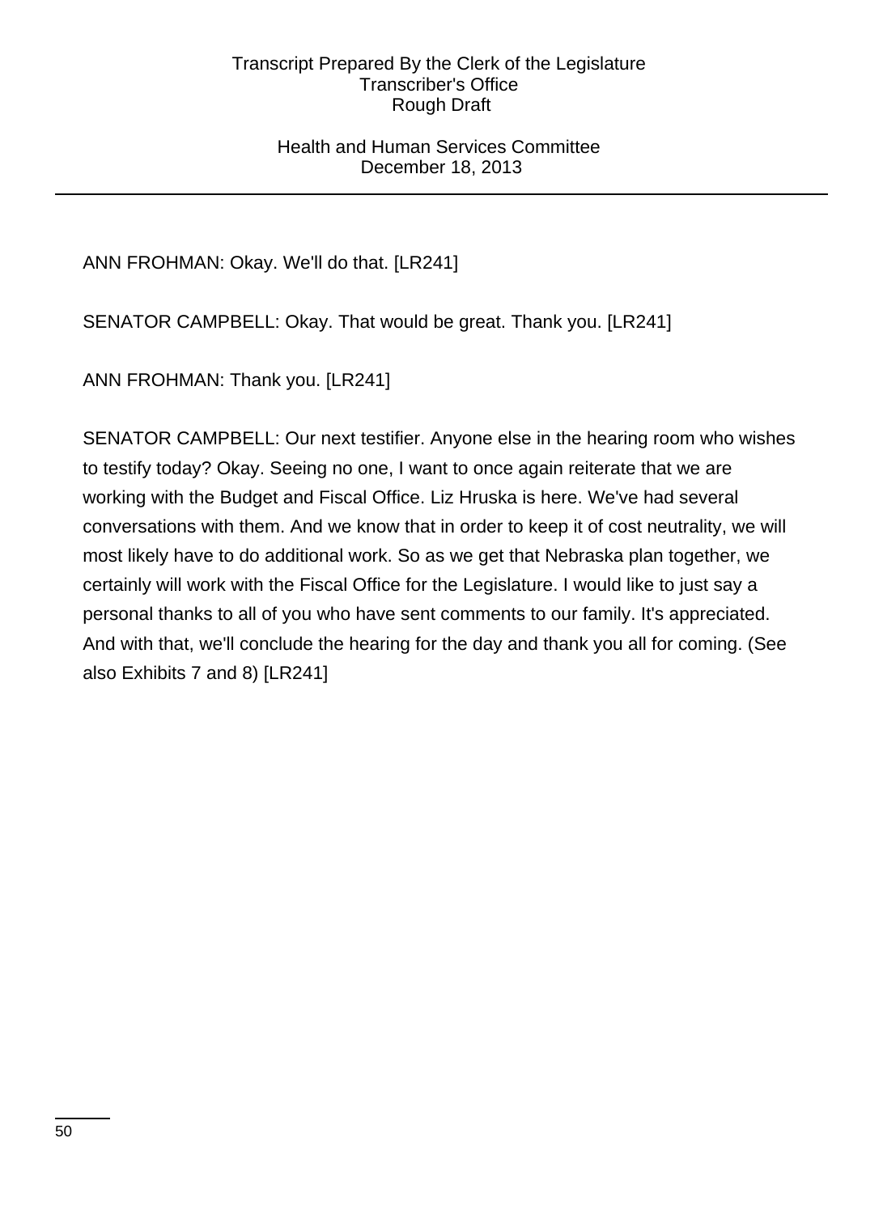ANN FROHMAN: Okay. We'll do that. [LR241]

SENATOR CAMPBELL: Okay. That would be great. Thank you. [LR241]

ANN FROHMAN: Thank you. [LR241]

SENATOR CAMPBELL: Our next testifier. Anyone else in the hearing room who wishes to testify today? Okay. Seeing no one, I want to once again reiterate that we are working with the Budget and Fiscal Office. Liz Hruska is here. We've had several conversations with them. And we know that in order to keep it of cost neutrality, we will most likely have to do additional work. So as we get that Nebraska plan together, we certainly will work with the Fiscal Office for the Legislature. I would like to just say a personal thanks to all of you who have sent comments to our family. It's appreciated. And with that, we'll conclude the hearing for the day and thank you all for coming. (See also Exhibits 7 and 8) [LR241]